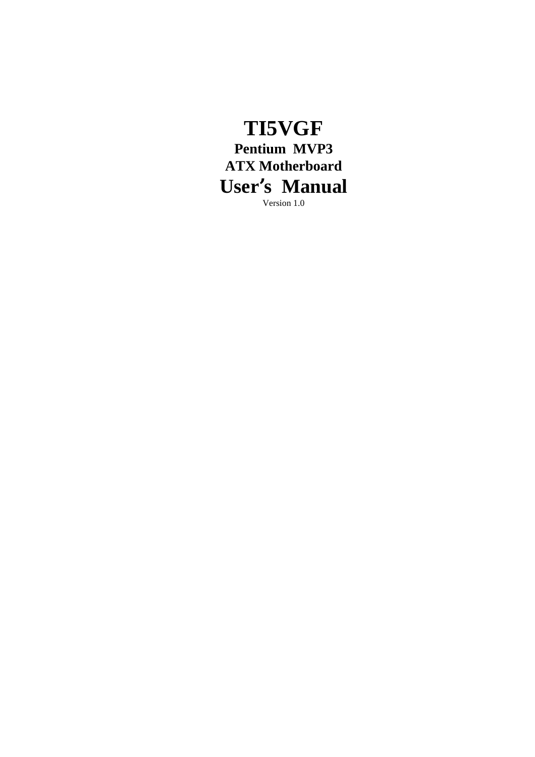# TI5VGF

**Pentium MVP3**

**ATX Motherboard**

# User's Manual

Version 1.0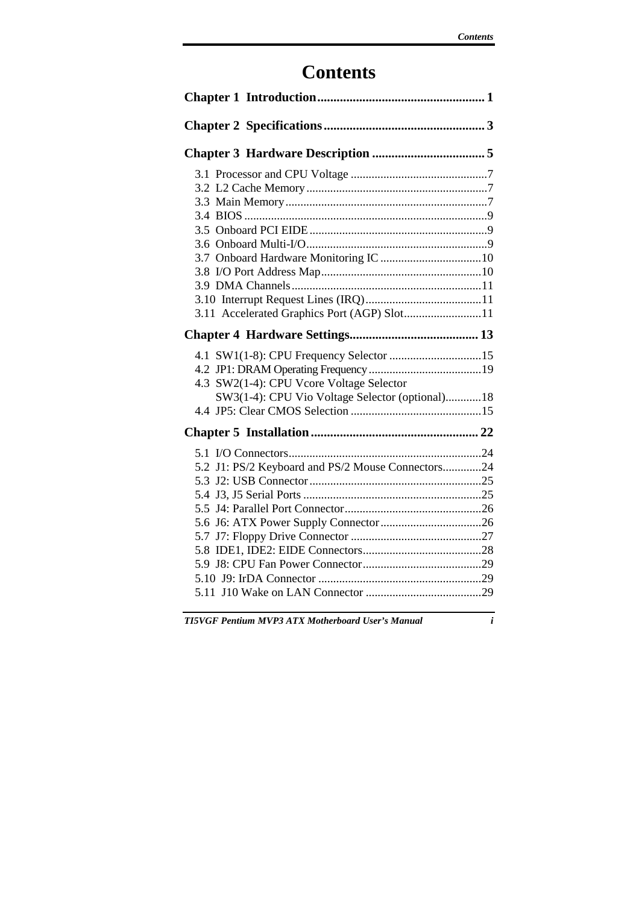# Contents

**Chapter 1 Introduction.................................................... 1**

**Chapter 2 Specifications.................................................. 3**

**Chapter 3 Hardware Description .................................. 5**

3.1 Processor and CPU Voltage .............................................7
3.2 L2 Cache Memory............................................................7
3.3 Main Memory...................................................................7
3.4 BIOS .................................................................................9
3.5 Onboard PCI EIDE ...........................................................9
3.6 Onboard Multi-I/O............................................................9
3.7 Onboard Hardware Monitoring IC ..................................10
3.8 I/O Port Address Map......................................................10
3.9 DMA Channels................................................................11
3.10 Interrupt Request Lines (IRQ).......................................11
3.11 Accelerated Graphics Port (AGP) Slot..........................11

**Chapter 4 Hardware Settings........................................ 13**

4.1 SW1(1-8): CPU Frequency Selector ...............................15
4.2 JP1: DRAM Operating Frequency......................................19
4.3 SW2(1-4): CPU Vcore Voltage Selector
SW3(1-4): CPU Vio Voltage Selector (optional)............18
4.4 JP5: Clear CMOS Selection ............................................15

**Chapter 5 Installation .................................................... 22**

5.1 I/O Connectors.................................................................24
5.2 J1: PS/2 Keyboard and PS/2 Mouse Connectors.............24
5.3 J2: USB Connector..........................................................25
5.4 J3, J5 Serial Ports ............................................................25
5.5 J4: Parallel Port Connector..............................................26
5.6 J6: ATX Power Supply Connector..................................26
5.7 J7: Floppy Drive Connector ............................................27
5.8 IDE1, IDE2: EIDE Connectors........................................28
5.9 J8: CPU Fan Power Connector........................................29
5.10 J9: IrDA Connector .......................................................29
5.11 J10 Wake on LAN Connector .......................................29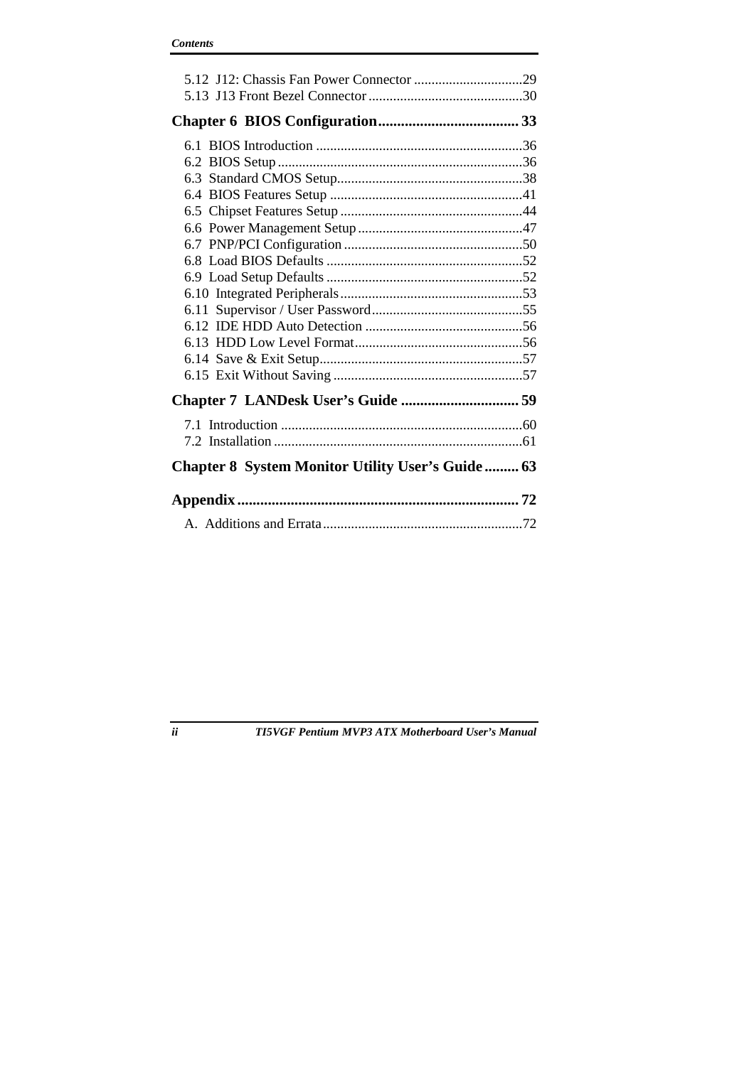5.12 J12: Chassis Fan Power Connector ...............................29
5.13 J13 Front Bezel Connector ............................................30

**Chapter 6 BIOS Configuration..................................... 33**

6.1 BIOS Introduction ...........................................................36
6.2 BIOS Setup ......................................................................36
6.3 Standard CMOS Setup.....................................................38
6.4 BIOS Features Setup .......................................................41
6.5 Chipset Features Setup ....................................................44
6.6 Power Management Setup ...............................................47
6.7 PNP/PCI Configuration ...................................................50
6.8 Load BIOS Defaults ........................................................52
6.9 Load Setup Defaults ........................................................52
6.10 Integrated Peripherals....................................................53
6.11 Supervisor / User Password...........................................55
6.12 IDE HDD Auto Detection .............................................56
6.13 HDD Low Level Format................................................56
6.14 Save & Exit Setup..........................................................57
6.15 Exit Without Saving ......................................................57

**Chapter 7 LANDesk User's Guide ............................... 59**

7.1 Introduction .....................................................................60
7.2 Installation .......................................................................61

**Chapter 8 System Monitor Utility User's Guide ......... 63**

**Appendix .......................................................................... 72**

A. Additions and Errata.........................................................72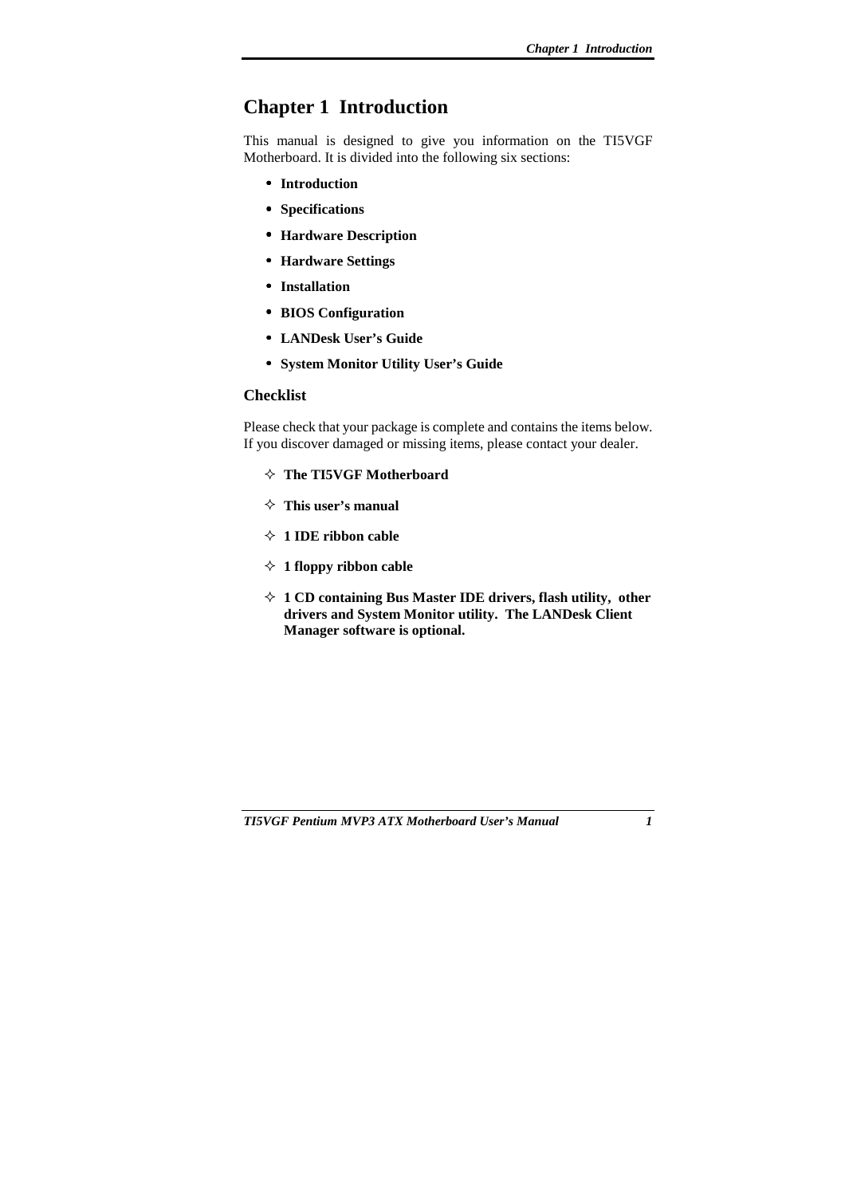# Chapter 1 Introduction

This manual is designed to give you information on the TI5VGF Motherboard. It is divided into the following six sections:

- **Introduction**
- **Specifications**
- **Hardware Description**
- **Hardware Settings**
- **Installation**
- **BIOS Configuration**
- **LANDesk User's Guide**
- **System Monitor Utility User's Guide**

## Checklist

Please check that your package is complete and contains the items below. If you discover damaged or missing items, please contact your dealer.

- ✧ **The TI5VGF Motherboard**
- ✧ **This user's manual**
- ✧ **1 IDE ribbon cable**
- ✧ **1 floppy ribbon cable**
- ✧ **1 CD containing Bus Master IDE drivers, flash utility, other drivers and System Monitor utility. The LANDesk Client Manager software is optional.**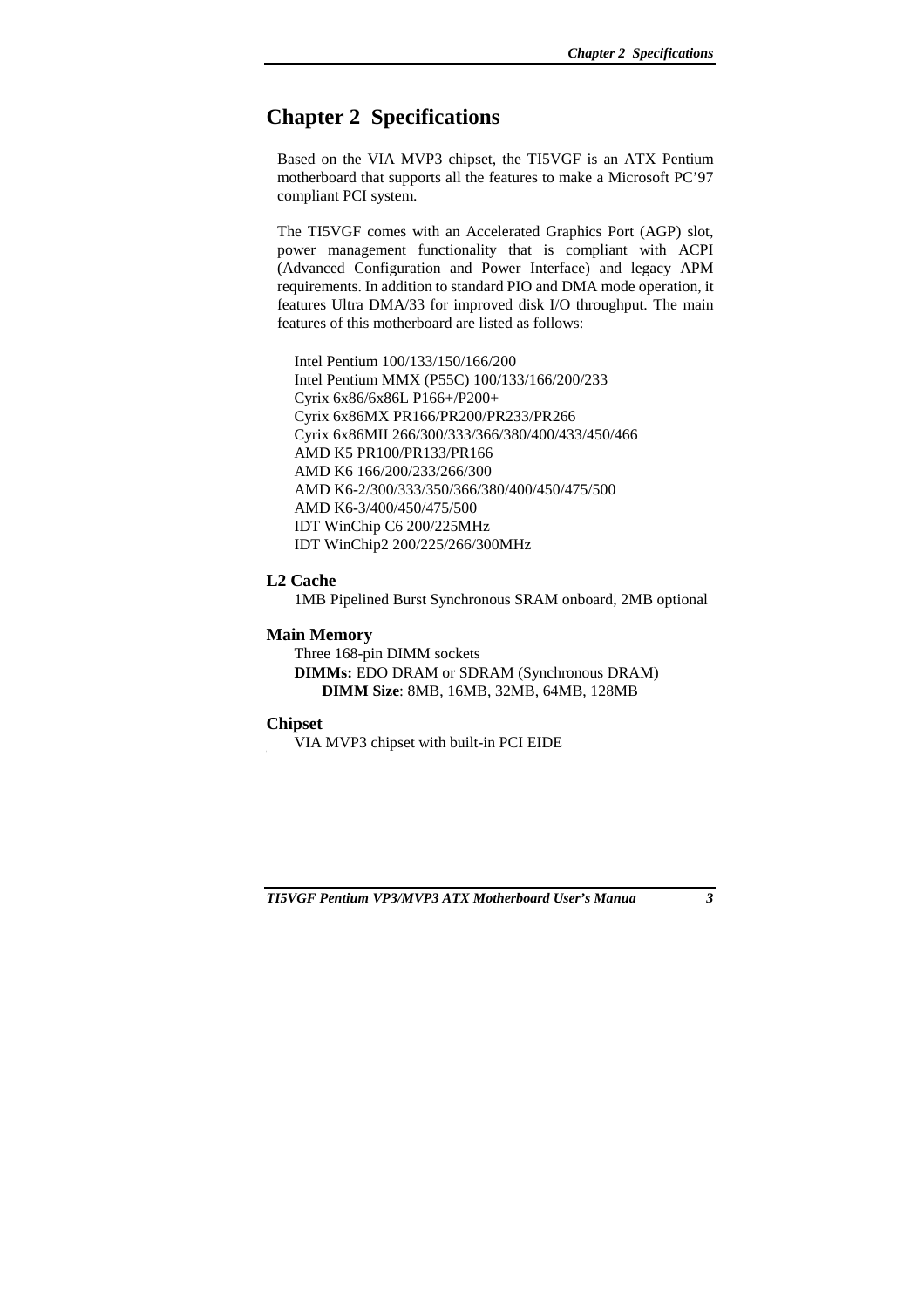# Chapter 2 Specifications

Based on the VIA MVP3 chipset, the TI5VGF is an ATX Pentium motherboard that supports all the features to make a Microsoft PC'97 compliant PCI system.

The TI5VGF comes with an Accelerated Graphics Port (AGP) slot, power management functionality that is compliant with ACPI (Advanced Configuration and Power Interface) and legacy APM requirements. In addition to standard PIO and DMA mode operation, it features Ultra DMA/33 for improved disk I/O throughput. The main features of this motherboard are listed as follows:

Intel Pentium 100/133/150/166/200  
Intel Pentium MMX (P55C) 100/133/166/200/233  
Cyrix 6x86/6x86L P166+/P200+  
Cyrix 6x86MX PR166/PR200/PR233/PR266  
Cyrix 6x86MII 266/300/333/366/380/400/433/450/466  
AMD K5 PR100/PR133/PR166  
AMD K6 166/200/233/266/300  
AMD K6-2/300/333/350/366/380/400/450/475/500  
AMD K6-3/400/450/475/500  
IDT WinChip C6 200/225MHz  
IDT WinChip2 200/225/266/300MHz

**L2 Cache**

1MB Pipelined Burst Synchronous SRAM onboard, 2MB optional

**Main Memory**

Three 168-pin DIMM sockets  
**DIMMs:** EDO DRAM or SDRAM (Synchronous DRAM)  
**DIMM Size**: 8MB, 16MB, 32MB, 64MB, 128MB

**Chipset**

VIA MVP3 chipset with built-in PCI EIDE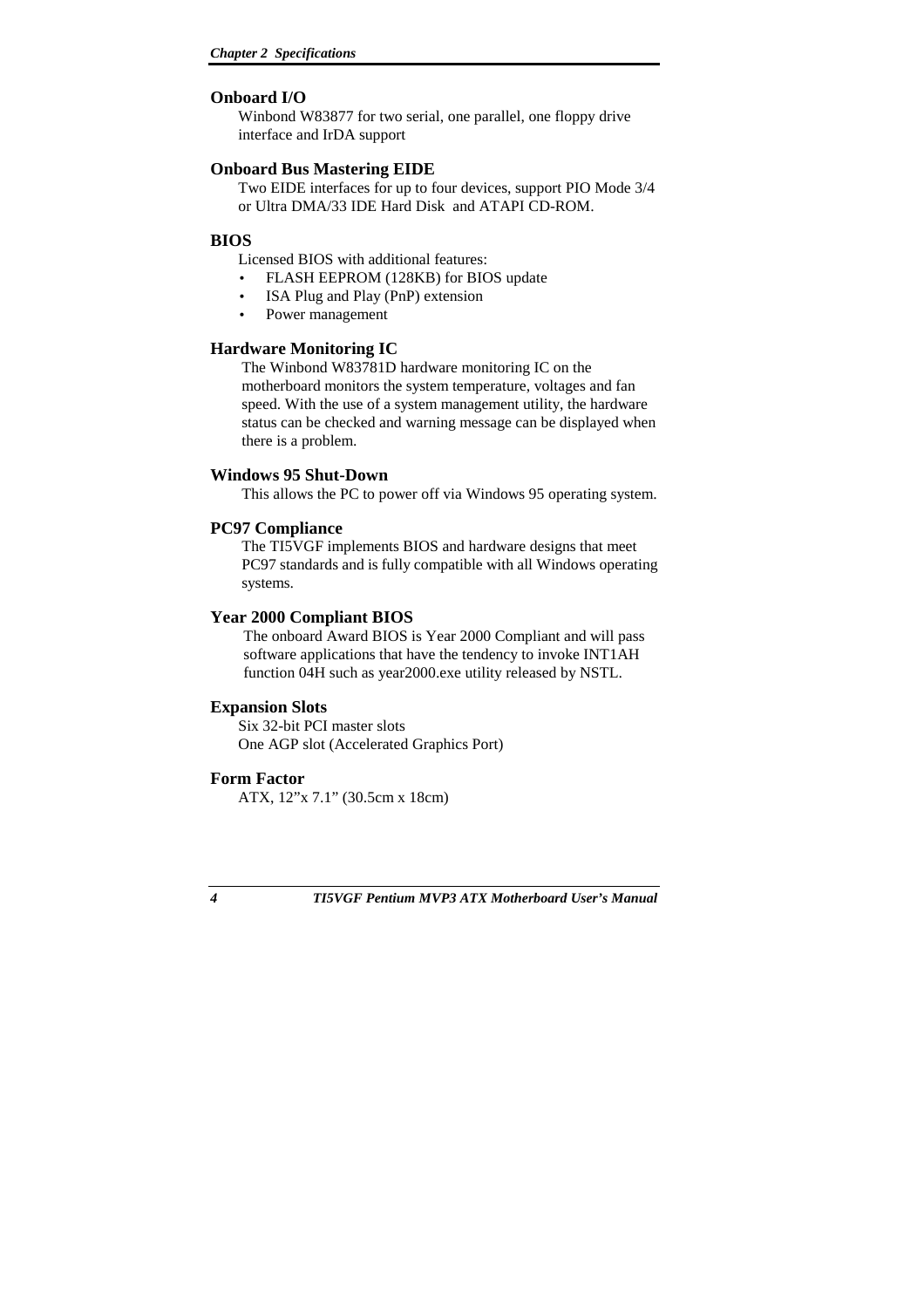### Onboard I/O

Winbond W83877 for two serial, one parallel, one floppy drive interface and IrDA support

### Onboard Bus Mastering EIDE

Two EIDE interfaces for up to four devices, support PIO Mode 3/4 or Ultra DMA/33 IDE Hard Disk and ATAPI CD-ROM.

### BIOS

Licensed BIOS with additional features:

- FLASH EEPROM (128KB) for BIOS update
- ISA Plug and Play (PnP) extension
- Power management

### Hardware Monitoring IC

The Winbond W83781D hardware monitoring IC on the motherboard monitors the system temperature, voltages and fan speed. With the use of a system management utility, the hardware status can be checked and warning message can be displayed when there is a problem.

### Windows 95 Shut-Down

This allows the PC to power off via Windows 95 operating system.

### PC97 Compliance

The TI5VGF implements BIOS and hardware designs that meet PC97 standards and is fully compatible with all Windows operating systems.

### Year 2000 Compliant BIOS

The onboard Award BIOS is Year 2000 Compliant and will pass software applications that have the tendency to invoke INT1AH function 04H such as year2000.exe utility released by NSTL.

### Expansion Slots

Six 32-bit PCI master slots
One AGP slot (Accelerated Graphics Port)

### Form Factor

ATX, 12"x 7.1" (30.5cm x 18cm)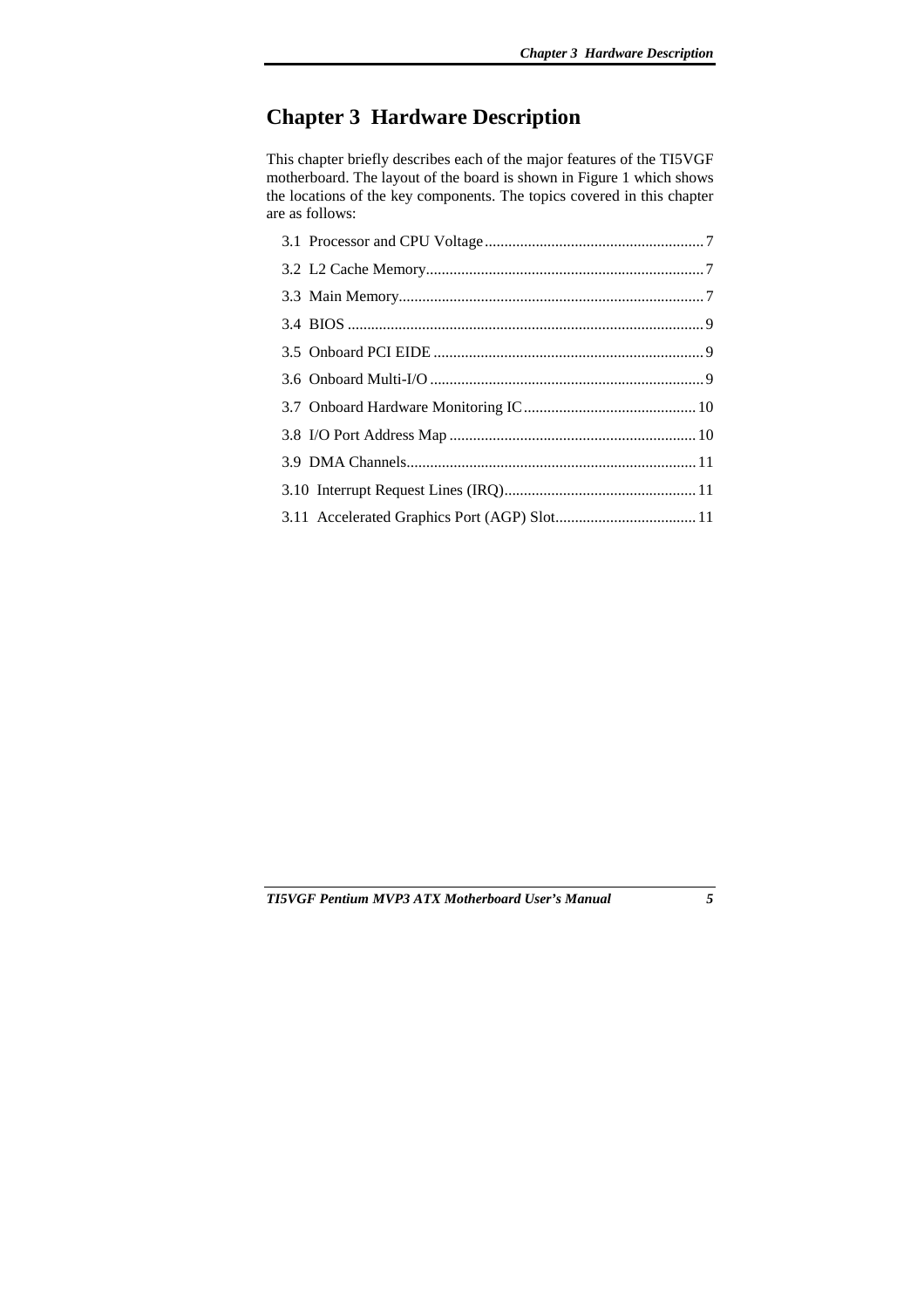# Chapter 3 Hardware Description

This chapter briefly describes each of the major features of the TI5VGF motherboard. The layout of the board is shown in Figure 1 which shows the locations of the key components. The topics covered in this chapter are as follows:

- 3.1 Processor and CPU Voltage........................................................7
- 3.2 L2 Cache Memory.......................................................................7
- 3.3 Main Memory.............................................................................7
- 3.4 BIOS ..........................................................................................9
- 3.5 Onboard PCI EIDE ....................................................................9
- 3.6 Onboard Multi-I/O .....................................................................9
- 3.7 Onboard Hardware Monitoring IC............................................10
- 3.8 I/O Port Address Map ..............................................................10
- 3.9 DMA Channels.........................................................................11
- 3.10 Interrupt Request Lines (IRQ).................................................11
- 3.11 Accelerated Graphics Port (AGP) Slot....................................11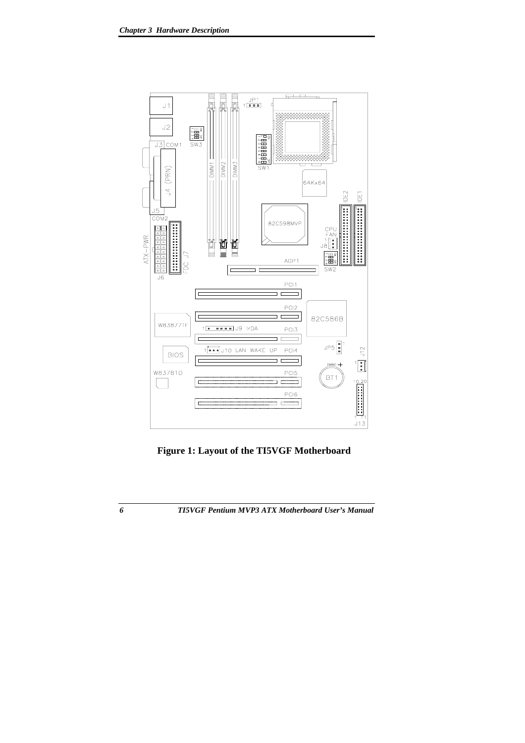**Figure 1: Layout of the TI5VGF Motherboard**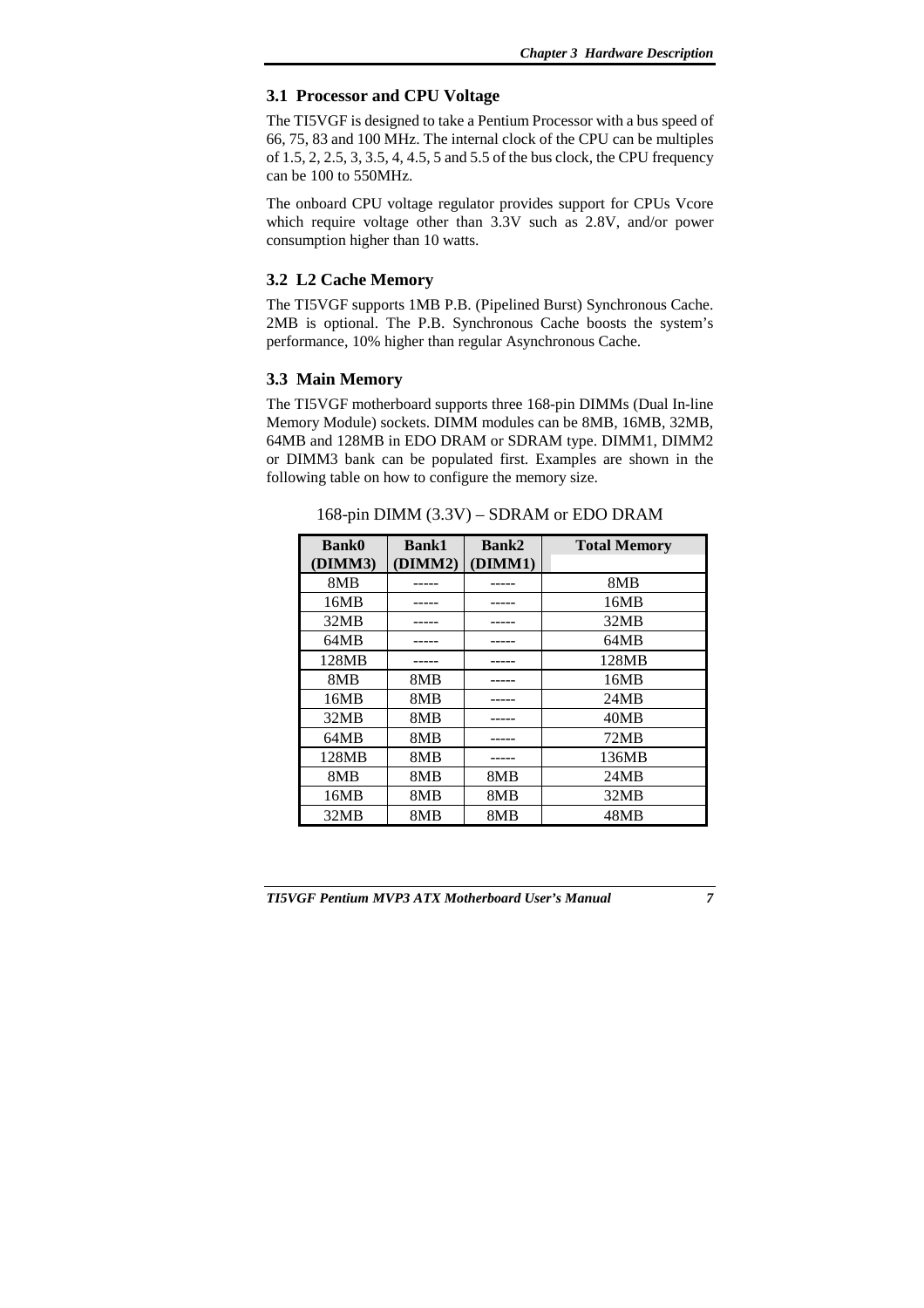## 3.1 Processor and CPU Voltage

The TI5VGF is designed to take a Pentium Processor with a bus speed of 66, 75, 83 and 100 MHz. The internal clock of the CPU can be multiples of 1.5, 2, 2.5, 3, 3.5, 4, 4.5, 5 and 5.5 of the bus clock, the CPU frequency can be 100 to 550MHz.

The onboard CPU voltage regulator provides support for CPUs Vcore which require voltage other than 3.3V such as 2.8V, and/or power consumption higher than 10 watts.

## 3.2 L2 Cache Memory

The TI5VGF supports 1MB P.B. (Pipelined Burst) Synchronous Cache. 2MB is optional. The P.B. Synchronous Cache boosts the system's performance, 10% higher than regular Asynchronous Cache.

## 3.3 Main Memory

The TI5VGF motherboard supports three 168-pin DIMMs (Dual In-line Memory Module) sockets. DIMM modules can be 8MB, 16MB, 32MB, 64MB and 128MB in EDO DRAM or SDRAM type. DIMM1, DIMM2 or DIMM3 bank can be populated first. Examples are shown in the following table on how to configure the memory size.

168-pin DIMM (3.3V) – SDRAM or EDO DRAM

| Bank0 (DIMM3) | Bank1 (DIMM2) | Bank2 (DIMM1) | Total Memory |
|---|---|---|---|
| 8MB | ----- | ----- | 8MB |
| 16MB | ----- | ----- | 16MB |
| 32MB | ----- | ----- | 32MB |
| 64MB | ----- | ----- | 64MB |
| 128MB | ----- | ----- | 128MB |
| 8MB | 8MB | ----- | 16MB |
| 16MB | 8MB | ----- | 24MB |
| 32MB | 8MB | ----- | 40MB |
| 64MB | 8MB | ----- | 72MB |
| 128MB | 8MB | ----- | 136MB |
| 8MB | 8MB | 8MB | 24MB |
| 16MB | 8MB | 8MB | 32MB |
| 32MB | 8MB | 8MB | 48MB |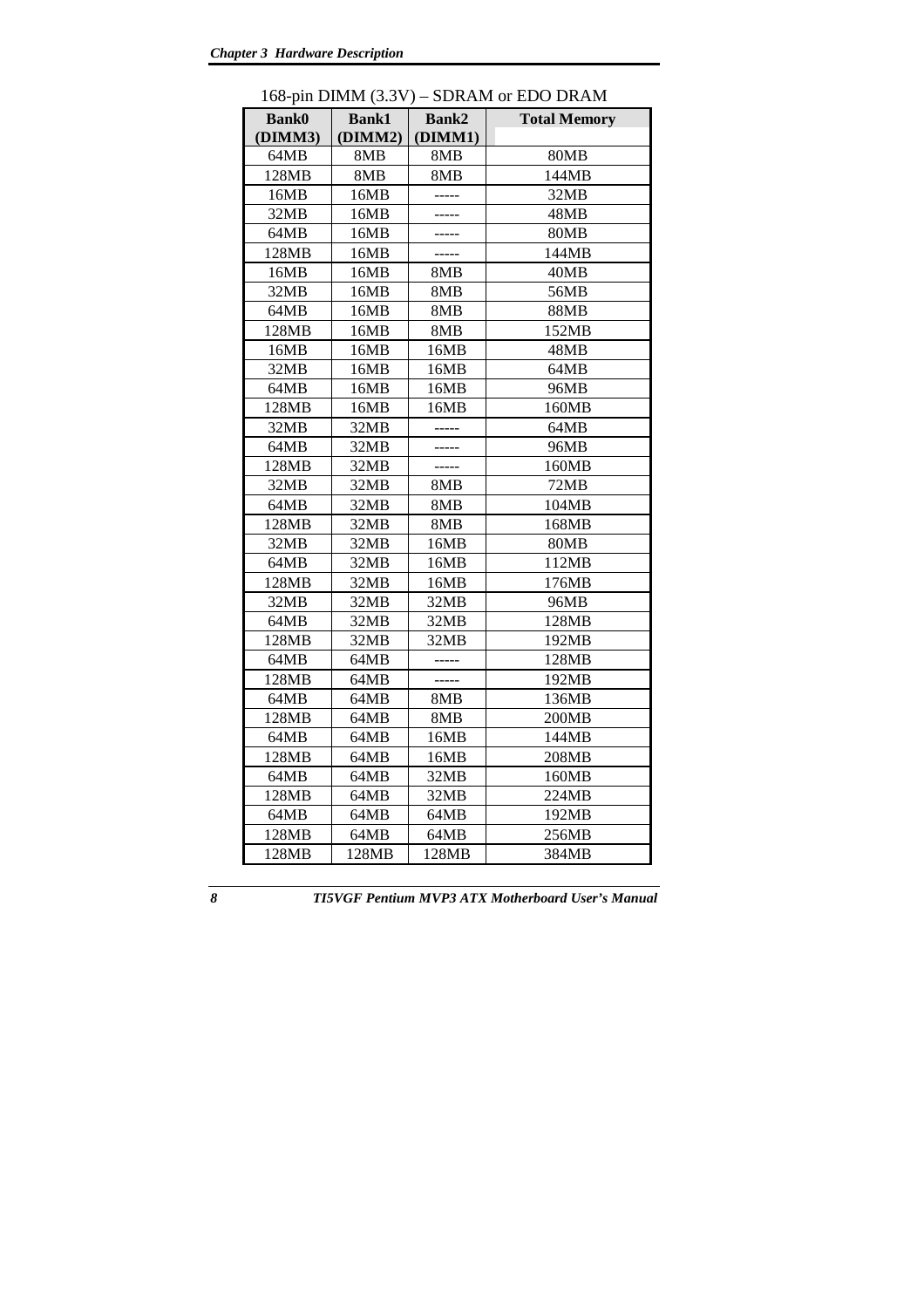168-pin DIMM (3.3V) – SDRAM or EDO DRAM

| Bank0 (DIMM3) | Bank1 (DIMM2) | Bank2 (DIMM1) | Total Memory |
|---|---|---|---|
| 64MB | 8MB | 8MB | 80MB |
| 128MB | 8MB | 8MB | 144MB |
| 16MB | 16MB | ----- | 32MB |
| 32MB | 16MB | ----- | 48MB |
| 64MB | 16MB | ----- | 80MB |
| 128MB | 16MB | ----- | 144MB |
| 16MB | 16MB | 8MB | 40MB |
| 32MB | 16MB | 8MB | 56MB |
| 64MB | 16MB | 8MB | 88MB |
| 128MB | 16MB | 8MB | 152MB |
| 16MB | 16MB | 16MB | 48MB |
| 32MB | 16MB | 16MB | 64MB |
| 64MB | 16MB | 16MB | 96MB |
| 128MB | 16MB | 16MB | 160MB |
| 32MB | 32MB | ----- | 64MB |
| 64MB | 32MB | ----- | 96MB |
| 128MB | 32MB | ----- | 160MB |
| 32MB | 32MB | 8MB | 72MB |
| 64MB | 32MB | 8MB | 104MB |
| 128MB | 32MB | 8MB | 168MB |
| 32MB | 32MB | 16MB | 80MB |
| 64MB | 32MB | 16MB | 112MB |
| 128MB | 32MB | 16MB | 176MB |
| 32MB | 32MB | 32MB | 96MB |
| 64MB | 32MB | 32MB | 128MB |
| 128MB | 32MB | 32MB | 192MB |
| 64MB | 64MB | ----- | 128MB |
| 128MB | 64MB | ----- | 192MB |
| 64MB | 64MB | 8MB | 136MB |
| 128MB | 64MB | 8MB | 200MB |
| 64MB | 64MB | 16MB | 144MB |
| 128MB | 64MB | 16MB | 208MB |
| 64MB | 64MB | 32MB | 160MB |
| 128MB | 64MB | 32MB | 224MB |
| 64MB | 64MB | 64MB | 192MB |
| 128MB | 64MB | 64MB | 256MB |
| 128MB | 128MB | 128MB | 384MB |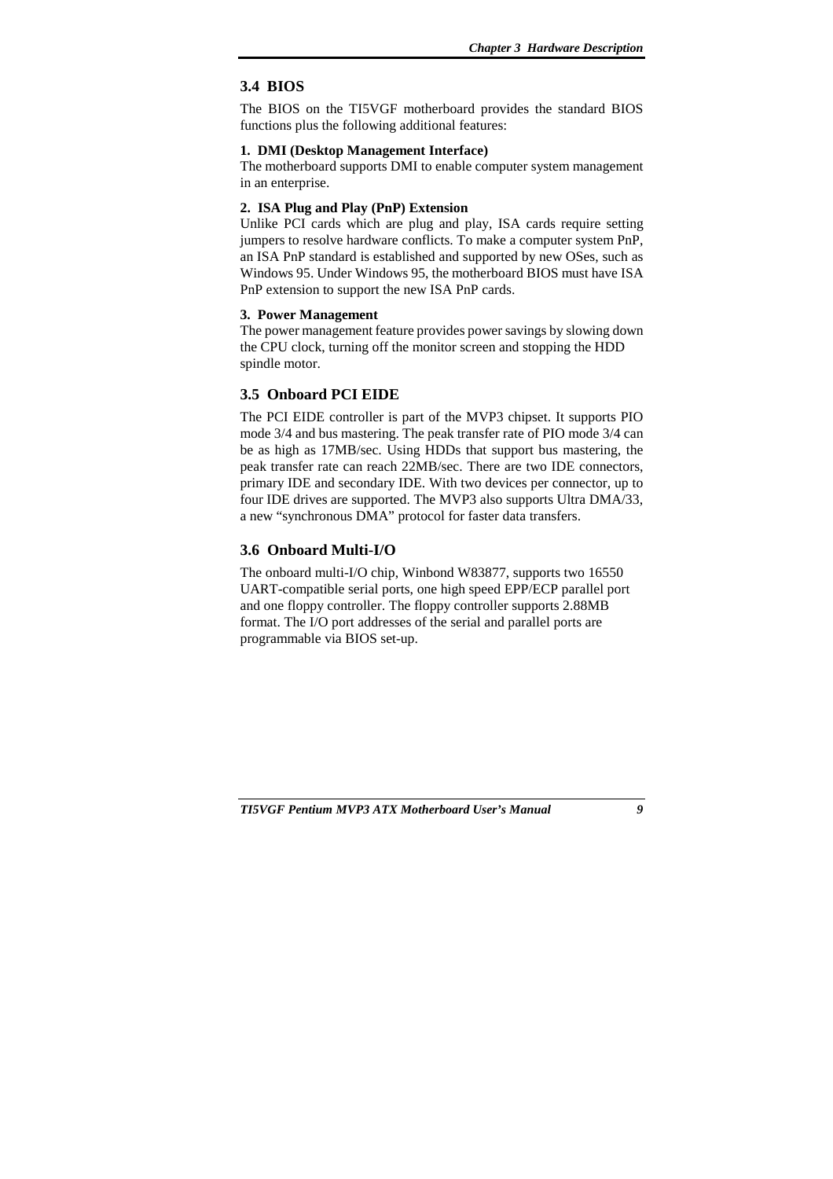## 3.4 BIOS

The BIOS on the TI5VGF motherboard provides the standard BIOS functions plus the following additional features:

**1. DMI (Desktop Management Interface)**

The motherboard supports DMI to enable computer system management in an enterprise.

**2. ISA Plug and Play (PnP) Extension**

Unlike PCI cards which are plug and play, ISA cards require setting jumpers to resolve hardware conflicts. To make a computer system PnP, an ISA PnP standard is established and supported by new OSes, such as Windows 95. Under Windows 95, the motherboard BIOS must have ISA PnP extension to support the new ISA PnP cards.

**3. Power Management**

The power management feature provides power savings by slowing down the CPU clock, turning off the monitor screen and stopping the HDD spindle motor.

## 3.5 Onboard PCI EIDE

The PCI EIDE controller is part of the MVP3 chipset. It supports PIO mode 3/4 and bus mastering. The peak transfer rate of PIO mode 3/4 can be as high as 17MB/sec. Using HDDs that support bus mastering, the peak transfer rate can reach 22MB/sec. There are two IDE connectors, primary IDE and secondary IDE. With two devices per connector, up to four IDE drives are supported. The MVP3 also supports Ultra DMA/33, a new "synchronous DMA" protocol for faster data transfers.

## 3.6 Onboard Multi-I/O

The onboard multi-I/O chip, Winbond W83877, supports two 16550 UART-compatible serial ports, one high speed EPP/ECP parallel port and one floppy controller. The floppy controller supports 2.88MB format. The I/O port addresses of the serial and parallel ports are programmable via BIOS set-up.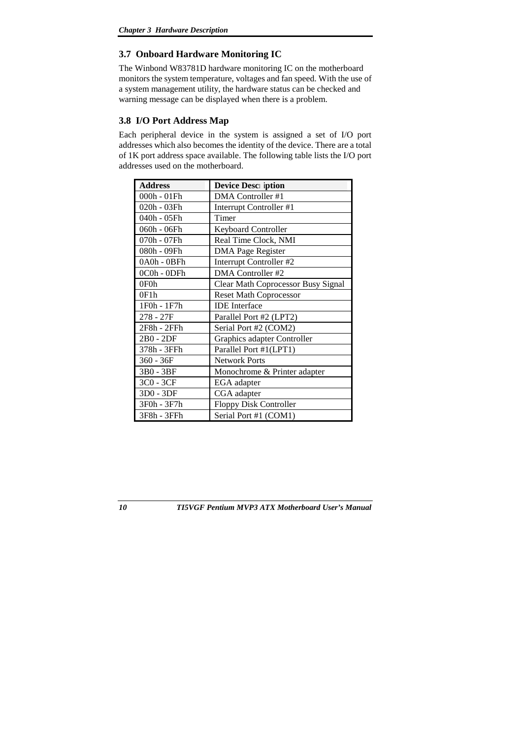### 3.7 Onboard Hardware Monitoring IC

The Winbond W83781D hardware monitoring IC on the motherboard monitors the system temperature, voltages and fan speed. With the use of a system management utility, the hardware status can be checked and warning message can be displayed when there is a problem.

### 3.8 I/O Port Address Map

Each peripheral device in the system is assigned a set of I/O port addresses which also becomes the identity of the device. There are a total of 1K port address space available. The following table lists the I/O port addresses used on the motherboard.

| Address | Device Description |
|---|---|
| 000h - 01Fh | DMA Controller #1 |
| 020h - 03Fh | Interrupt Controller #1 |
| 040h - 05Fh | Timer |
| 060h - 06Fh | Keyboard Controller |
| 070h - 07Fh | Real Time Clock, NMI |
| 080h - 09Fh | DMA Page Register |
| 0A0h - 0BFh | Interrupt Controller #2 |
| 0C0h - 0DFh | DMA Controller #2 |
| 0F0h | Clear Math Coprocessor Busy Signal |
| 0F1h | Reset Math Coprocessor |
| 1F0h - 1F7h | IDE Interface |
| 278 - 27F | Parallel Port #2 (LPT2) |
| 2F8h - 2FFh | Serial Port #2 (COM2) |
| 2B0 - 2DF | Graphics adapter Controller |
| 378h - 3FFh | Parallel Port #1(LPT1) |
| 360 - 36F | Network Ports |
| 3B0 - 3BF | Monochrome & Printer adapter |
| 3C0 - 3CF | EGA adapter |
| 3D0 - 3DF | CGA adapter |
| 3F0h - 3F7h | Floppy Disk Controller |
| 3F8h - 3FFh | Serial Port #1 (COM1) |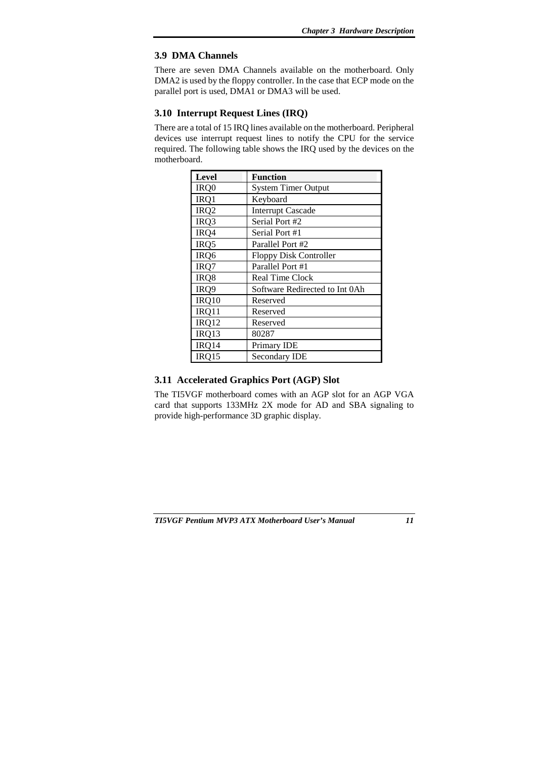## 3.9 DMA Channels

There are seven DMA Channels available on the motherboard. Only DMA2 is used by the floppy controller. In the case that ECP mode on the parallel port is used, DMA1 or DMA3 will be used.

## 3.10 Interrupt Request Lines (IRQ)

There are a total of 15 IRQ lines available on the motherboard. Peripheral devices use interrupt request lines to notify the CPU for the service required. The following table shows the IRQ used by the devices on the motherboard.

| Level | Function |
|---|---|
| IRQ0 | System Timer Output |
| IRQ1 | Keyboard |
| IRQ2 | Interrupt Cascade |
| IRQ3 | Serial Port #2 |
| IRQ4 | Serial Port #1 |
| IRQ5 | Parallel Port #2 |
| IRQ6 | Floppy Disk Controller |
| IRQ7 | Parallel Port #1 |
| IRQ8 | Real Time Clock |
| IRQ9 | Software Redirected to Int 0Ah |
| IRQ10 | Reserved |
| IRQ11 | Reserved |
| IRQ12 | Reserved |
| IRQ13 | 80287 |
| IRQ14 | Primary IDE |
| IRQ15 | Secondary IDE |

## 3.11 Accelerated Graphics Port (AGP) Slot

The TI5VGF motherboard comes with an AGP slot for an AGP VGA card that supports 133MHz 2X mode for AD and SBA signaling to provide high-performance 3D graphic display.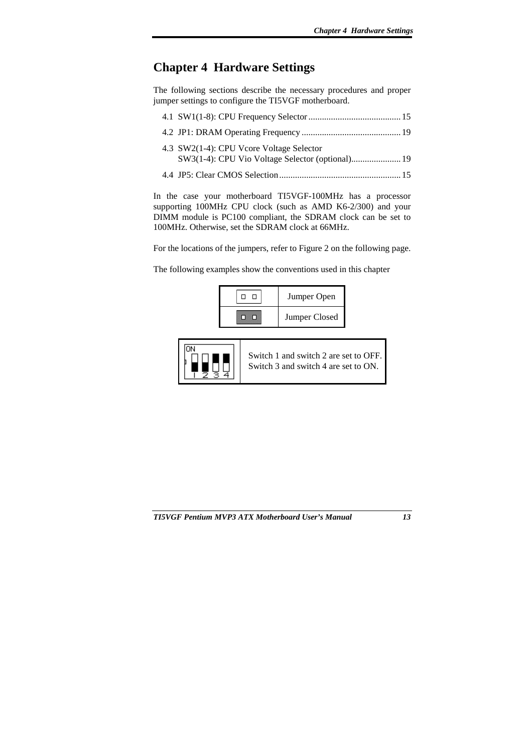# Chapter 4 Hardware Settings

The following sections describe the necessary procedures and proper jumper settings to configure the TI5VGF motherboard.

4.1 SW1(1-8): CPU Frequency Selector ........................................ 15

4.2 JP1: DRAM Operating Frequency ........................................... 19

4.3 SW2(1-4): CPU Vcore Voltage Selector
SW3(1-4): CPU Vio Voltage Selector (optional)...................... 19

4.4 JP5: Clear CMOS Selection..................................................... 15

In the case your motherboard TI5VGF-100MHz has a processor supporting 100MHz CPU clock (such as AMD K6-2/300) and your DIMM module is PC100 compliant, the SDRAM clock can be set to 100MHz. Otherwise, set the SDRAM clock at 66MHz.

For the locations of the jumpers, refer to Figure 2 on the following page.

The following examples show the conventions used in this chapter

| | |
|---|---|
| □ □ | Jumper Open |
| ■ ■ | Jumper Closed |

| | |
|---|---|
| ON 1 2 3 4 | Switch 1 and switch 2 are set to OFF. Switch 3 and switch 4 are set to ON. |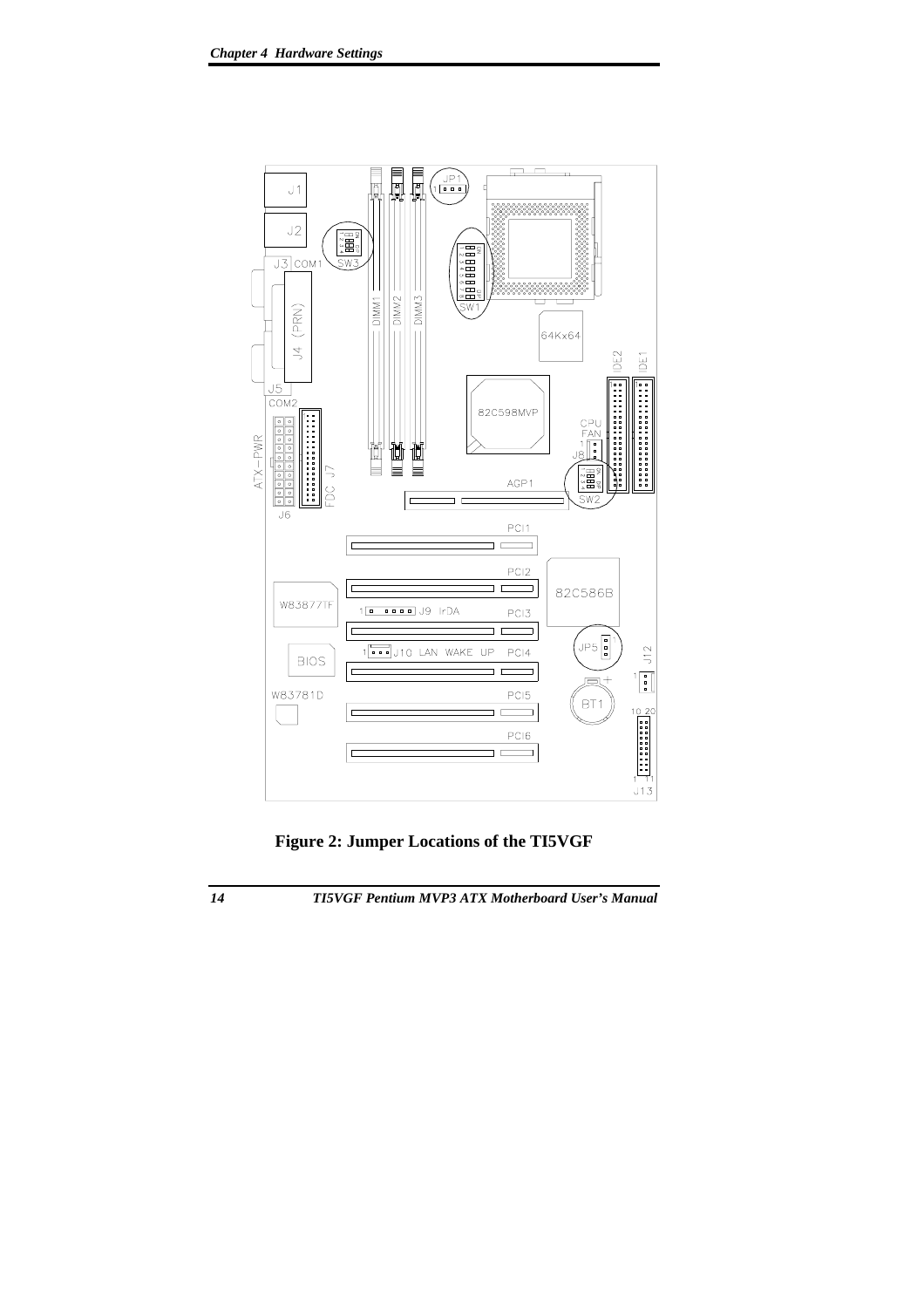**Figure 2: Jumper Locations of the TI5VGF**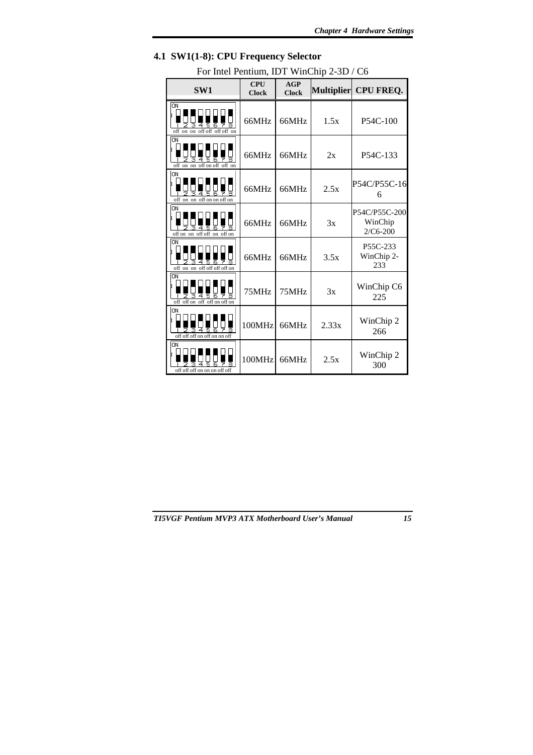## 4.1 SW1(1-8): CPU Frequency Selector

For Intel Pentium, IDT WinChip 2-3D / C6

| SW1 | CPU Clock | AGP Clock | Multiplier | CPU FREQ. |
|---|---|---|---|---|
| off on on off off off off on | 66MHz | 66MHz | 1.5x | P54C-100 |
| off on on off on off off on | 66MHz | 66MHz | 2x | P54C-133 |
| off on on off on on off on | 66MHz | 66MHz | 2.5x | P54C/P55C-166 |
| off on on off off on off on | 66MHz | 66MHz | 3x | P54C/P55C-200 WinChip 2/C6-200 |
| off on on off off off off on | 66MHz | 66MHz | 3.5x | P55C-233 WinChip 2-233 |
| off off on off off on off on | 75MHz | 75MHz | 3x | WinChip C6 225 |
| off off off on off on on off | 100MHz | 66MHz | 2.33x | WinChip 2 266 |
| off off off on on on off off | 100MHz | 66MHz | 2.5x | WinChip 2 300 |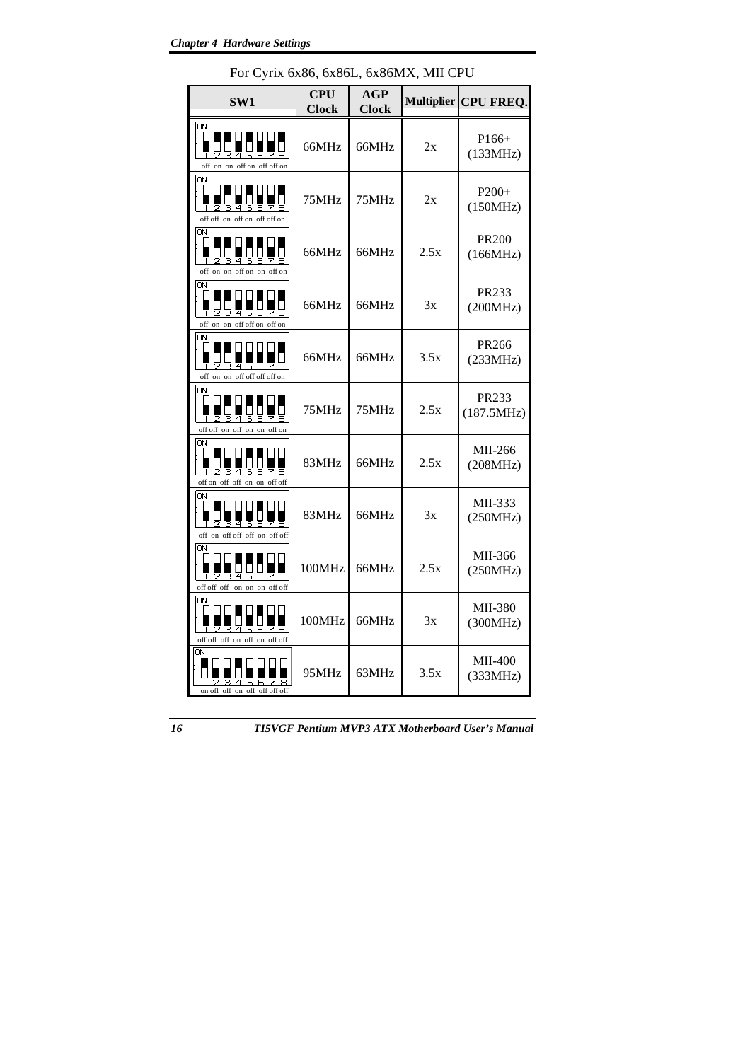For Cyrix 6x86, 6x86L, 6x86MX, MII CPU

| SW1 | CPU Clock | AGP Clock | Multiplier | CPU FREQ. |
|---|---|---|---|---|
| off on on off on off off on | 66MHz | 66MHz | 2x | P166+ (133MHz) |
| off off on off on off off on | 75MHz | 75MHz | 2x | P200+ (150MHz) |
| off on on off on on off on | 66MHz | 66MHz | 2.5x | PR200 (166MHz) |
| off on on off off on off on | 66MHz | 66MHz | 3x | PR233 (200MHz) |
| off on on off off off off on | 66MHz | 66MHz | 3.5x | PR266 (233MHz) |
| off off on off on on off on | 75MHz | 75MHz | 2.5x | PR233 (187.5MHz) |
| off on off off on on off off | 83MHz | 66MHz | 2.5x | MII-266 (208MHz) |
| off on off off off on off off | 83MHz | 66MHz | 3x | MII-333 (250MHz) |
| off off off on on on off off | 100MHz | 66MHz | 2.5x | MII-366 (250MHz) |
| off off off on off on off off | 100MHz | 66MHz | 3x | MII-380 (300MHz) |
| on off off on off off off off | 95MHz | 63MHz | 3.5x | MII-400 (333MHz) |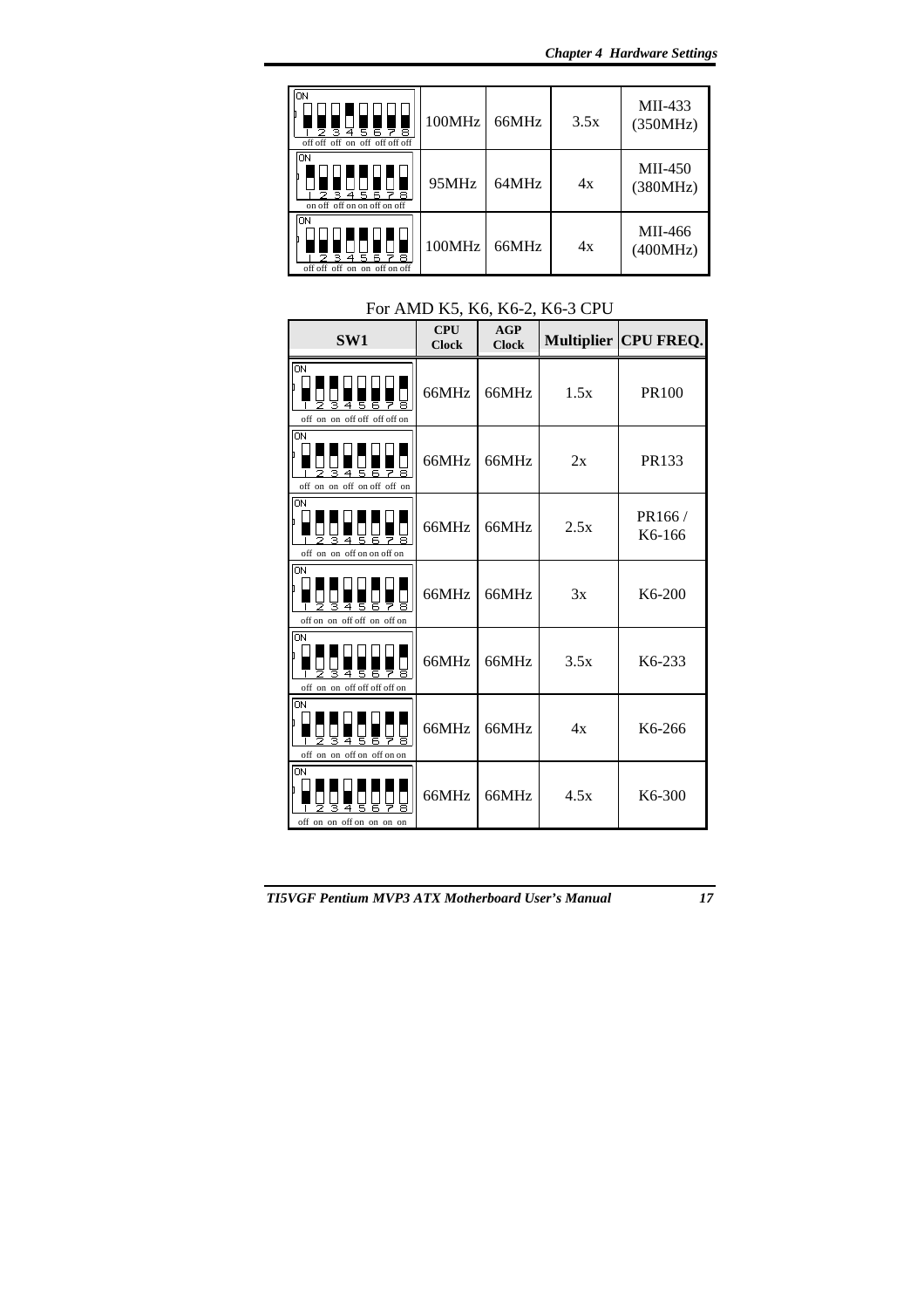| SW1 | CPU Clock | AGP Clock | Multiplier | CPU FREQ. |
|---|---|---|---|---|
| off off off on off off off off | 100MHz | 66MHz | 3.5x | MII-433 (350MHz) |
| on off off on on off on off | 95MHz | 64MHz | 4x | MII-450 (380MHz) |
| off off off on on off on off | 100MHz | 66MHz | 4x | MII-466 (400MHz) |

For AMD K5, K6, K6-2, K6-3 CPU

| SW1 | CPU Clock | AGP Clock | Multiplier | CPU FREQ. |
|---|---|---|---|---|
| off on on off off off off on | 66MHz | 66MHz | 1.5x | PR100 |
| off on on off on off off on | 66MHz | 66MHz | 2x | PR133 |
| off on on off on on off on | 66MHz | 66MHz | 2.5x | PR166 / K6-166 |
| off on on off off on off on | 66MHz | 66MHz | 3x | K6-200 |
| off on on off off off off on | 66MHz | 66MHz | 3.5x | K6-233 |
| off on on off on off on on | 66MHz | 66MHz | 4x | K6-266 |
| off on on off on on on on | 66MHz | 66MHz | 4.5x | K6-300 |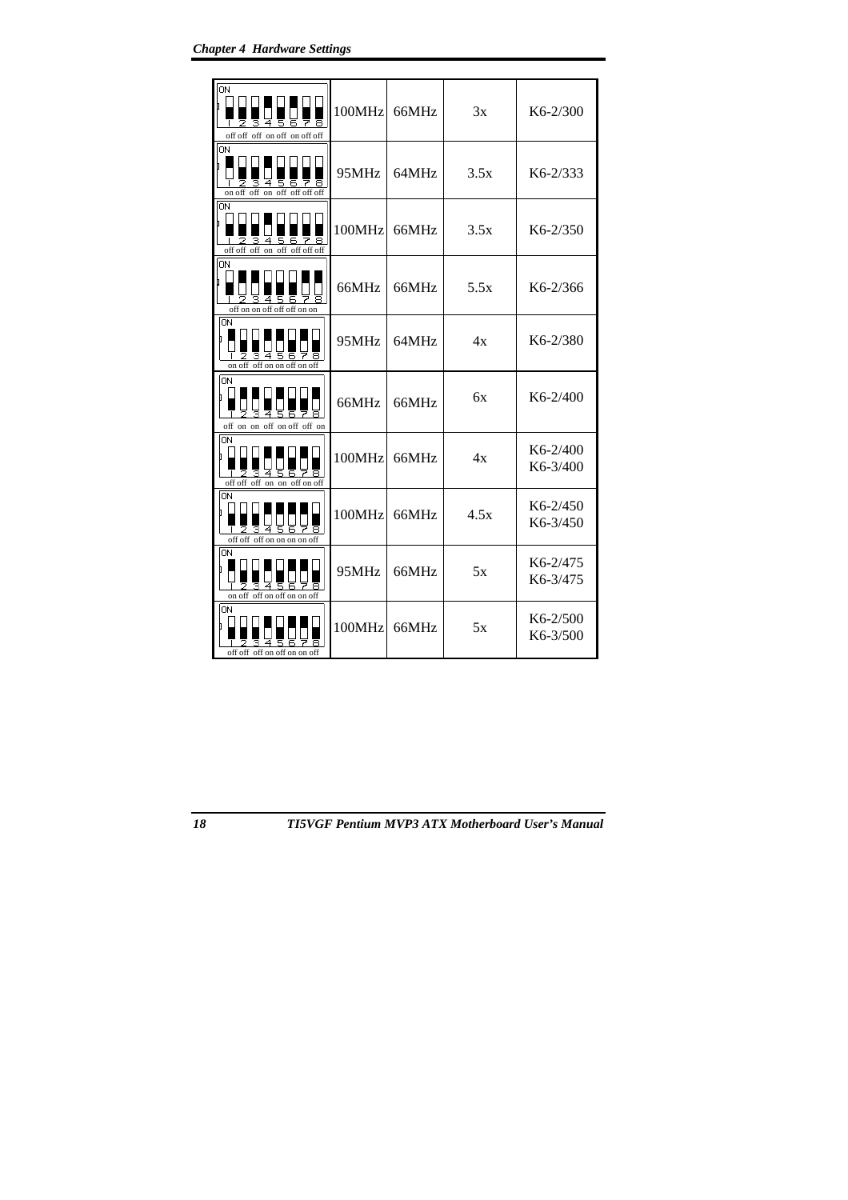| DIP Switch Setting | | | | |
|---|---|---|---|---|
| off off off on off on off off | 100MHz | 66MHz | 3x | K6-2/300 |
| on off off on off off off off | 95MHz | 64MHz | 3.5x | K6-2/333 |
| off off off on off off off off | 100MHz | 66MHz | 3.5x | K6-2/350 |
| off on on off off off on on | 66MHz | 66MHz | 5.5x | K6-2/366 |
| on off off on on off on off | 95MHz | 64MHz | 4x | K6-2/380 |
| off on on off on off off on | 66MHz | 66MHz | 6x | K6-2/400 |
| off off off on on off on off | 100MHz | 66MHz | 4x | K6-2/400<br>K6-3/400 |
| off off off on on on on off | 100MHz | 66MHz | 4.5x | K6-2/450<br>K6-3/450 |
| on off off on off on on off | 95MHz | 66MHz | 5x | K6-2/475<br>K6-3/475 |
| off off off on off on on off | 100MHz | 66MHz | 5x | K6-2/500<br>K6-3/500 |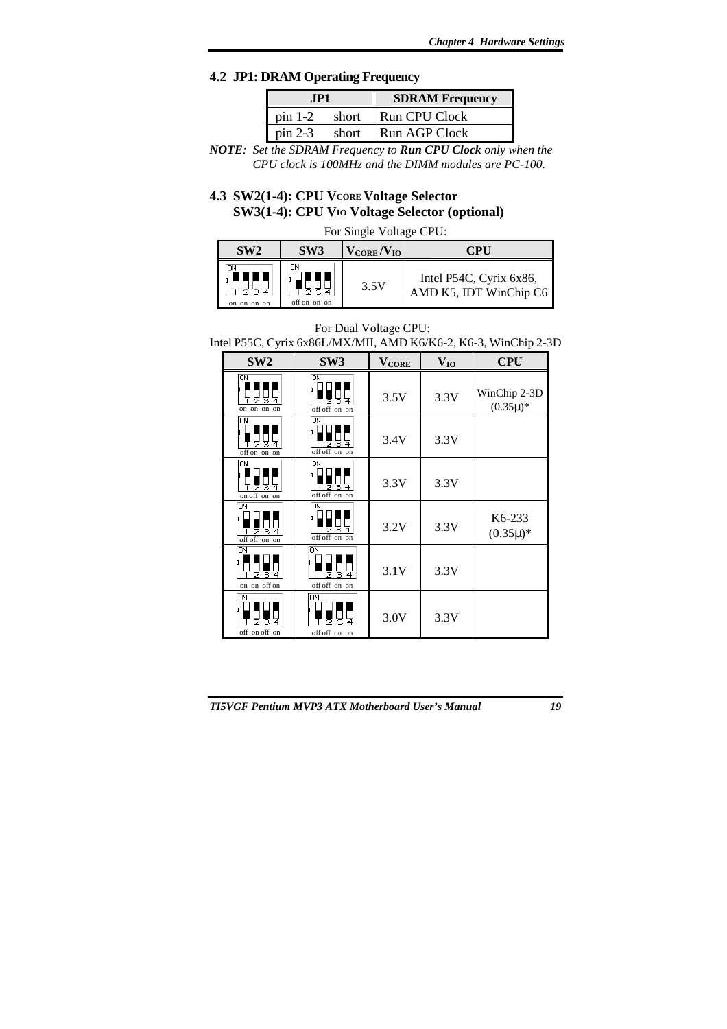## 4.2 JP1: DRAM Operating Frequency

| JP1 | | SDRAM Frequency |
|---|---|---|
| pin 1-2 | short | Run CPU Clock |
| pin 2-3 | short | Run AGP Clock |

***NOTE**: Set the SDRAM Frequency to **Run CPU Clock** only when the CPU clock is 100MHz and the DIMM modules are PC-100.*

## 4.3 SW2(1-4): CPU $V_{CORE}$ Voltage Selector SW3(1-4): CPU $V_{IO}$ Voltage Selector (optional)

For Single Voltage CPU:

| SW2 | SW3 | $V_{CORE}$ / $V_{IO}$ | CPU |
|---|---|---|---|
| on on on on | off on on on | 3.5V | Intel P54C, Cyrix 6x86, AMD K5, IDT WinChip C6 |

For Dual Voltage CPU:

Intel P55C, Cyrix 6x86L/MX/MII, AMD K6/K6-2, K6-3, WinChip 2-3D

| SW2 | SW3 | $V_{CORE}$ | $V_{IO}$ | CPU |
|---|---|---|---|---|
| on on on on | off off on on | 3.5V | 3.3V | WinChip 2-3D (0.35μ)* |
| off on on on | off off on on | 3.4V | 3.3V | |
| on off on on | off off on on | 3.3V | 3.3V | |
| off off on on | off off on on | 3.2V | 3.3V | K6-233 (0.35μ)* |
| on on off on | off off on on | 3.1V | 3.3V | |
| off on off on | off off on on | 3.0V | 3.3V | |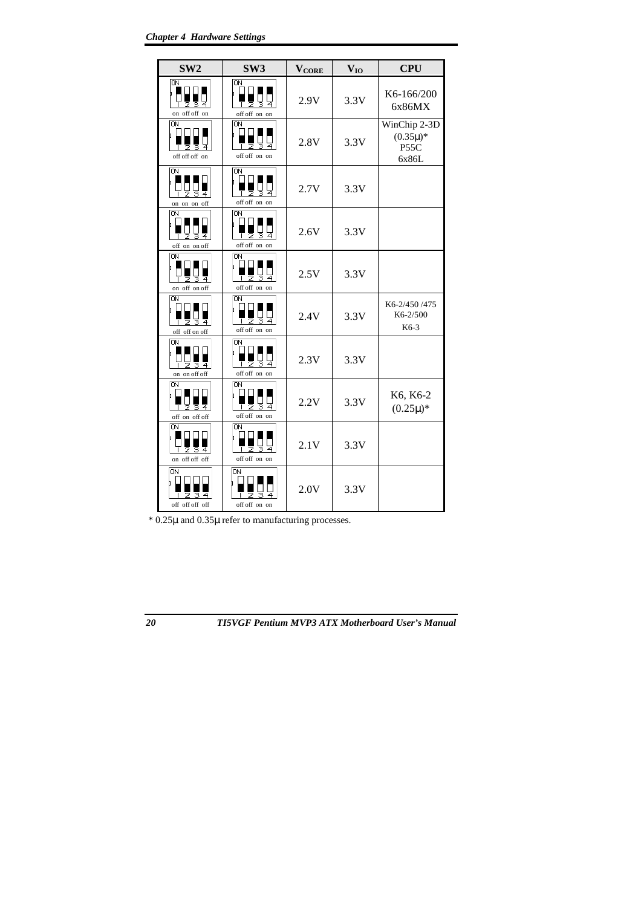| SW2 | SW3 | $V_{CORE}$ | $V_{IO}$ | CPU |
|---|---|---|---|---|
| on off off on | off off on on | 2.9V | 3.3V | K6-166/200 6x86MX |
| off off off on | off off on on | 2.8V | 3.3V | WinChip 2-3D (0.35μ)* P55C 6x86L |
| on on on off | off off on on | 2.7V | 3.3V | |
| off on on off | off off on on | 2.6V | 3.3V | |
| on off on off | off off on on | 2.5V | 3.3V | |
| off off on off | off off on on | 2.4V | 3.3V | K6-2/450 /475 K6-2/500 K6-3 |
| on on off off | off off on on | 2.3V | 3.3V | |
| off on off off | off off on on | 2.2V | 3.3V | K6, K6-2 (0.25μ)* |
| on off off off | off off on on | 2.1V | 3.3V | |
| off off off off | off off on on | 2.0V | 3.3V | |

\* 0.25μ and 0.35μ refer to manufacturing processes.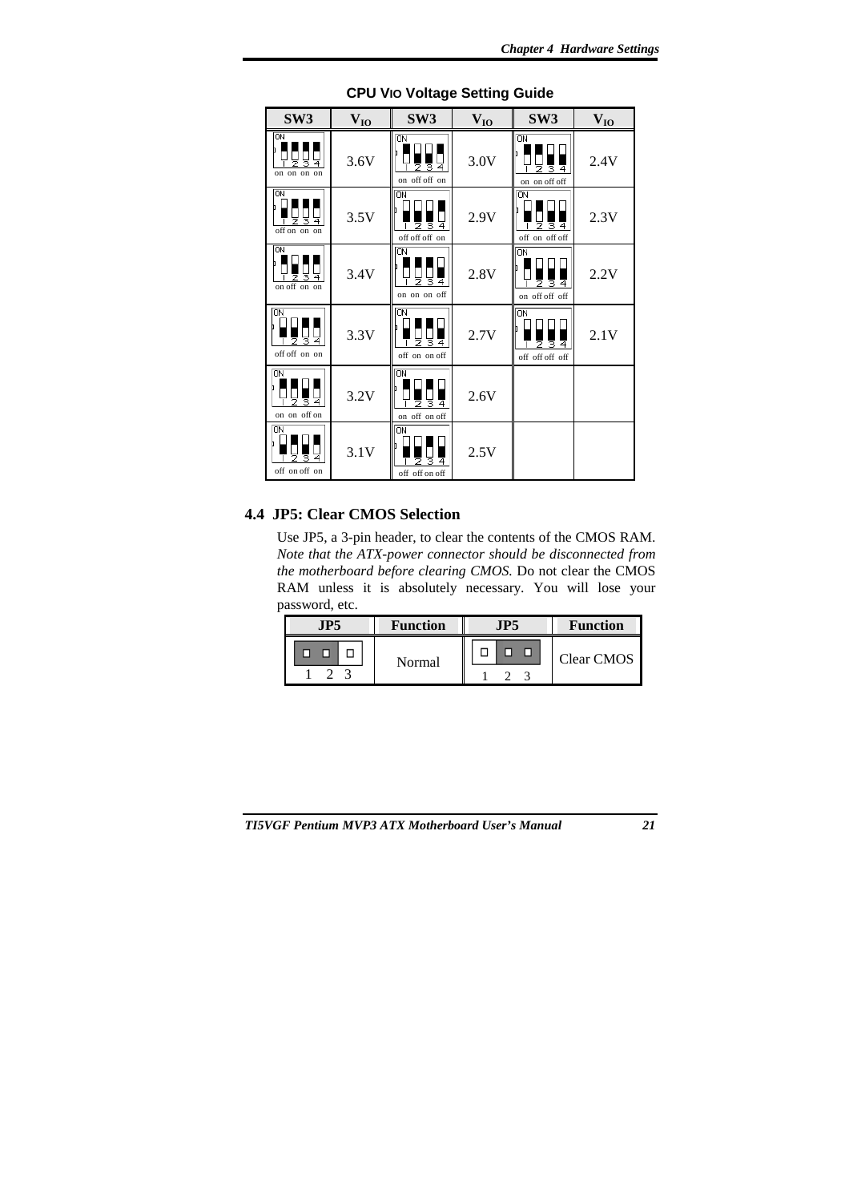**CPU VIO Voltage Setting Guide**

| SW3 | $V_{IO}$ | SW3 | $V_{IO}$ | SW3 | $V_{IO}$ |
|---|---|---|---|---|---|
| on on on on | 3.6V | on off off on | 3.0V | on on off off | 2.4V |
| off on on on | 3.5V | off off off on | 2.9V | off on off off | 2.3V |
| on off on on | 3.4V | on on on off | 2.8V | on off off off | 2.2V |
| off off on on | 3.3V | off on on off | 2.7V | off off off off | 2.1V |
| on on off on | 3.2V | on off on off | 2.6V | | |
| off on off on | 3.1V | off off on off | 2.5V | | |

## 4.4 JP5: Clear CMOS Selection

Use JP5, a 3-pin header, to clear the contents of the CMOS RAM. *Note that the ATX-power connector should be disconnected from the motherboard before clearing CMOS.* Do not clear the CMOS RAM unless it is absolutely necessary. You will lose your password, etc.

| JP5 | Function | JP5 | Function |
|---|---|---|---|
| 1-2 | Normal | 2-3 | Clear CMOS |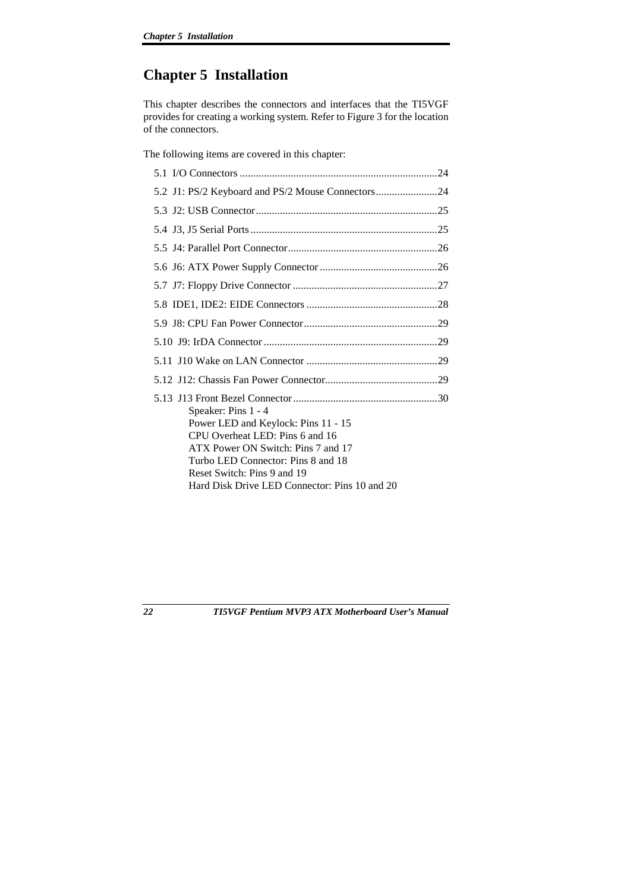# Chapter 5  Installation

This chapter describes the connectors and interfaces that the TI5VGF provides for creating a working system. Refer to Figure 3 for the location of the connectors.

The following items are covered in this chapter:

- 5.1  I/O Connectors ........................................................................24
- 5.2  J1: PS/2 Keyboard and PS/2 Mouse Connectors.......................24
- 5.3  J2: USB Connector...................................................................25
- 5.4  J3, J5 Serial Ports.....................................................................25
- 5.5  J4: Parallel Port Connector.......................................................26
- 5.6  J6: ATX Power Supply Connector ............................................26
- 5.7  J7: Floppy Drive Connector ......................................................27
- 5.8  IDE1, IDE2: EIDE Connectors .................................................28
- 5.9  J8: CPU Fan Power Connector.................................................29
- 5.10  J9: IrDA Connector ................................................................29
- 5.11  J10 Wake on LAN Connector .................................................29
- 5.12  J12: Chassis Fan Power Connector.........................................29
- 5.13  J13 Front Bezel Connector .....................................................30
  - Speaker: Pins 1 - 4
  - Power LED and Keylock: Pins 11 - 15
  - CPU Overheat LED: Pins 6 and 16
  - ATX Power ON Switch: Pins 7 and 17
  - Turbo LED Connector: Pins 8 and 18
  - Reset Switch: Pins 9 and 19
  - Hard Disk Drive LED Connector: Pins 10 and 20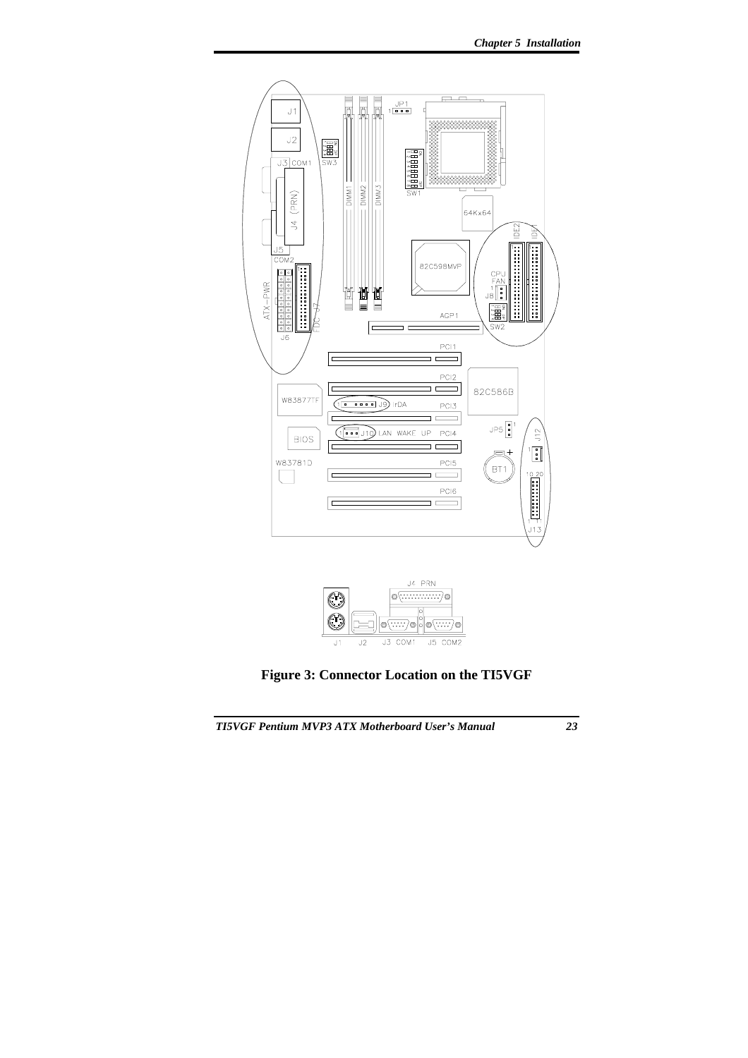**Figure 3: Connector Location on the TI5VGF**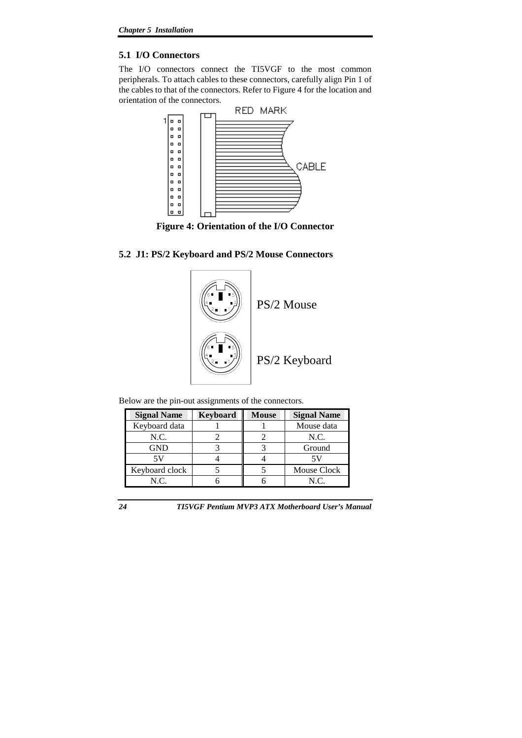## 5.1 I/O Connectors

The I/O connectors connect the TI5VGF to the most common peripherals. To attach cables to these connectors, carefully align Pin 1 of the cables to that of the connectors. Refer to Figure 4 for the location and orientation of the connectors.

**Figure 4: Orientation of the I/O Connector**

## 5.2 J1: PS/2 Keyboard and PS/2 Mouse Connectors

Below are the pin-out assignments of the connectors.

| Signal Name | Keyboard | Mouse | Signal Name |
|---|---|---|---|
| Keyboard data | 1 | 1 | Mouse data |
| N.C. | 2 | 2 | N.C. |
| GND | 3 | 3 | Ground |
| 5V | 4 | 4 | 5V |
| Keyboard clock | 5 | 5 | Mouse Clock |
| N.C. | 6 | 6 | N.C. |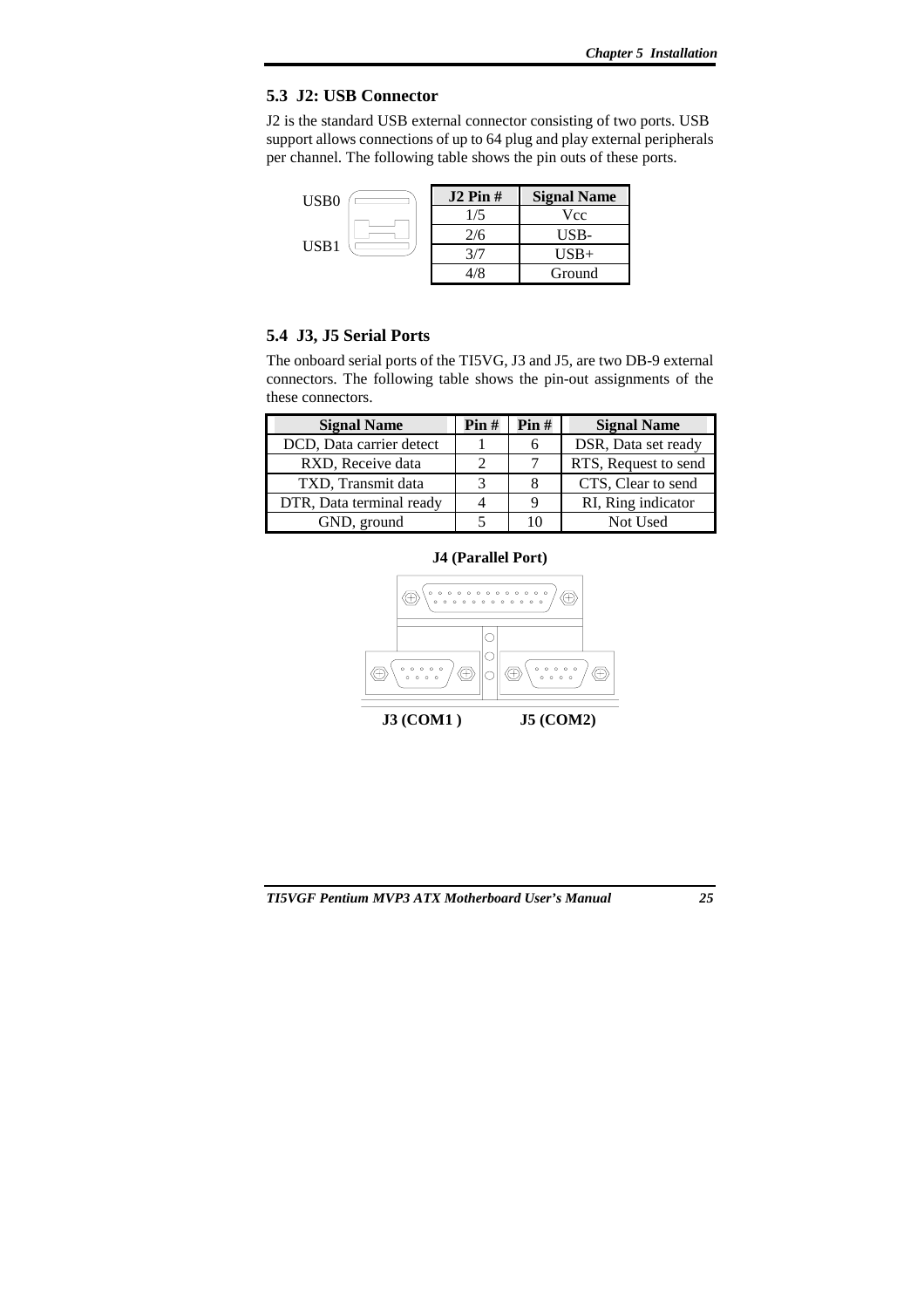## 5.3 J2: USB Connector

J2 is the standard USB external connector consisting of two ports. USB support allows connections of up to 64 plug and play external peripherals per channel. The following table shows the pin outs of these ports.

USB0

USB1

| J2 Pin # | Signal Name |
|---|---|
| 1/5 | Vcc |
| 2/6 | USB- |
| 3/7 | USB+ |
| 4/8 | Ground |

## 5.4 J3, J5 Serial Ports

The onboard serial ports of the TI5VG, J3 and J5, are two DB-9 external connectors. The following table shows the pin-out assignments of the these connectors.

| Signal Name | Pin # | Pin # | Signal Name |
|---|---|---|---|
| DCD, Data carrier detect | 1 | 6 | DSR, Data set ready |
| RXD, Receive data | 2 | 7 | RTS, Request to send |
| TXD, Transmit data | 3 | 8 | CTS, Clear to send |
| DTR, Data terminal ready | 4 | 9 | RI, Ring indicator |
| GND, ground | 5 | 10 | Not Used |

**J4 (Parallel Port)**

**J3 (COM1 )** **J5 (COM2)**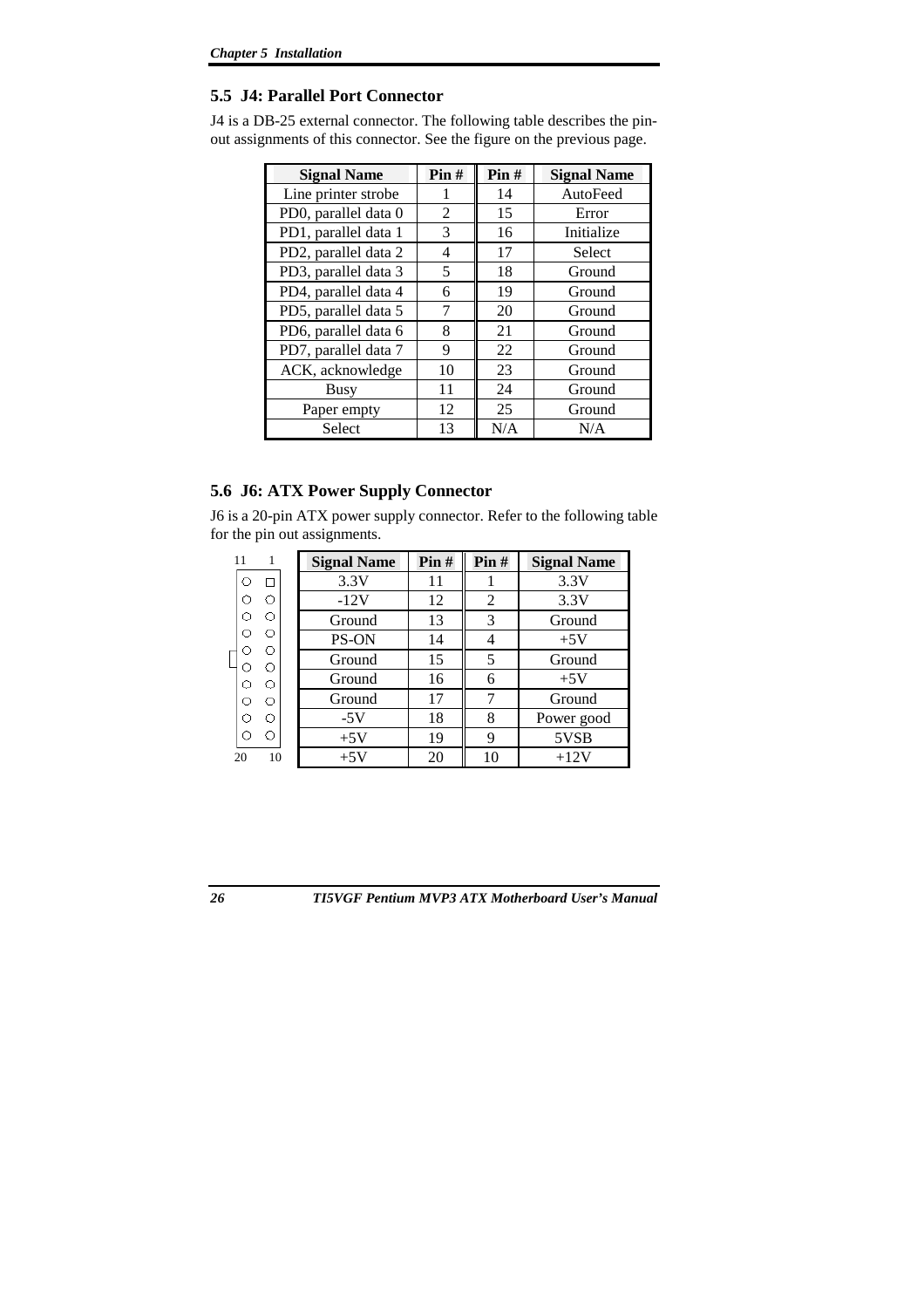## 5.5 J4: Parallel Port Connector

J4 is a DB-25 external connector. The following table describes the pin-out assignments of this connector. See the figure on the previous page.

| Signal Name | Pin # | Pin # | Signal Name |
|---|---|---|---|
| Line printer strobe | 1 | 14 | AutoFeed |
| PD0, parallel data 0 | 2 | 15 | Error |
| PD1, parallel data 1 | 3 | 16 | Initialize |
| PD2, parallel data 2 | 4 | 17 | Select |
| PD3, parallel data 3 | 5 | 18 | Ground |
| PD4, parallel data 4 | 6 | 19 | Ground |
| PD5, parallel data 5 | 7 | 20 | Ground |
| PD6, parallel data 6 | 8 | 21 | Ground |
| PD7, parallel data 7 | 9 | 22 | Ground |
| ACK, acknowledge | 10 | 23 | Ground |
| Busy | 11 | 24 | Ground |
| Paper empty | 12 | 25 | Ground |
| Select | 13 | N/A | N/A |

## 5.6 J6: ATX Power Supply Connector

J6 is a 20-pin ATX power supply connector. Refer to the following table for the pin out assignments.

| Signal Name | Pin # | Pin # | Signal Name |
|---|---|---|---|
| 3.3V | 11 | 1 | 3.3V |
| -12V | 12 | 2 | 3.3V |
| Ground | 13 | 3 | Ground |
| PS-ON | 14 | 4 | +5V |
| Ground | 15 | 5 | Ground |
| Ground | 16 | 6 | +5V |
| Ground | 17 | 7 | Ground |
| -5V | 18 | 8 | Power good |
| +5V | 19 | 9 | 5VSB |
| +5V | 20 | 10 | +12V |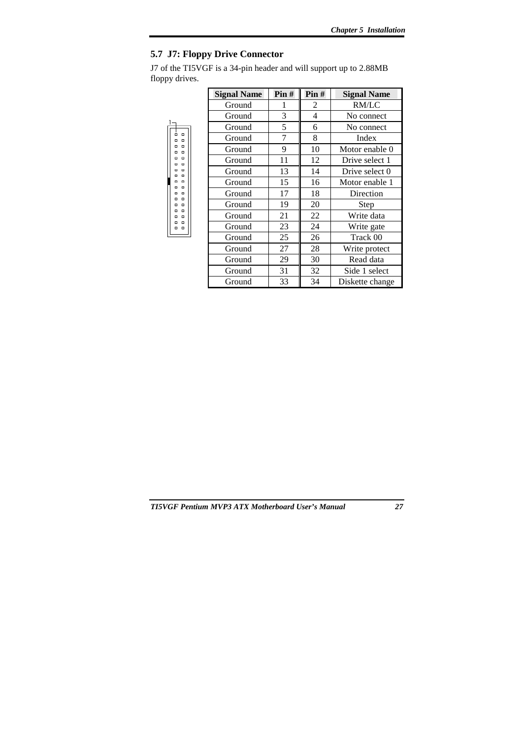## 5.7 J7: Floppy Drive Connector

J7 of the TI5VGF is a 34-pin header and will support up to 2.88MB floppy drives.

| Signal Name | Pin # | Pin # | Signal Name |
|---|---|---|---|
| Ground | 1 | 2 | RM/LC |
| Ground | 3 | 4 | No connect |
| Ground | 5 | 6 | No connect |
| Ground | 7 | 8 | Index |
| Ground | 9 | 10 | Motor enable 0 |
| Ground | 11 | 12 | Drive select 1 |
| Ground | 13 | 14 | Drive select 0 |
| Ground | 15 | 16 | Motor enable 1 |
| Ground | 17 | 18 | Direction |
| Ground | 19 | 20 | Step |
| Ground | 21 | 22 | Write data |
| Ground | 23 | 24 | Write gate |
| Ground | 25 | 26 | Track 00 |
| Ground | 27 | 28 | Write protect |
| Ground | 29 | 30 | Read data |
| Ground | 31 | 32 | Side 1 select |
| Ground | 33 | 34 | Diskette change |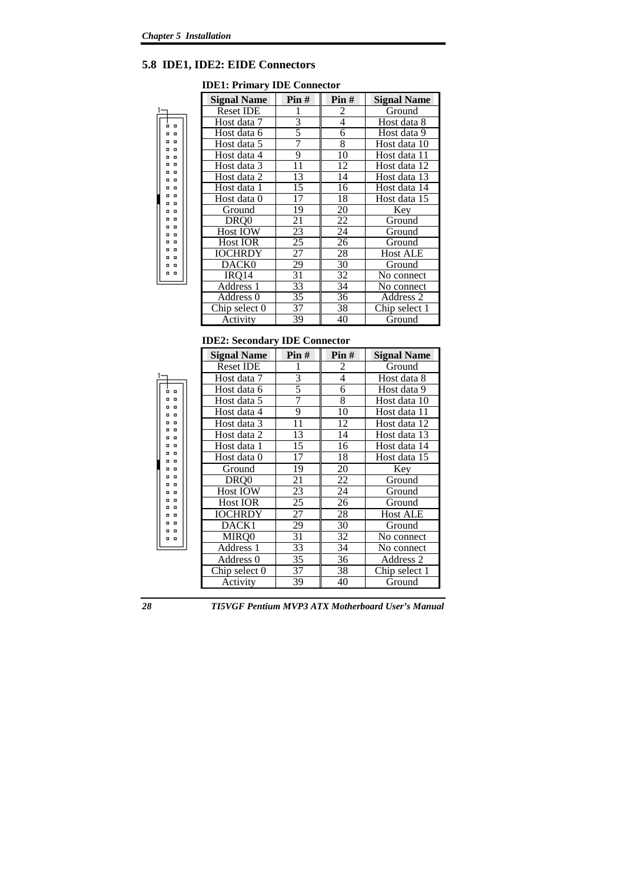## 5.8 IDE1, IDE2: EIDE Connectors

**IDE1: Primary IDE Connector**

| Signal Name | Pin # | Pin # | Signal Name |
|---|---|---|---|
| Reset IDE | 1 | 2 | Ground |
| Host data 7 | 3 | 4 | Host data 8 |
| Host data 6 | 5 | 6 | Host data 9 |
| Host data 5 | 7 | 8 | Host data 10 |
| Host data 4 | 9 | 10 | Host data 11 |
| Host data 3 | 11 | 12 | Host data 12 |
| Host data 2 | 13 | 14 | Host data 13 |
| Host data 1 | 15 | 16 | Host data 14 |
| Host data 0 | 17 | 18 | Host data 15 |
| Ground | 19 | 20 | Key |
| DRQ0 | 21 | 22 | Ground |
| Host IOW | 23 | 24 | Ground |
| Host IOR | 25 | 26 | Ground |
| IOCHRDY | 27 | 28 | Host ALE |
| DACK0 | 29 | 30 | Ground |
| IRQ14 | 31 | 32 | No connect |
| Address 1 | 33 | 34 | No connect |
| Address 0 | 35 | 36 | Address 2 |
| Chip select 0 | 37 | 38 | Chip select 1 |
| Activity | 39 | 40 | Ground |

**IDE2: Secondary IDE Connector**

| Signal Name | Pin # | Pin # | Signal Name |
|---|---|---|---|
| Reset IDE | 1 | 2 | Ground |
| Host data 7 | 3 | 4 | Host data 8 |
| Host data 6 | 5 | 6 | Host data 9 |
| Host data 5 | 7 | 8 | Host data 10 |
| Host data 4 | 9 | 10 | Host data 11 |
| Host data 3 | 11 | 12 | Host data 12 |
| Host data 2 | 13 | 14 | Host data 13 |
| Host data 1 | 15 | 16 | Host data 14 |
| Host data 0 | 17 | 18 | Host data 15 |
| Ground | 19 | 20 | Key |
| DRQ0 | 21 | 22 | Ground |
| Host IOW | 23 | 24 | Ground |
| Host IOR | 25 | 26 | Ground |
| IOCHRDY | 27 | 28 | Host ALE |
| DACK1 | 29 | 30 | Ground |
| MIRQ0 | 31 | 32 | No connect |
| Address 1 | 33 | 34 | No connect |
| Address 0 | 35 | 36 | Address 2 |
| Chip select 0 | 37 | 38 | Chip select 1 |
| Activity | 39 | 40 | Ground |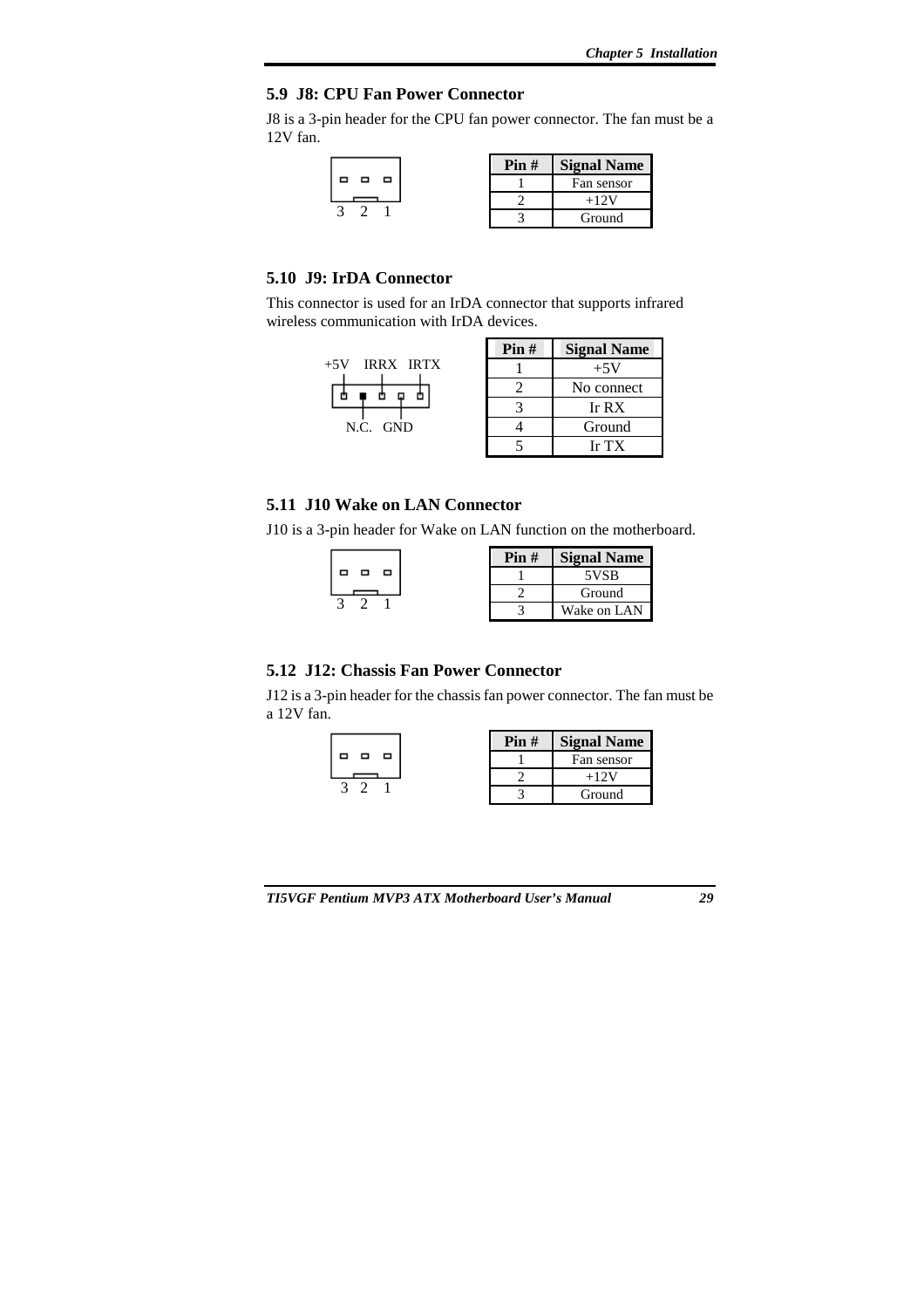## 5.9 J8: CPU Fan Power Connector

J8 is a 3-pin header for the CPU fan power connector. The fan must be a 12V fan.

3 2 1

| Pin # | Signal Name |
|---|---|
| 1 | Fan sensor |
| 2 | +12V |
| 3 | Ground |

## 5.10 J9: IrDA Connector

This connector is used for an IrDA connector that supports infrared wireless communication with IrDA devices.

+5V IRRX IRTX

N.C. GND

| Pin # | Signal Name |
|---|---|
| 1 | +5V |
| 2 | No connect |
| 3 | Ir RX |
| 4 | Ground |
| 5 | Ir TX |

## 5.11 J10 Wake on LAN Connector

J10 is a 3-pin header for Wake on LAN function on the motherboard.

3 2 1

| Pin # | Signal Name |
|---|---|
| 1 | 5VSB |
| 2 | Ground |
| 3 | Wake on LAN |

## 5.12 J12: Chassis Fan Power Connector

J12 is a 3-pin header for the chassis fan power connector. The fan must be a 12V fan.

3 2 1

| Pin # | Signal Name |
|---|---|
| 1 | Fan sensor |
| 2 | +12V |
| 3 | Ground |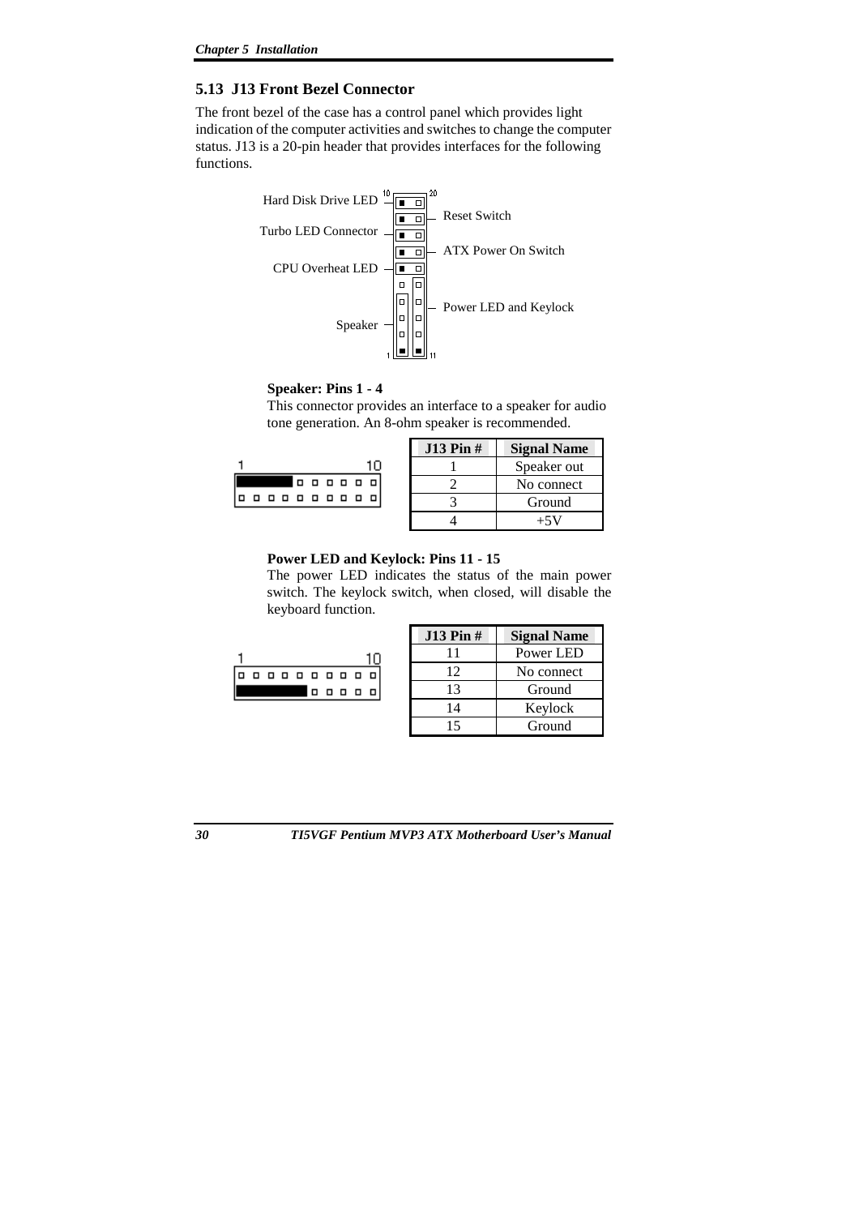## 5.13 J13 Front Bezel Connector

The front bezel of the case has a control panel which provides light indication of the computer activities and switches to change the computer status. J13 is a 20-pin header that provides interfaces for the following functions.

Hard Disk Drive LED
Turbo LED Connector
CPU Overheat LED
Speaker
Reset Switch
ATX Power On Switch
Power LED and Keylock

**Speaker: Pins 1 - 4**

This connector provides an interface to a speaker for audio tone generation. An 8-ohm speaker is recommended.

| J13 Pin # | Signal Name |
| --- | --- |
| 1 | Speaker out |
| 2 | No connect |
| 3 | Ground |
| 4 | +5V |

**Power LED and Keylock: Pins 11 - 15**

The power LED indicates the status of the main power switch. The keylock switch, when closed, will disable the keyboard function.

| J13 Pin # | Signal Name |
| --- | --- |
| 11 | Power LED |
| 12 | No connect |
| 13 | Ground |
| 14 | Keylock |
| 15 | Ground |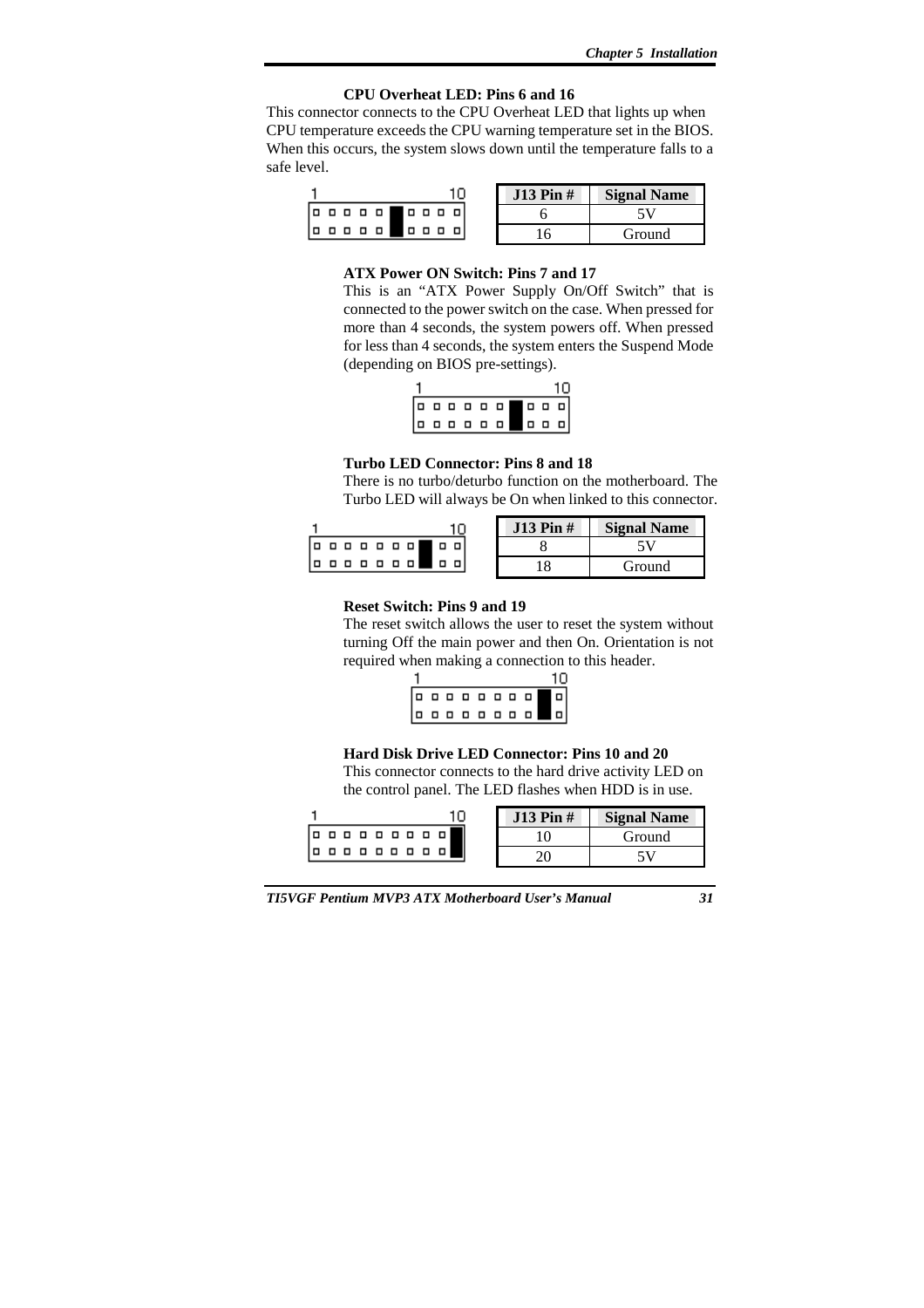### CPU Overheat LED: Pins 6 and 16

This connector connects to the CPU Overheat LED that lights up when CPU temperature exceeds the CPU warning temperature set in the BIOS. When this occurs, the system slows down until the temperature falls to a safe level.

| J13 Pin # | Signal Name |
|---|---|
| 6 | 5V |
| 16 | Ground |

### ATX Power ON Switch: Pins 7 and 17

This is an "ATX Power Supply On/Off Switch" that is connected to the power switch on the case. When pressed for more than 4 seconds, the system powers off. When pressed for less than 4 seconds, the system enters the Suspend Mode (depending on BIOS pre-settings).

### Turbo LED Connector: Pins 8 and 18

There is no turbo/deturbo function on the motherboard. The Turbo LED will always be On when linked to this connector.

| J13 Pin # | Signal Name |
|---|---|
| 8 | 5V |
| 18 | Ground |

### Reset Switch: Pins 9 and 19

The reset switch allows the user to reset the system without turning Off the main power and then On. Orientation is not required when making a connection to this header.

### Hard Disk Drive LED Connector: Pins 10 and 20

This connector connects to the hard drive activity LED on the control panel. The LED flashes when HDD is in use.

| J13 Pin # | Signal Name |
|---|---|
| 10 | Ground |
| 20 | 5V |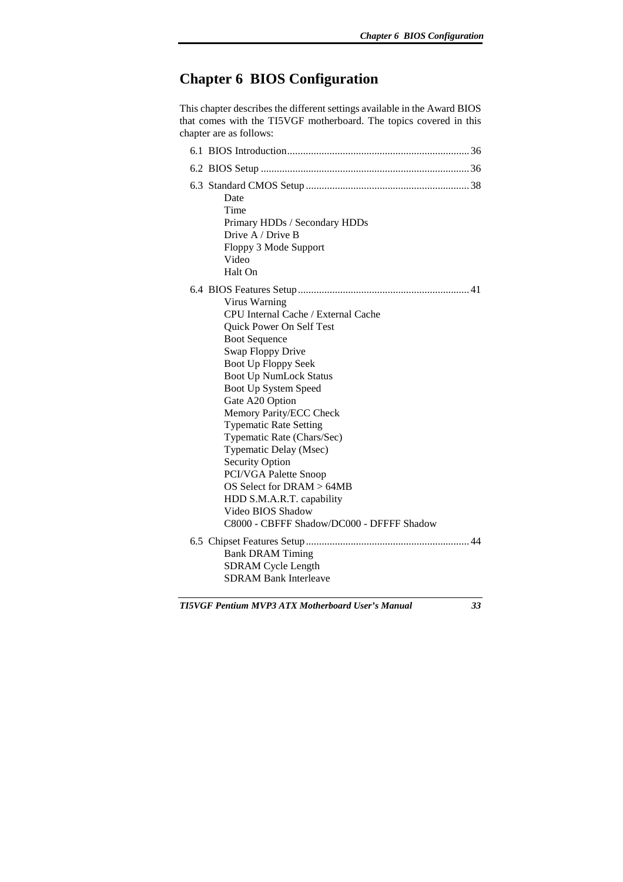# Chapter 6  BIOS Configuration

This chapter describes the different settings available in the Award BIOS that comes with the TI5VGF motherboard. The topics covered in this chapter are as follows:

6.1 BIOS Introduction.................................................................... 36

6.2 BIOS Setup ............................................................................. 36

6.3 Standard CMOS Setup ............................................................ 38

- Date
- Time
- Primary HDDs / Secondary HDDs
- Drive A / Drive B
- Floppy 3 Mode Support
- Video
- Halt On

6.4 BIOS Features Setup............................................................... 41

- Virus Warning
- CPU Internal Cache / External Cache
- Quick Power On Self Test
- Boot Sequence
- Swap Floppy Drive
- Boot Up Floppy Seek
- Boot Up NumLock Status
- Boot Up System Speed
- Gate A20 Option
- Memory Parity/ECC Check
- Typematic Rate Setting
- Typematic Rate (Chars/Sec)
- Typematic Delay (Msec)
- Security Option
- PCI/VGA Palette Snoop
- OS Select for DRAM > 64MB
- HDD S.M.A.R.T. capability
- Video BIOS Shadow
- C8000 - CBFFF Shadow/DC000 - DFFFF Shadow

6.5 Chipset Features Setup............................................................ 44

- Bank DRAM Timing
- SDRAM Cycle Length
- SDRAM Bank Interleave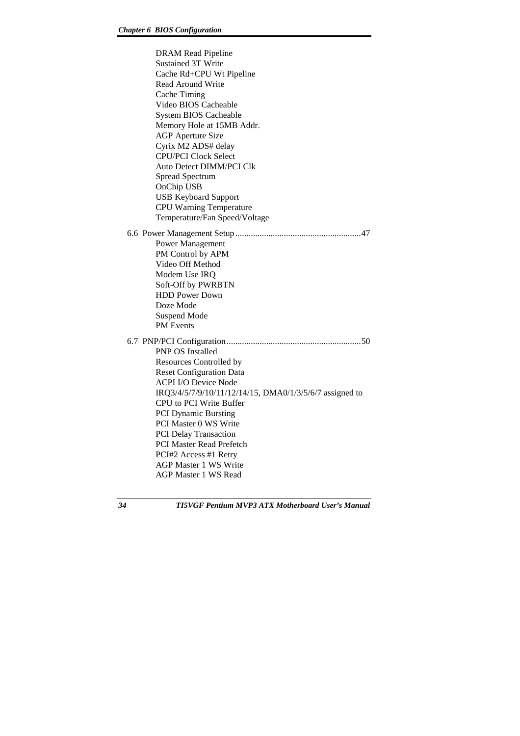DRAM Read Pipeline
Sustained 3T Write
Cache Rd+CPU Wt Pipeline
Read Around Write
Cache Timing
Video BIOS Cacheable
System BIOS Cacheable
Memory Hole at 15MB Addr.
AGP Aperture Size
Cyrix M2 ADS# delay
CPU/PCI Clock Select
Auto Detect DIMM/PCI Clk
Spread Spectrum
OnChip USB
USB Keyboard Support
CPU Warning Temperature
Temperature/Fan Speed/Voltage

6.6 Power Management Setup........................................................47

Power Management
PM Control by APM
Video Off Method
Modem Use IRQ
Soft-Off by PWRBTN
HDD Power Down
Doze Mode
Suspend Mode
PM Events

6.7 PNP/PCI Configuration............................................................50

PNP OS Installed
Resources Controlled by
Reset Configuration Data
ACPI I/O Device Node
IRQ3/4/5/7/9/10/11/12/14/15, DMA0/1/3/5/6/7 assigned to
CPU to PCI Write Buffer
PCI Dynamic Bursting
PCI Master 0 WS Write
PCI Delay Transaction
PCI Master Read Prefetch
PCI#2 Access #1 Retry
AGP Master 1 WS Write
AGP Master 1 WS Read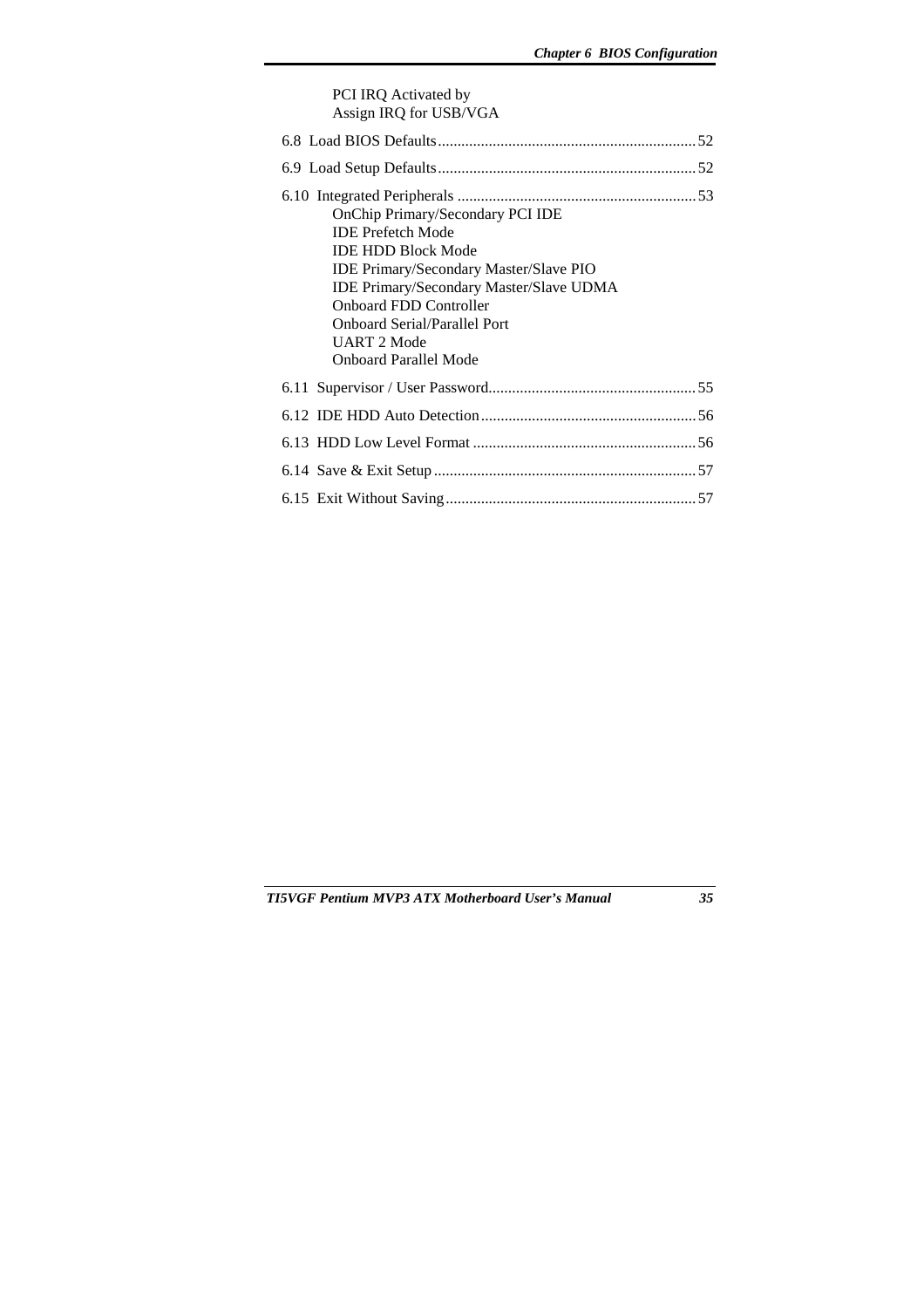PCI IRQ Activated by
Assign IRQ for USB/VGA

6.8 Load BIOS Defaults.................................................................52

6.9 Load Setup Defaults.................................................................52

6.10 Integrated Peripherals ............................................................53
- OnChip Primary/Secondary PCI IDE
- IDE Prefetch Mode
- IDE HDD Block Mode
- IDE Primary/Secondary Master/Slave PIO
- IDE Primary/Secondary Master/Slave UDMA
- Onboard FDD Controller
- Onboard Serial/Parallel Port
- UART 2 Mode
- Onboard Parallel Mode

6.11 Supervisor / User Password....................................................55

6.12 IDE HDD Auto Detection......................................................56

6.13 HDD Low Level Format .........................................................56

6.14 Save & Exit Setup ..................................................................57

6.15 Exit Without Saving................................................................57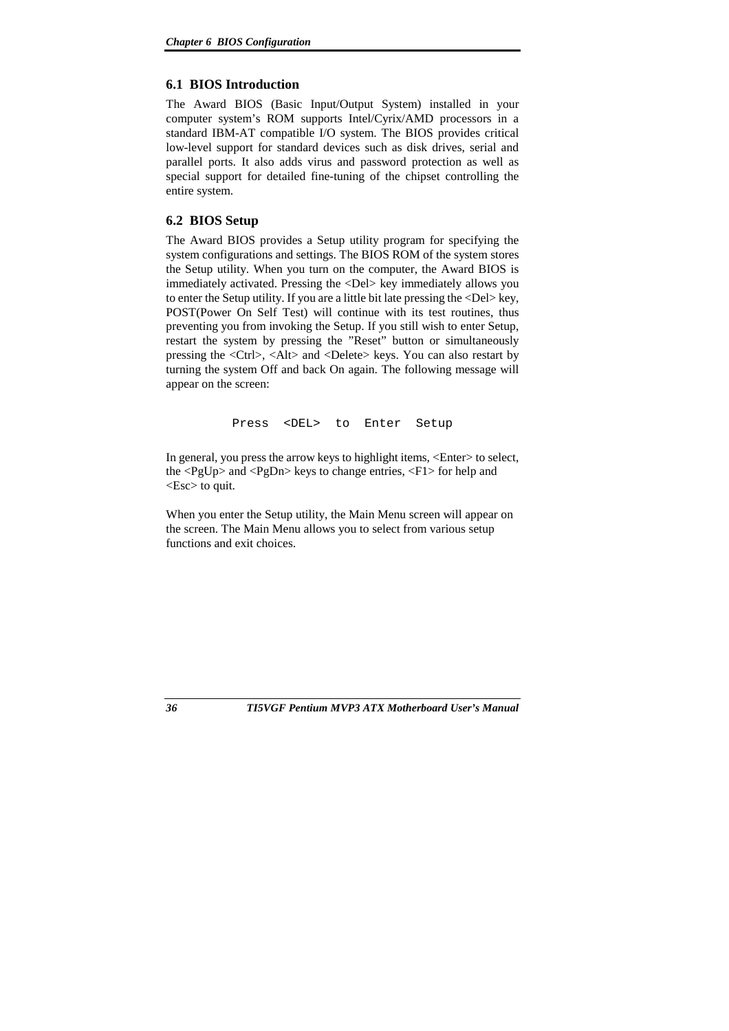## 6.1 BIOS Introduction

The Award BIOS (Basic Input/Output System) installed in your computer system's ROM supports Intel/Cyrix/AMD processors in a standard IBM-AT compatible I/O system. The BIOS provides critical low-level support for standard devices such as disk drives, serial and parallel ports. It also adds virus and password protection as well as special support for detailed fine-tuning of the chipset controlling the entire system.

## 6.2 BIOS Setup

The Award BIOS provides a Setup utility program for specifying the system configurations and settings. The BIOS ROM of the system stores the Setup utility. When you turn on the computer, the Award BIOS is immediately activated. Pressing the <Del> key immediately allows you to enter the Setup utility. If you are a little bit late pressing the <Del> key, POST(Power On Self Test) will continue with its test routines, thus preventing you from invoking the Setup. If you still wish to enter Setup, restart the system by pressing the "Reset" button or simultaneously pressing the <Ctrl>, <Alt> and <Delete> keys. You can also restart by turning the system Off and back On again. The following message will appear on the screen:

```
Press  <DEL>  to  Enter  Setup
```

In general, you press the arrow keys to highlight items, <Enter> to select, the <PgUp> and <PgDn> keys to change entries, <F1> for help and <Esc> to quit.

When you enter the Setup utility, the Main Menu screen will appear on the screen. The Main Menu allows you to select from various setup functions and exit choices.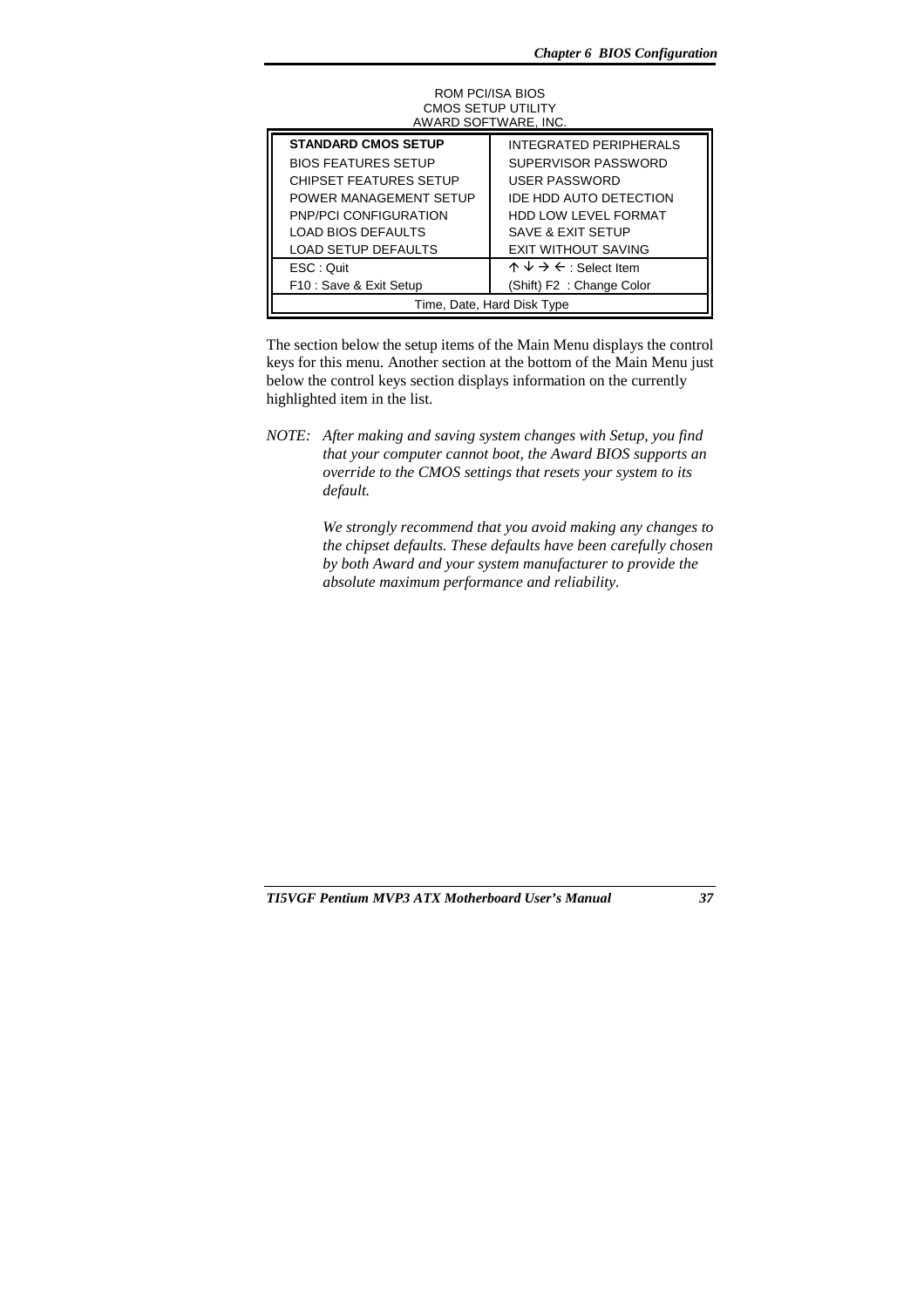ROM PCI/ISA BIOS
CMOS SETUP UTILITY
AWARD SOFTWARE, INC.

| | |
|---|---|
| **STANDARD CMOS SETUP** | INTEGRATED PERIPHERALS |
| BIOS FEATURES SETUP | SUPERVISOR PASSWORD |
| CHIPSET FEATURES SETUP | USER PASSWORD |
| POWER MANAGEMENT SETUP | IDE HDD AUTO DETECTION |
| PNP/PCI CONFIGURATION | HDD LOW LEVEL FORMAT |
| LOAD BIOS DEFAULTS | SAVE & EXIT SETUP |
| LOAD SETUP DEFAULTS | EXIT WITHOUT SAVING |
| ESC : Quit | ↑ ↓ → ← : Select Item |
| F10 : Save & Exit Setup | (Shift) F2 : Change Color |
| Time, Date, Hard Disk Type | |

The section below the setup items of the Main Menu displays the control keys for this menu. Another section at the bottom of the Main Menu just below the control keys section displays information on the currently highlighted item in the list.

*NOTE: After making and saving system changes with Setup, you find that your computer cannot boot, the Award BIOS supports an override to the CMOS settings that resets your system to its default.*

*We strongly recommend that you avoid making any changes to the chipset defaults. These defaults have been carefully chosen by both Award and your system manufacturer to provide the absolute maximum performance and reliability.*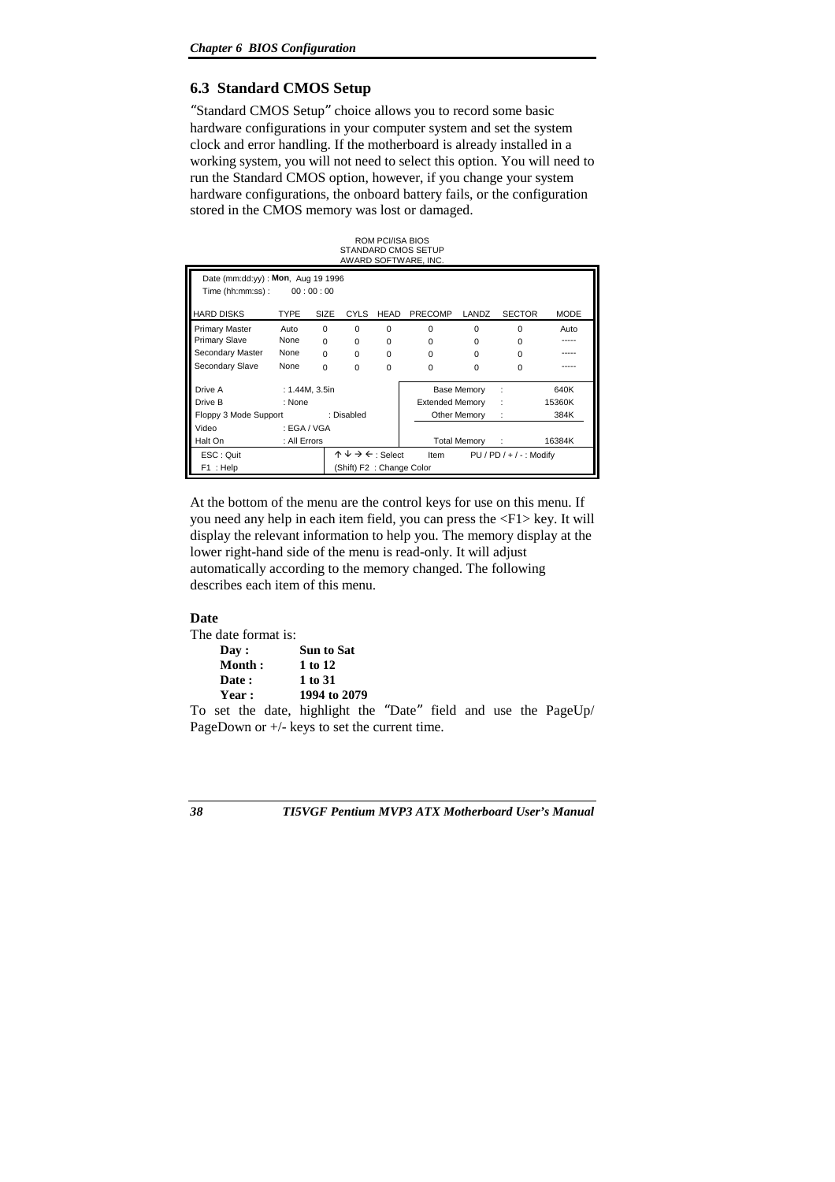## 6.3 Standard CMOS Setup

"Standard CMOS Setup" choice allows you to record some basic hardware configurations in your computer system and set the system clock and error handling. If the motherboard is already installed in a working system, you will not need to select this option. You will need to run the Standard CMOS option, however, if you change your system hardware configurations, the onboard battery fails, or the configuration stored in the CMOS memory was lost or damaged.

```
                          ROM PCI/ISA BIOS
                        STANDARD CMOS SETUP
                        AWARD SOFTWARE, INC.

 Date (mm:dd:yy) : Mon, Aug 19 1996
 Time (hh:mm:ss) :    00 : 00 : 00

HARD DISKS        TYPE   SIZE   CYLS   HEAD   PRECOMP   LANDZ   SECTOR   MODE
Primary Master    Auto   0      0      0      0         0       0        Auto
Primary Slave     None   0      0      0      0         0       0        -----
Secondary Master  None   0      0      0      0         0       0        -----
Secondary Slave   None   0      0      0      0         0       0        -----

Drive A      : 1.44M, 3.5in                        Base Memory   :    640K
Drive B      : None                            Extended Memory   :  15360K
Floppy 3 Mode Support    : Disabled               Other Memory   :    384K
Video        : EGA / VGA
Halt On      : All Errors                         Total Memory   :  16384K

 ESC : Quit                ↑ ↓ → ← : Select   Item    PU / PD / + / - : Modify
 F1  : Help               (Shift) F2  : Change Color
```

At the bottom of the menu are the control keys for use on this menu. If you need any help in each item field, you can press the <F1> key. It will display the relevant information to help you. The memory display at the lower right-hand side of the menu is read-only. It will adjust automatically according to the memory changed. The following describes each item of this menu.

**Date**

The date format is:

| | |
|---|---|
| **Day :** | **Sun to Sat** |
| **Month :** | **1 to 12** |
| **Date :** | **1 to 31** |
| **Year :** | **1994 to 2079** |

To set the date, highlight the "Date" field and use the PageUp/ PageDown or +/- keys to set the current time.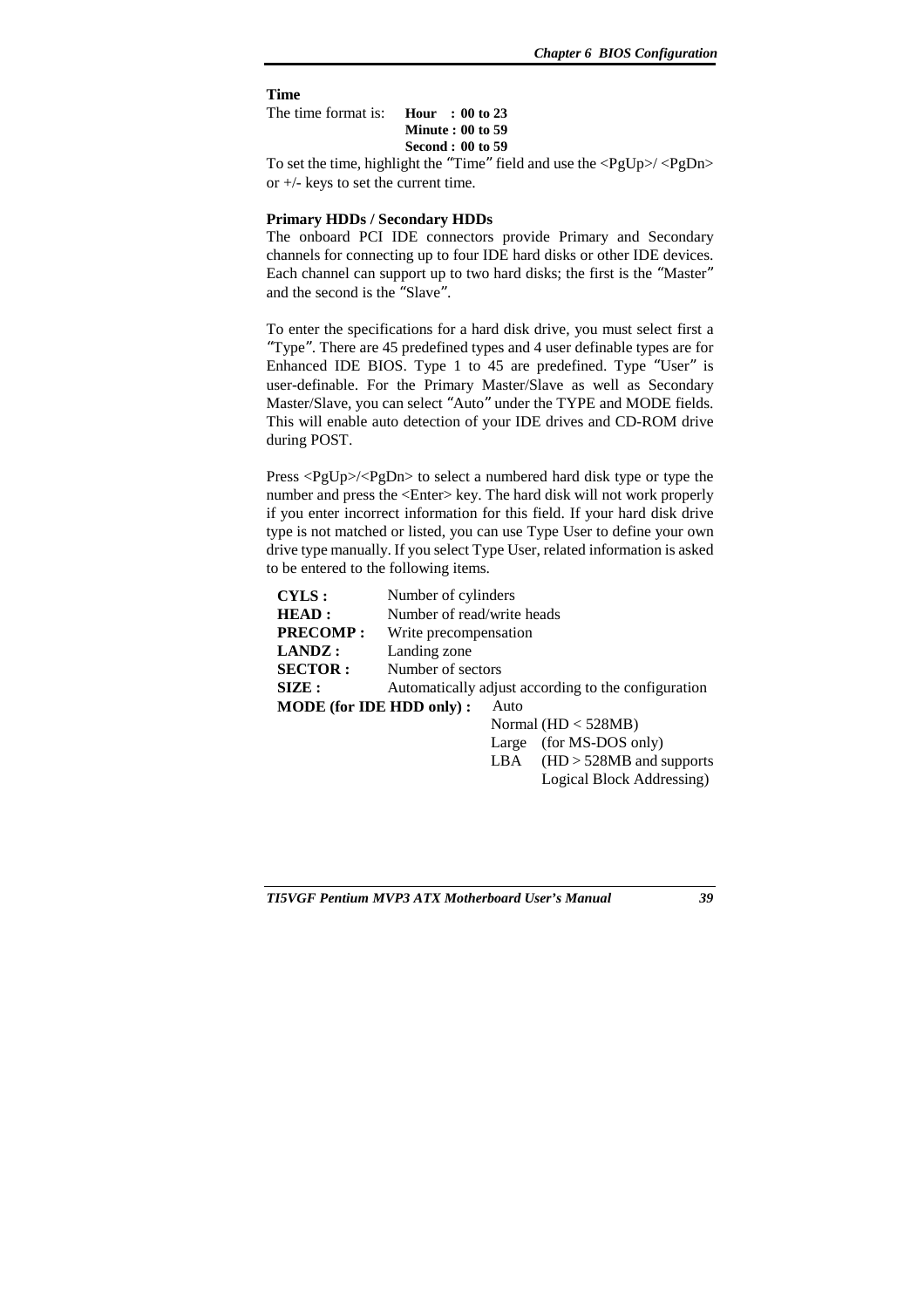**Time**

The time format is: **Hour : 00 to 23**
**Minute : 00 to 59**
**Second : 00 to 59**

To set the time, highlight the "Time" field and use the <PgUp>/ <PgDn> or +/- keys to set the current time.

**Primary HDDs / Secondary HDDs**

The onboard PCI IDE connectors provide Primary and Secondary channels for connecting up to four IDE hard disks or other IDE devices. Each channel can support up to two hard disks; the first is the "Master" and the second is the "Slave".

To enter the specifications for a hard disk drive, you must select first a "Type". There are 45 predefined types and 4 user definable types are for Enhanced IDE BIOS. Type 1 to 45 are predefined. Type "User" is user-definable. For the Primary Master/Slave as well as Secondary Master/Slave, you can select "Auto" under the TYPE and MODE fields. This will enable auto detection of your IDE drives and CD-ROM drive during POST.

Press <PgUp>/<PgDn> to select a numbered hard disk type or type the number and press the <Enter> key. The hard disk will not work properly if you enter incorrect information for this field. If your hard disk drive type is not matched or listed, you can use Type User to define your own drive type manually. If you select Type User, related information is asked to be entered to the following items.

**CYLS :** Number of cylinders
**HEAD :** Number of read/write heads
**PRECOMP :** Write precompensation
**LANDZ :** Landing zone
**SECTOR :** Number of sectors
**SIZE :** Automatically adjust according to the configuration
**MODE (for IDE HDD only) :**
- Auto
- Normal (HD < 528MB)
- Large (for MS-DOS only)
- LBA (HD > 528MB and supports Logical Block Addressing)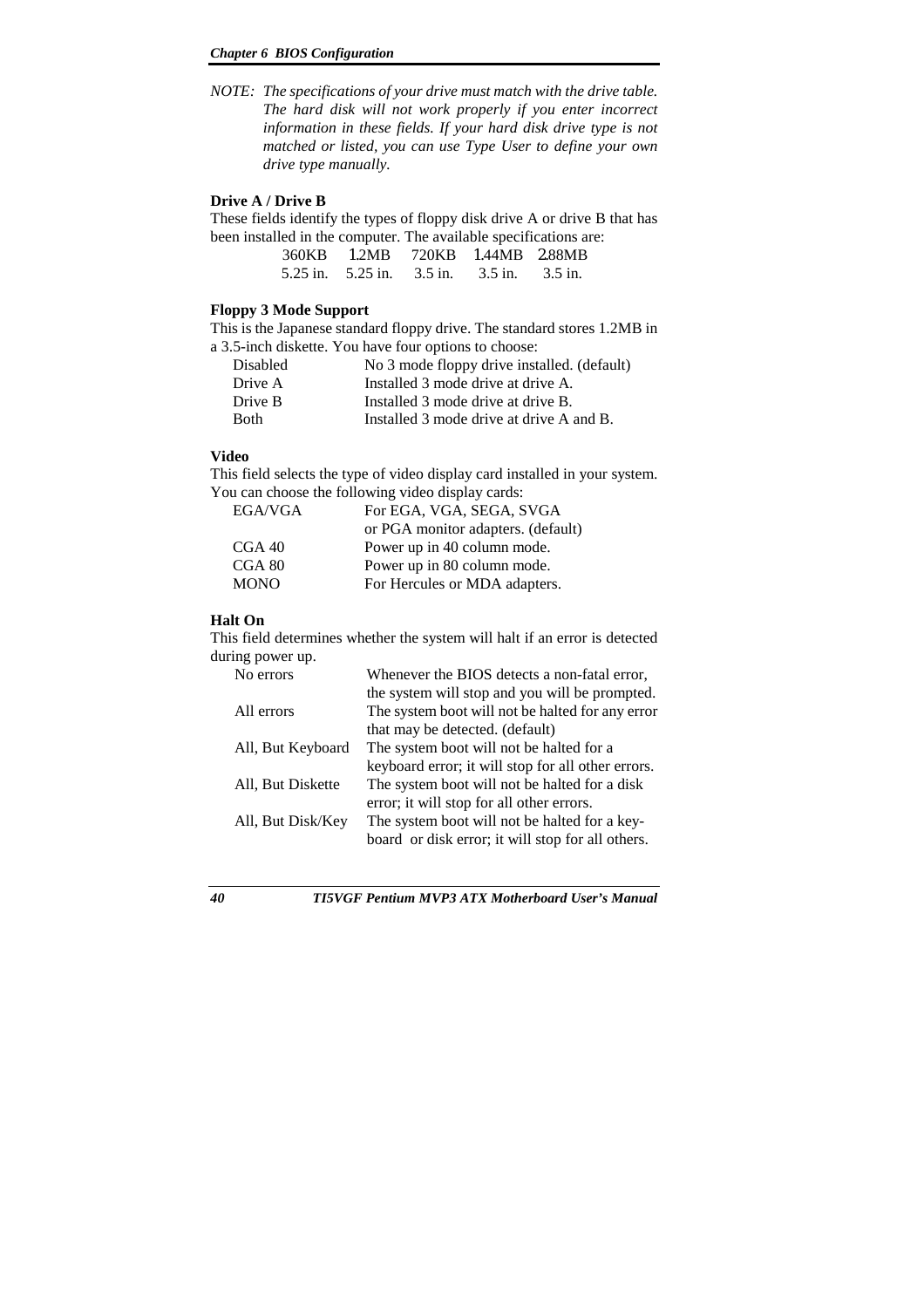*NOTE: The specifications of your drive must match with the drive table. The hard disk will not work properly if you enter incorrect information in these fields. If your hard disk drive type is not matched or listed, you can use Type User to define your own drive type manually.*

**Drive A / Drive B**

These fields identify the types of floppy disk drive A or drive B that has been installed in the computer. The available specifications are:

| 360KB | 1.2MB | 720KB | 1.44MB | 2.88MB |
|---|---|---|---|---|
| 5.25 in. | 5.25 in. | 3.5 in. | 3.5 in. | 3.5 in. |

**Floppy 3 Mode Support**

This is the Japanese standard floppy drive. The standard stores 1.2MB in a 3.5-inch diskette. You have four options to choose:

| | |
|---|---|
| Disabled | No 3 mode floppy drive installed. (default) |
| Drive A | Installed 3 mode drive at drive A. |
| Drive B | Installed 3 mode drive at drive B. |
| Both | Installed 3 mode drive at drive A and B. |

**Video**

This field selects the type of video display card installed in your system. You can choose the following video display cards:

| | |
|---|---|
| EGA/VGA | For EGA, VGA, SEGA, SVGA or PGA monitor adapters. (default) |
| CGA 40 | Power up in 40 column mode. |
| CGA 80 | Power up in 80 column mode. |
| MONO | For Hercules or MDA adapters. |

**Halt On**

This field determines whether the system will halt if an error is detected during power up.

| | |
|---|---|
| No errors | Whenever the BIOS detects a non-fatal error, the system will stop and you will be prompted. |
| All errors | The system boot will not be halted for any error that may be detected. (default) |
| All, But Keyboard | The system boot will not be halted for a keyboard error; it will stop for all other errors. |
| All, But Diskette | The system boot will not be halted for a disk error; it will stop for all other errors. |
| All, But Disk/Key | The system boot will not be halted for a key-board or disk error; it will stop for all others. |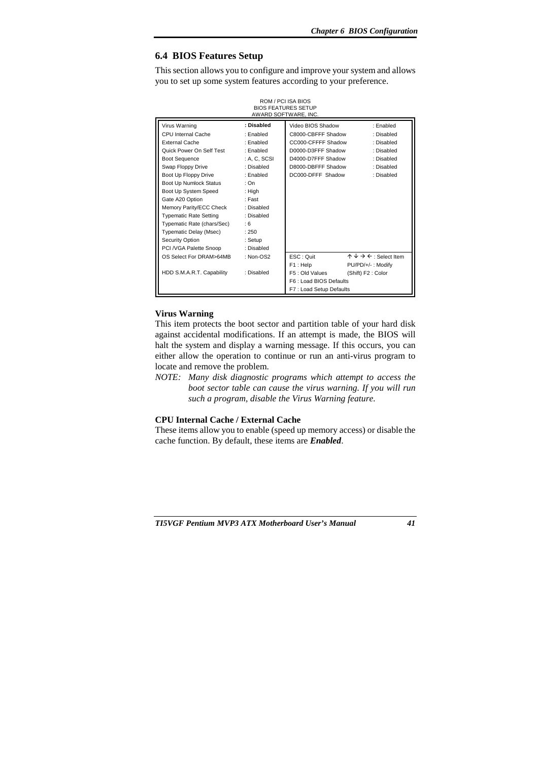## 6.4 BIOS Features Setup

This section allows you to configure and improve your system and allows you to set up some system features according to your preference.

ROM / PCI ISA BIOS
BIOS FEATURES SETUP
AWARD SOFTWARE, INC.

| | | | |
|---|---|---|---|
| Virus Warning | **: Disabled** | Video BIOS Shadow | : Enabled |
| CPU Internal Cache | : Enabled | C8000-CBFFF Shadow | : Disabled |
| External Cache | : Enabled | CC000-CFFFF Shadow | : Disabled |
| Quick Power On Self Test | : Enabled | D0000-D3FFF Shadow | : Disabled |
| Boot Sequence | : A, C, SCSI | D4000-D7FFF Shadow | : Disabled |
| Swap Floppy Drive | : Disabled | D8000-DBFFF Shadow | : Disabled |
| Boot Up Floppy Drive | : Enabled | DC000-DFFF Shadow | : Disabled |
| Boot Up Numlock Status | : On | | |
| Boot Up System Speed | : High | | |
| Gate A20 Option | : Fast | | |
| Memory Parity/ECC Check | : Disabled | | |
| Typematic Rate Setting | : Disabled | | |
| Typematic Rate (chars/Sec) | : 6 | | |
| Typematic Delay (Msec) | : 250 | | |
| Security Option | : Setup | | |
| PCI /VGA Palette Snoop | : Disabled | | |
| OS Select For DRAM>64MB | : Non-OS2 | ESC : Quit | ↑ ↓ → ← : Select Item |
| | | F1 : Help | PU/PD/+/- : Modify |
| HDD S.M.A.R.T. Capability | : Disabled | F5 : Old Values | (Shift) F2 : Color |
| | | F6 : Load BIOS Defaults | |
| | | F7 : Load Setup Defaults | |

### Virus Warning

This item protects the boot sector and partition table of your hard disk against accidental modifications. If an attempt is made, the BIOS will halt the system and display a warning message. If this occurs, you can either allow the operation to continue or run an anti-virus program to locate and remove the problem.

*NOTE: Many disk diagnostic programs which attempt to access the boot sector table can cause the virus warning. If you will run such a program, disable the Virus Warning feature.*

### CPU Internal Cache / External Cache

These items allow you to enable (speed up memory access) or disable the cache function. By default, these items are ***Enabled***.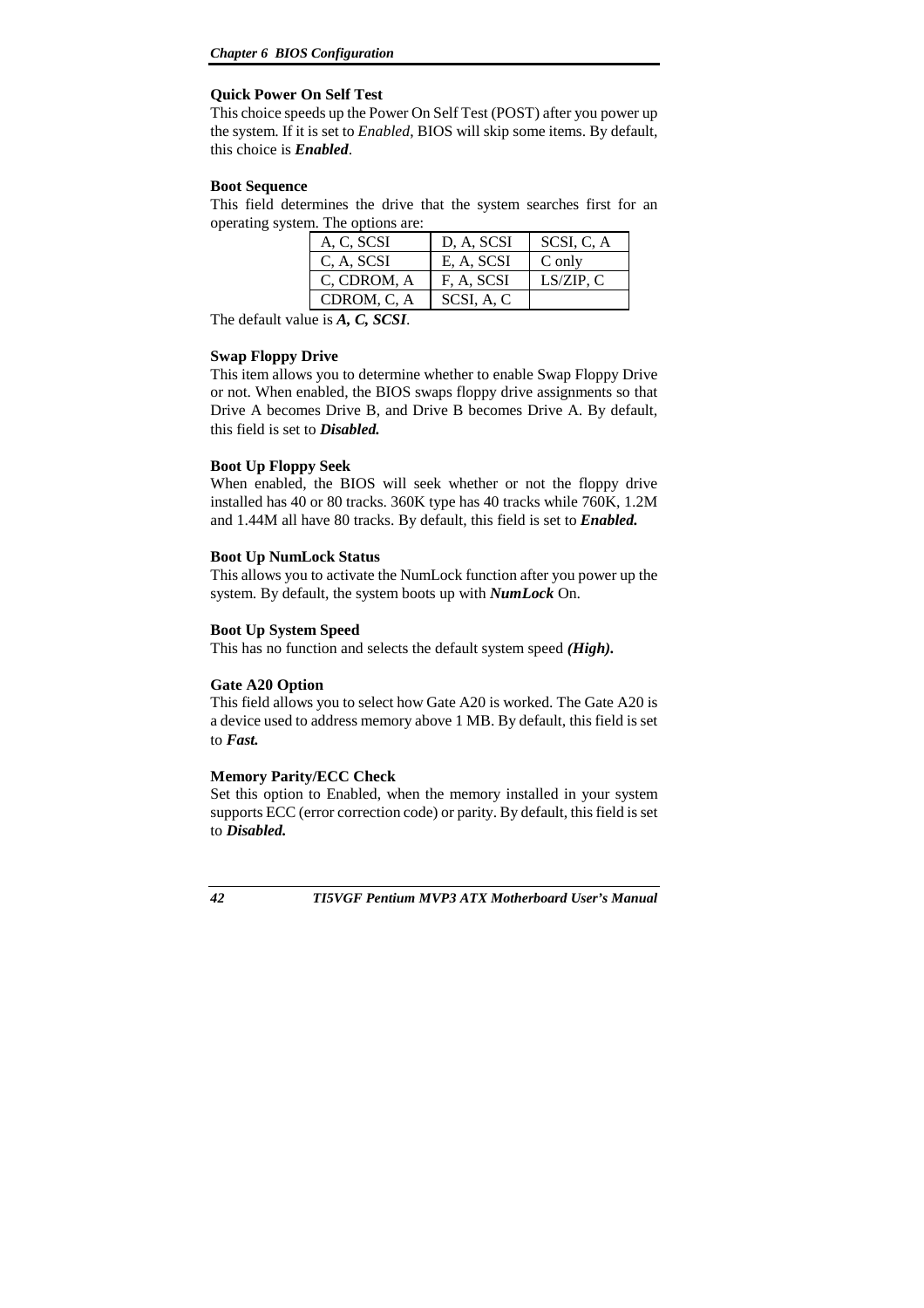### Quick Power On Self Test

This choice speeds up the Power On Self Test (POST) after you power up the system. If it is set to *Enabled*, BIOS will skip some items. By default, this choice is ***Enabled***.

### Boot Sequence

This field determines the drive that the system searches first for an operating system. The options are:

| A, C, SCSI | D, A, SCSI | SCSI, C, A |
|---|---|---|
| C, A, SCSI | E, A, SCSI | C only |
| C, CDROM, A | F, A, SCSI | LS/ZIP, C |
| CDROM, C, A | SCSI, A, C | |

The default value is ***A, C, SCSI***.

### Swap Floppy Drive

This item allows you to determine whether to enable Swap Floppy Drive or not. When enabled, the BIOS swaps floppy drive assignments so that Drive A becomes Drive B, and Drive B becomes Drive A. By default, this field is set to ***Disabled.***

### Boot Up Floppy Seek

When enabled, the BIOS will seek whether or not the floppy drive installed has 40 or 80 tracks. 360K type has 40 tracks while 760K, 1.2M and 1.44M all have 80 tracks. By default, this field is set to ***Enabled.***

### Boot Up NumLock Status

This allows you to activate the NumLock function after you power up the system. By default, the system boots up with ***NumLock*** On.

### Boot Up System Speed

This has no function and selects the default system speed ***(High).***

### Gate A20 Option

This field allows you to select how Gate A20 is worked. The Gate A20 is a device used to address memory above 1 MB. By default, this field is set to ***Fast.***

### Memory Parity/ECC Check

Set this option to Enabled, when the memory installed in your system supports ECC (error correction code) or parity. By default, this field is set to ***Disabled.***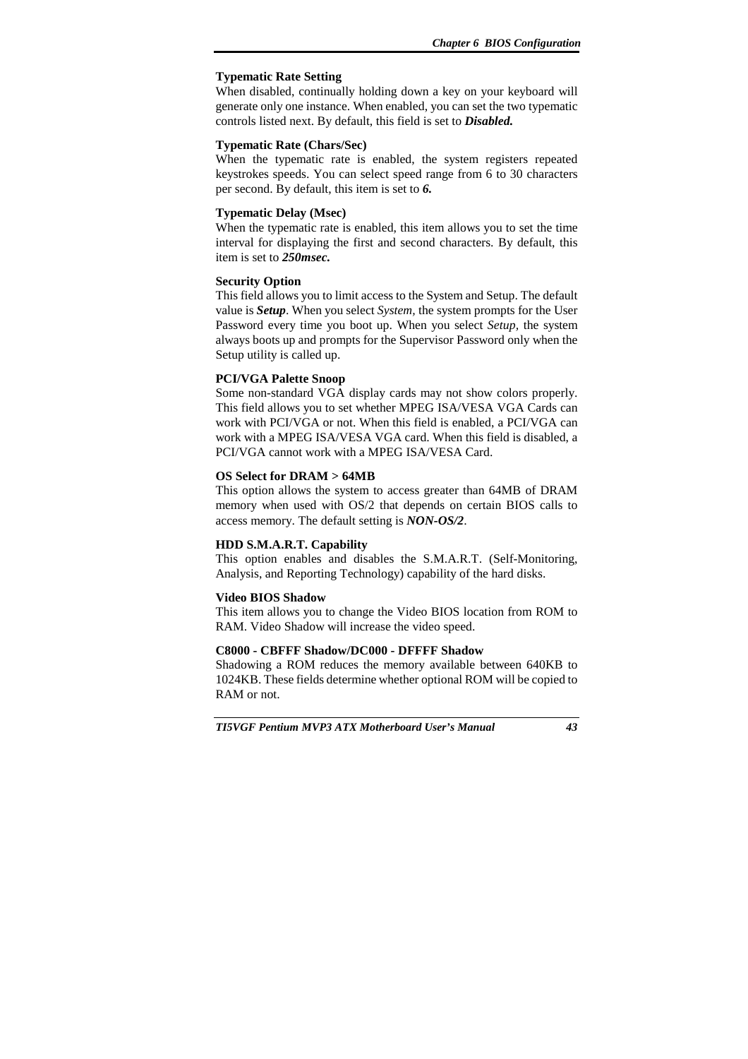**Typematic Rate Setting**

When disabled, continually holding down a key on your keyboard will generate only one instance. When enabled, you can set the two typematic controls listed next. By default, this field is set to ***Disabled.***

**Typematic Rate (Chars/Sec)**

When the typematic rate is enabled, the system registers repeated keystrokes speeds. You can select speed range from 6 to 30 characters per second. By default, this item is set to ***6.***

**Typematic Delay (Msec)**

When the typematic rate is enabled, this item allows you to set the time interval for displaying the first and second characters. By default, this item is set to ***250msec.***

**Security Option**

This field allows you to limit access to the System and Setup. The default value is ***Setup***. When you select *System,* the system prompts for the User Password every time you boot up. When you select *Setup,* the system always boots up and prompts for the Supervisor Password only when the Setup utility is called up.

**PCI/VGA Palette Snoop**

Some non-standard VGA display cards may not show colors properly. This field allows you to set whether MPEG ISA/VESA VGA Cards can work with PCI/VGA or not. When this field is enabled, a PCI/VGA can work with a MPEG ISA/VESA VGA card. When this field is disabled, a PCI/VGA cannot work with a MPEG ISA/VESA Card.

**OS Select for DRAM > 64MB**

This option allows the system to access greater than 64MB of DRAM memory when used with OS/2 that depends on certain BIOS calls to access memory. The default setting is ***NON-OS/2***.

**HDD S.M.A.R.T. Capability**

This option enables and disables the S.M.A.R.T. (Self-Monitoring, Analysis, and Reporting Technology) capability of the hard disks.

**Video BIOS Shadow**

This item allows you to change the Video BIOS location from ROM to RAM. Video Shadow will increase the video speed.

**C8000 - CBFFF Shadow/DC000 - DFFFF Shadow**

Shadowing a ROM reduces the memory available between 640KB to 1024KB. These fields determine whether optional ROM will be copied to RAM or not.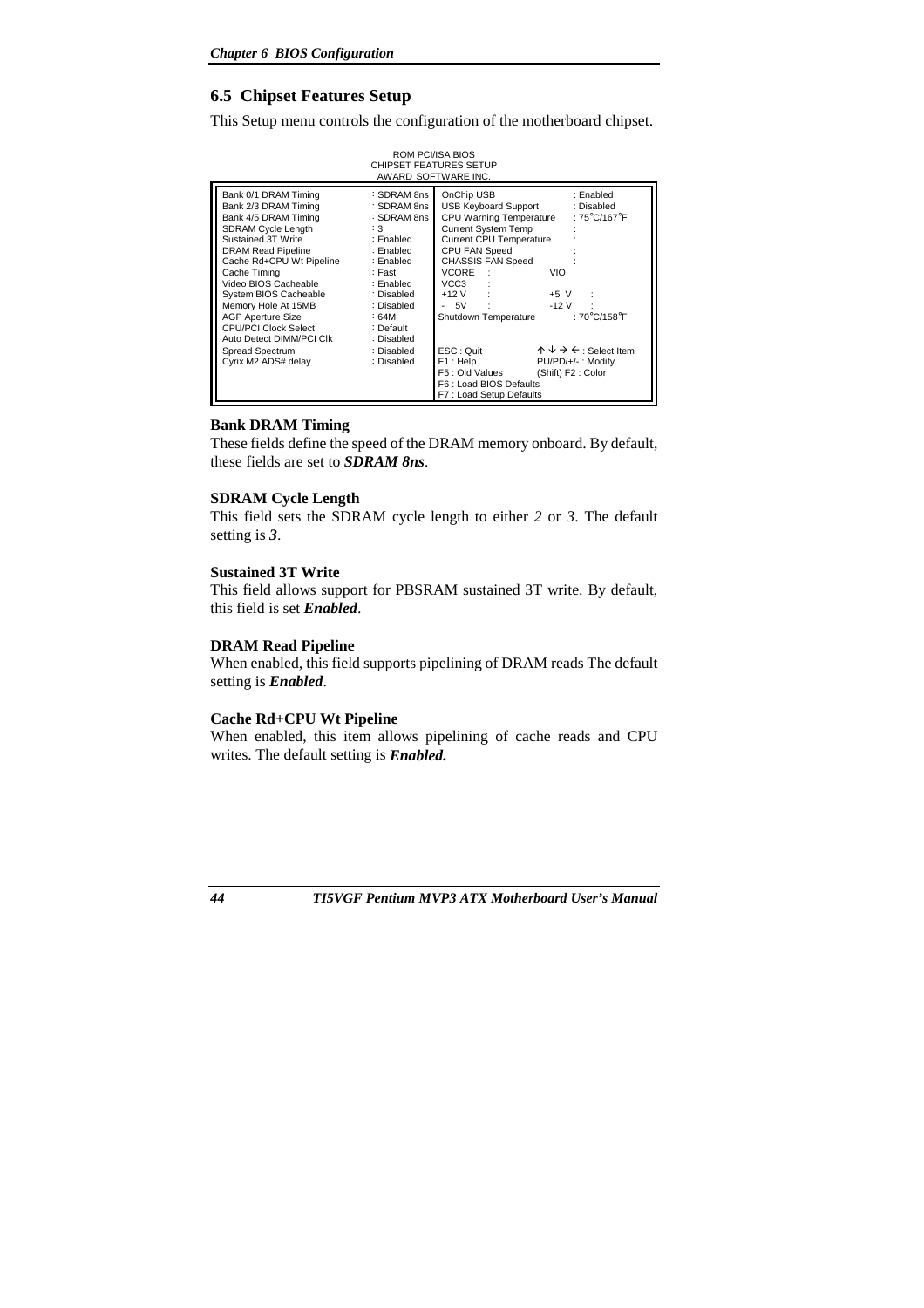## 6.5 Chipset Features Setup

This Setup menu controls the configuration of the motherboard chipset.

```
                          ROM PCI/ISA BIOS
                       CHIPSET FEATURES SETUP
                        AWARD SOFTWARE INC.

Bank 0/1 DRAM Timing      : SDRAM 8ns | OnChip USB                 : Enabled
Bank 2/3 DRAM Timing      : SDRAM 8ns | USB Keyboard Support       : Disabled
Bank 4/5 DRAM Timing      : SDRAM 8ns | CPU Warning Temperature    : 75°C/167°F
SDRAM Cycle Length        : 3         | Current System Temp        :
Sustained 3T Write        : Enabled   | Current CPU Temperature    :
DRAM Read Pipeline        : Enabled   | CPU FAN Speed              :
Cache Rd+CPU Wt Pipeline  : Enabled   | CHASSIS FAN Speed          :
Cache Timing              : Fast      | VCORE   :          VIO
Video BIOS Cacheable      : Enabled   | VCC3    :
System BIOS Cacheable     : Disabled  | +12 V   :          +5 V   :
Memory Hole At 15MB       : Disabled  | - 5V    :          -12 V  :
AGP Aperture Size         : 64M       | Shutdown Temperature       : 70°C/158°F
CPU/PCI Clock Select      : Default   |
Auto Detect DIMM/PCI Clk  : Disabled  |
Spread Spectrum           : Disabled  | ESC : Quit         ↑ ↓ → ← : Select Item
Cyrix M2 ADS# delay       : Disabled  | F1 : Help          PU/PD/+/- : Modify
                                      | F5 : Old Values    (Shift) F2 : Color
                                      | F6 : Load BIOS Defaults
                                      | F7 : Load Setup Defaults
```

**Bank DRAM Timing**

These fields define the speed of the DRAM memory onboard. By default, these fields are set to ***SDRAM 8ns***.

**SDRAM Cycle Length**

This field sets the SDRAM cycle length to either *2* or *3*. The default setting is ***3***.

**Sustained 3T Write**

This field allows support for PBSRAM sustained 3T write. By default, this field is set ***Enabled***.

**DRAM Read Pipeline**

When enabled, this field supports pipelining of DRAM reads The default setting is ***Enabled***.

**Cache Rd+CPU Wt Pipeline**

When enabled, this item allows pipelining of cache reads and CPU writes. The default setting is ***Enabled.***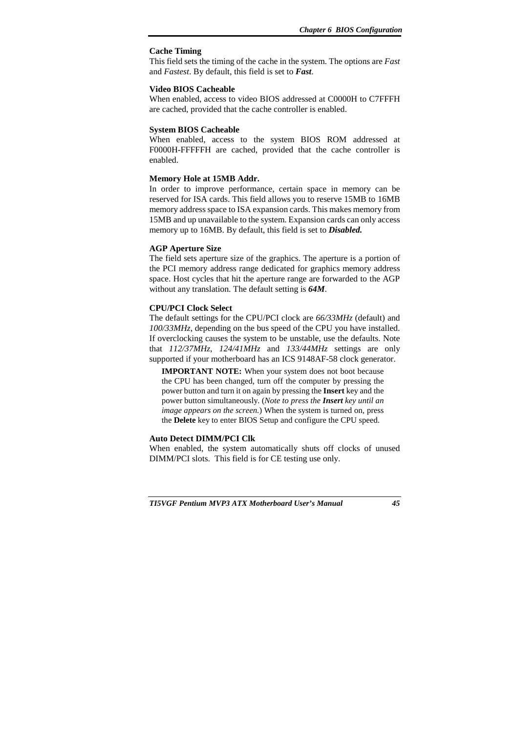### Cache Timing

This field sets the timing of the cache in the system. The options are *Fast* and *Fastest*. By default, this field is set to ***Fast***.

### Video BIOS Cacheable

When enabled, access to video BIOS addressed at C0000H to C7FFFH are cached, provided that the cache controller is enabled.

### System BIOS Cacheable

When enabled, access to the system BIOS ROM addressed at F0000H-FFFFFH are cached, provided that the cache controller is enabled.

### Memory Hole at 15MB Addr.

In order to improve performance, certain space in memory can be reserved for ISA cards. This field allows you to reserve 15MB to 16MB memory address space to ISA expansion cards. This makes memory from 15MB and up unavailable to the system. Expansion cards can only access memory up to 16MB. By default, this field is set to ***Disabled.***

### AGP Aperture Size

The field sets aperture size of the graphics. The aperture is a portion of the PCI memory address range dedicated for graphics memory address space. Host cycles that hit the aperture range are forwarded to the AGP without any translation. The default setting is ***64M***.

### CPU/PCI Clock Select

The default settings for the CPU/PCI clock are *66/33MHz* (default) and *100/33MHz*, depending on the bus speed of the CPU you have installed. If overclocking causes the system to be unstable, use the defaults. Note that *112/37MHz*, *124/41MHz* and *133/44MHz* settings are only supported if your motherboard has an ICS 9148AF-58 clock generator.

> **IMPORTANT NOTE:** When your system does not boot because the CPU has been changed, turn off the computer by pressing the power button and turn it on again by pressing the **Insert** key and the power button simultaneously. (*Note to press the* ***Insert*** *key until an image appears on the screen.*) When the system is turned on, press the **Delete** key to enter BIOS Setup and configure the CPU speed.

### Auto Detect DIMM/PCI Clk

When enabled, the system automatically shuts off clocks of unused DIMM/PCI slots. This field is for CE testing use only.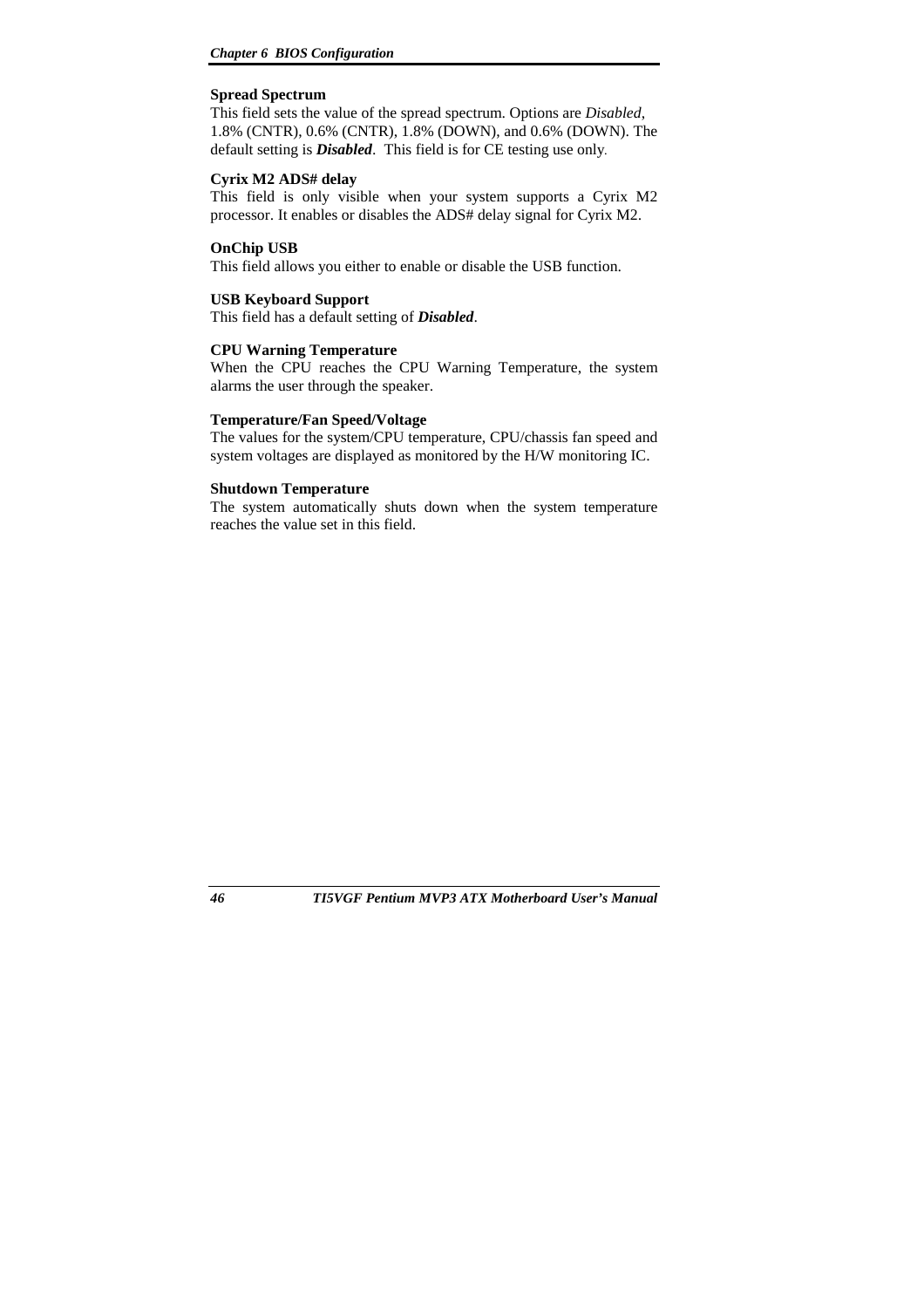### Spread Spectrum

This field sets the value of the spread spectrum. Options are *Disabled*, 1.8% (CNTR), 0.6% (CNTR), 1.8% (DOWN), and 0.6% (DOWN). The default setting is ***Disabled***. This field is for CE testing use only.

### Cyrix M2 ADS# delay

This field is only visible when your system supports a Cyrix M2 processor. It enables or disables the ADS# delay signal for Cyrix M2.

### OnChip USB

This field allows you either to enable or disable the USB function.

### USB Keyboard Support

This field has a default setting of ***Disabled***.

### CPU Warning Temperature

When the CPU reaches the CPU Warning Temperature, the system alarms the user through the speaker.

### Temperature/Fan Speed/Voltage

The values for the system/CPU temperature, CPU/chassis fan speed and system voltages are displayed as monitored by the H/W monitoring IC.

### Shutdown Temperature

The system automatically shuts down when the system temperature reaches the value set in this field.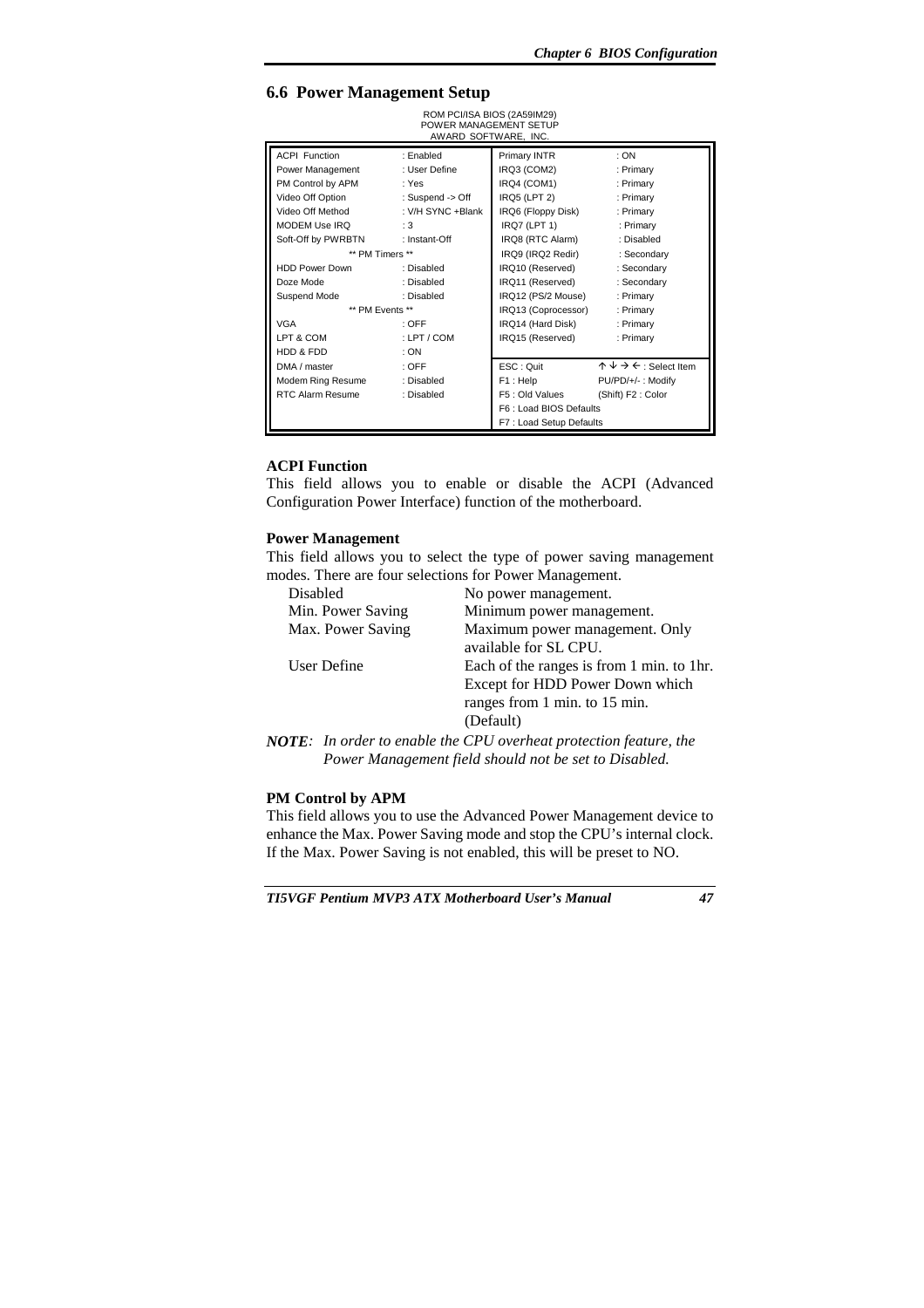## 6.6 Power Management Setup

ROM PCI/ISA BIOS (2A59IM29)
POWER MANAGEMENT SETUP
AWARD SOFTWARE, INC.

| | | | |
|---|---|---|---|
| ACPI Function | : Enabled | Primary INTR | : ON |
| Power Management | : User Define | IRQ3 (COM2) | : Primary |
| PM Control by APM | : Yes | IRQ4 (COM1) | : Primary |
| Video Off Option | : Suspend -> Off | IRQ5 (LPT 2) | : Primary |
| Video Off Method | : V/H SYNC +Blank | IRQ6 (Floppy Disk) | : Primary |
| MODEM Use IRQ | : 3 | IRQ7 (LPT 1) | : Primary |
| Soft-Off by PWRBTN | : Instant-Off | IRQ8 (RTC Alarm) | : Disabled |
| ** PM Timers ** | | IRQ9 (IRQ2 Redir) | : Secondary |
| HDD Power Down | : Disabled | IRQ10 (Reserved) | : Secondary |
| Doze Mode | : Disabled | IRQ11 (Reserved) | : Secondary |
| Suspend Mode | : Disabled | IRQ12 (PS/2 Mouse) | : Primary |
| ** PM Events ** | | IRQ13 (Coprocessor) | : Primary |
| VGA | : OFF | IRQ14 (Hard Disk) | : Primary |
| LPT & COM | : LPT / COM | IRQ15 (Reserved) | : Primary |
| HDD & FDD | : ON | | |
| DMA / master | : OFF | ESC : Quit | ↑ ↓ → ← : Select Item |
| Modem Ring Resume | : Disabled | F1 : Help | PU/PD/+/- : Modify |
| RTC Alarm Resume | : Disabled | F5 : Old Values | (Shift) F2 : Color |
| | | F6 : Load BIOS Defaults | |
| | | F7 : Load Setup Defaults | |

**ACPI Function**

This field allows you to enable or disable the ACPI (Advanced Configuration Power Interface) function of the motherboard.

**Power Management**

This field allows you to select the type of power saving management modes. There are four selections for Power Management.

| | |
|---|---|
| Disabled | No power management. |
| Min. Power Saving | Minimum power management. |
| Max. Power Saving | Maximum power management. Only available for SL CPU. |
| User Define | Each of the ranges is from 1 min. to 1hr. Except for HDD Power Down which ranges from 1 min. to 15 min. (Default) |

***NOTE**: In order to enable the CPU overheat protection feature, the Power Management field should not be set to Disabled.*

**PM Control by APM**

This field allows you to use the Advanced Power Management device to enhance the Max. Power Saving mode and stop the CPU's internal clock. If the Max. Power Saving is not enabled, this will be preset to NO.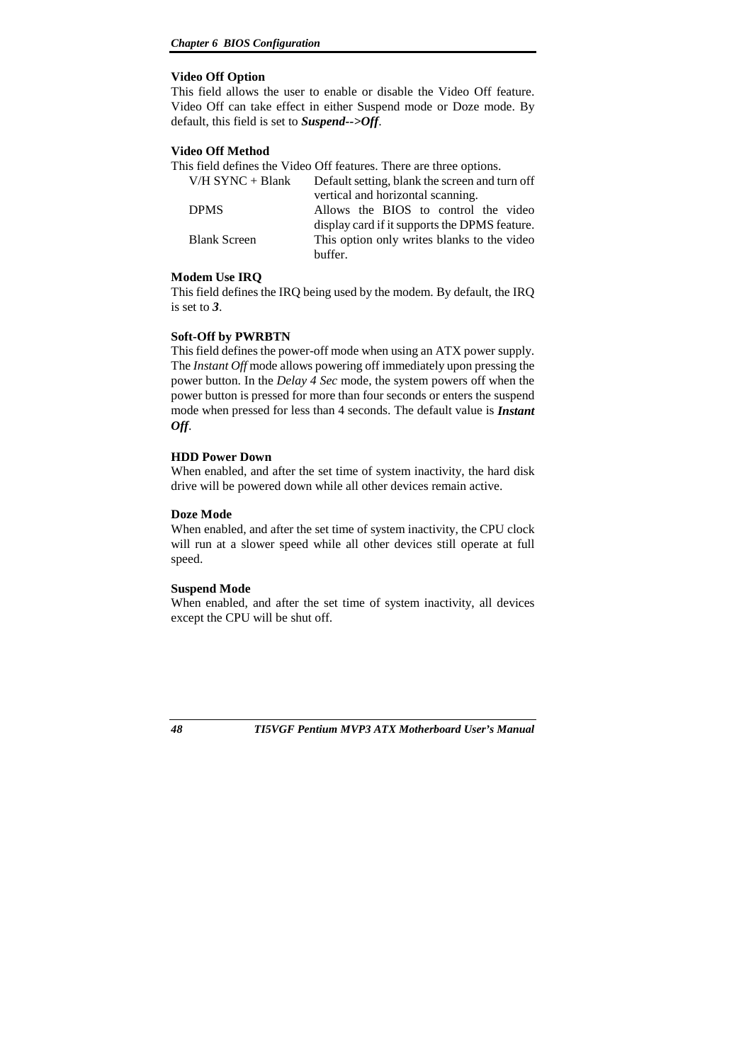**Video Off Option**

This field allows the user to enable or disable the Video Off feature. Video Off can take effect in either Suspend mode or Doze mode. By default, this field is set to ***Suspend-->Off***.

**Video Off Method**

This field defines the Video Off features. There are three options.

| | |
|---|---|
| V/H SYNC + Blank | Default setting, blank the screen and turn off vertical and horizontal scanning. |
| DPMS | Allows the BIOS to control the video display card if it supports the DPMS feature. |
| Blank Screen | This option only writes blanks to the video buffer. |

**Modem Use IRQ**

This field defines the IRQ being used by the modem. By default, the IRQ is set to ***3***.

**Soft-Off by PWRBTN**

This field defines the power-off mode when using an ATX power supply. The *Instant Off* mode allows powering off immediately upon pressing the power button. In the *Delay 4 Sec* mode, the system powers off when the power button is pressed for more than four seconds or enters the suspend mode when pressed for less than 4 seconds. The default value is ***Instant Off***.

**HDD Power Down**

When enabled, and after the set time of system inactivity, the hard disk drive will be powered down while all other devices remain active.

**Doze Mode**

When enabled, and after the set time of system inactivity, the CPU clock will run at a slower speed while all other devices still operate at full speed.

**Suspend Mode**

When enabled, and after the set time of system inactivity, all devices except the CPU will be shut off.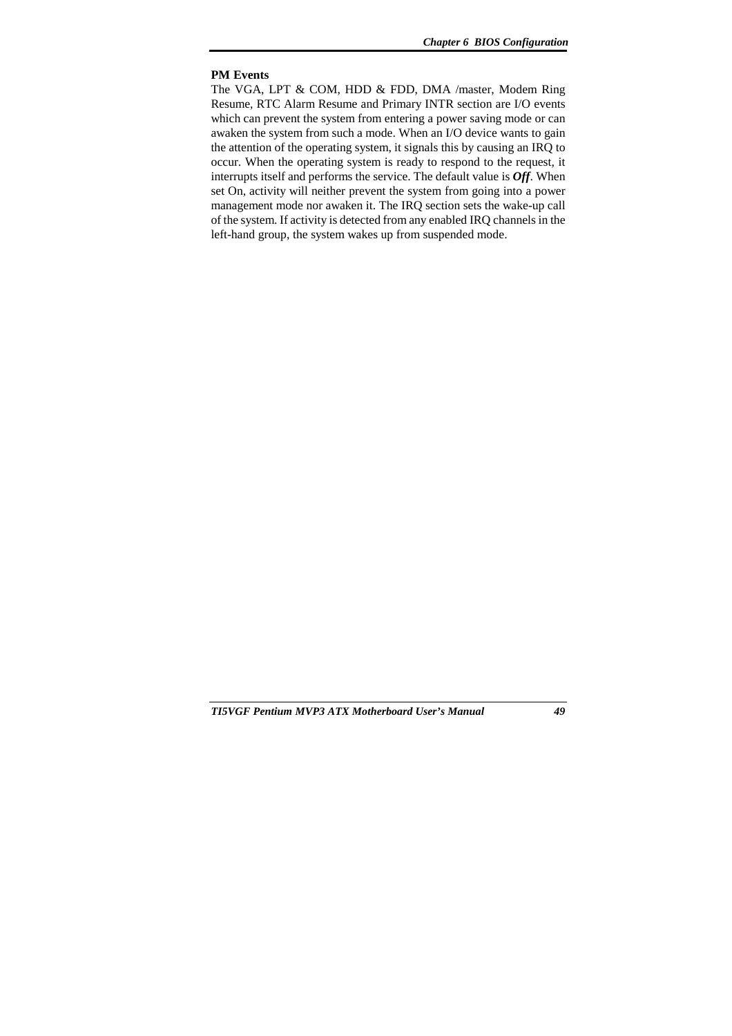**PM Events**

The VGA, LPT & COM, HDD & FDD, DMA /master, Modem Ring Resume, RTC Alarm Resume and Primary INTR section are I/O events which can prevent the system from entering a power saving mode or can awaken the system from such a mode. When an I/O device wants to gain the attention of the operating system, it signals this by causing an IRQ to occur. When the operating system is ready to respond to the request, it interrupts itself and performs the service. The default value is ***Off***. When set On, activity will neither prevent the system from going into a power management mode nor awaken it. The IRQ section sets the wake-up call of the system. If activity is detected from any enabled IRQ channels in the left-hand group, the system wakes up from suspended mode.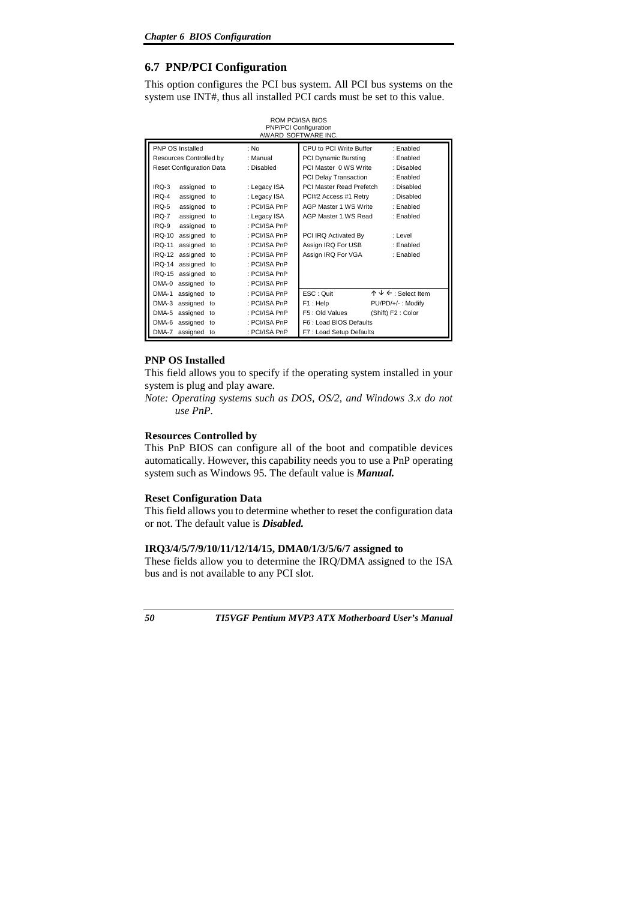## 6.7 PNP/PCI Configuration

This option configures the PCI bus system. All PCI bus systems on the system use INT#, thus all installed PCI cards must be set to this value.

ROM PCI/ISA BIOS
PNP/PCI Configuration
AWARD SOFTWARE INC.

| | | | |
|---|---|---|---|
| PNP OS Installed | : No | CPU to PCI Write Buffer | : Enabled |
| Resources Controlled by | : Manual | PCI Dynamic Bursting | : Enabled |
| Reset Configuration Data | : Disabled | PCI Master 0 WS Write | : Disabled |
| | | PCI Delay Transaction | : Enabled |
| IRQ-3 assigned to | : Legacy ISA | PCI Master Read Prefetch | : Disabled |
| IRQ-4 assigned to | : Legacy ISA | PCI#2 Access #1 Retry | : Disabled |
| IRQ-5 assigned to | : PCI/ISA PnP | AGP Master 1 WS Write | : Enabled |
| IRQ-7 assigned to | : Legacy ISA | AGP Master 1 WS Read | : Enabled |
| IRQ-9 assigned to | : PCI/ISA PnP | | |
| IRQ-10 assigned to | : PCI/ISA PnP | PCI IRQ Activated By | : Level |
| IRQ-11 assigned to | : PCI/ISA PnP | Assign IRQ For USB | : Enabled |
| IRQ-12 assigned to | : PCI/ISA PnP | Assign IRQ For VGA | : Enabled |
| IRQ-14 assigned to | : PCI/ISA PnP | | |
| IRQ-15 assigned to | : PCI/ISA PnP | | |
| DMA-0 assigned to | : PCI/ISA PnP | | |
| DMA-1 assigned to | : PCI/ISA PnP | ESC : Quit | ↑ ↓ ← : Select Item |
| DMA-3 assigned to | : PCI/ISA PnP | F1 : Help | PU/PD/+/- : Modify |
| DMA-5 assigned to | : PCI/ISA PnP | F5 : Old Values | (Shift) F2 : Color |
| DMA-6 assigned to | : PCI/ISA PnP | F6 : Load BIOS Defaults | |
| DMA-7 assigned to | : PCI/ISA PnP | F7 : Load Setup Defaults | |

**PNP OS Installed**

This field allows you to specify if the operating system installed in your system is plug and play aware.

*Note: Operating systems such as DOS, OS/2, and Windows 3.x do not use PnP.*

**Resources Controlled by**

This PnP BIOS can configure all of the boot and compatible devices automatically. However, this capability needs you to use a PnP operating system such as Windows 95. The default value is ***Manual.***

**Reset Configuration Data**

This field allows you to determine whether to reset the configuration data or not. The default value is ***Disabled.***

**IRQ3/4/5/7/9/10/11/12/14/15, DMA0/1/3/5/6/7 assigned to**

These fields allow you to determine the IRQ/DMA assigned to the ISA bus and is not available to any PCI slot.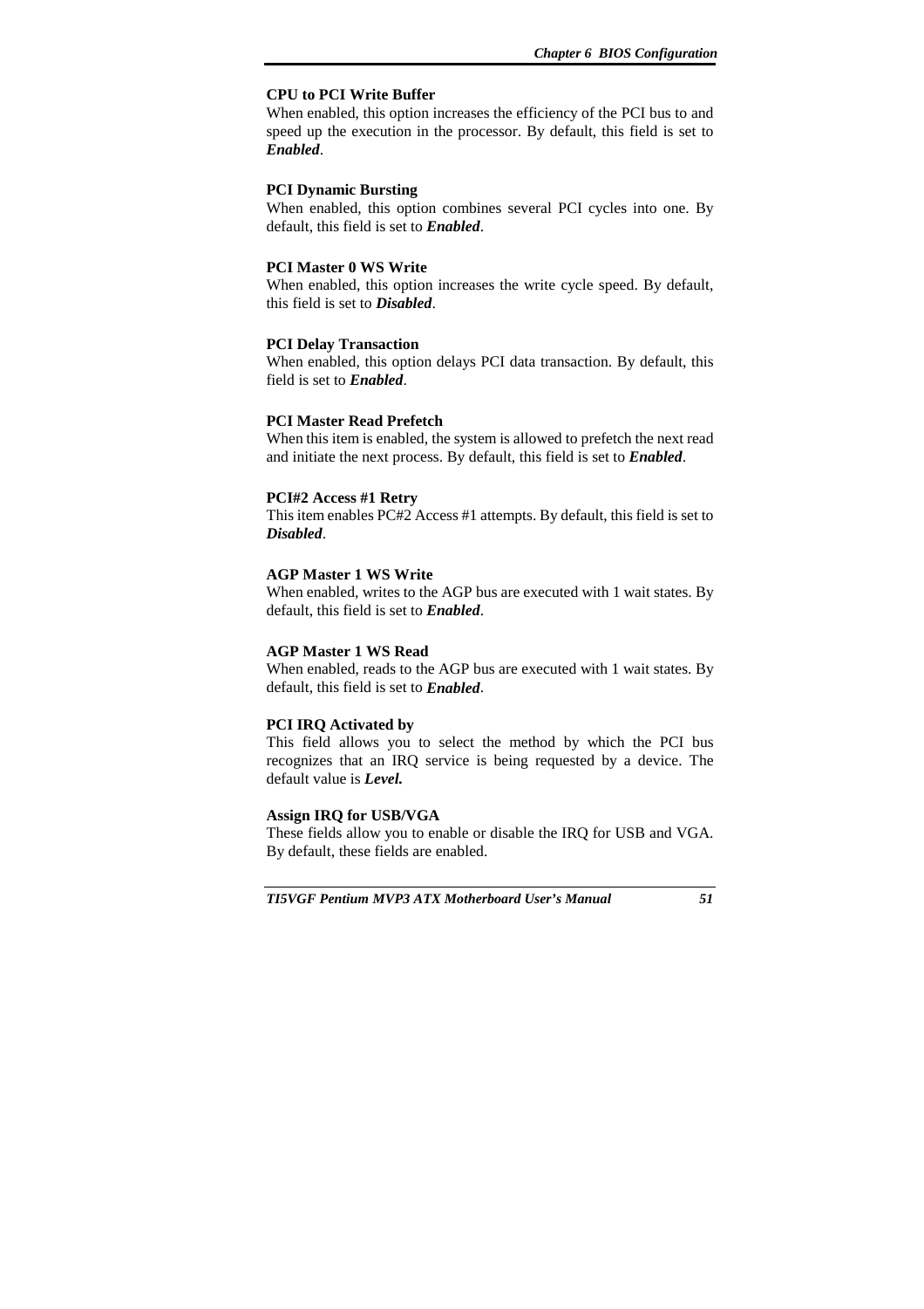**CPU to PCI Write Buffer**

When enabled, this option increases the efficiency of the PCI bus to and speed up the execution in the processor. By default, this field is set to ***Enabled***.

**PCI Dynamic Bursting**

When enabled, this option combines several PCI cycles into one. By default, this field is set to ***Enabled***.

**PCI Master 0 WS Write**

When enabled, this option increases the write cycle speed. By default, this field is set to ***Disabled***.

**PCI Delay Transaction**

When enabled, this option delays PCI data transaction. By default, this field is set to ***Enabled***.

**PCI Master Read Prefetch**

When this item is enabled, the system is allowed to prefetch the next read and initiate the next process. By default, this field is set to ***Enabled***.

**PCI#2 Access #1 Retry**

This item enables PC#2 Access #1 attempts. By default, this field is set to ***Disabled***.

**AGP Master 1 WS Write**

When enabled, writes to the AGP bus are executed with 1 wait states. By default, this field is set to ***Enabled***.

**AGP Master 1 WS Read**

When enabled, reads to the AGP bus are executed with 1 wait states. By default, this field is set to ***Enabled***.

**PCI IRQ Activated by**

This field allows you to select the method by which the PCI bus recognizes that an IRQ service is being requested by a device. The default value is ***Level.***

**Assign IRQ for USB/VGA**

These fields allow you to enable or disable the IRQ for USB and VGA. By default, these fields are enabled.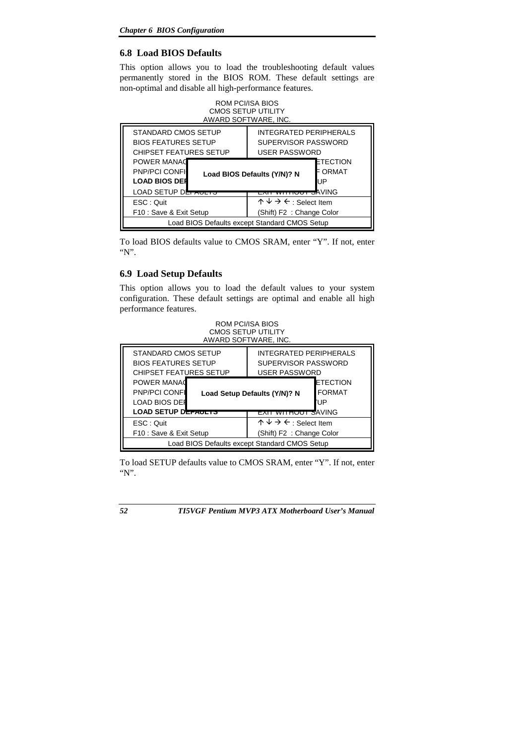## 6.8 Load BIOS Defaults

This option allows you to load the troubleshooting default values permanently stored in the BIOS ROM. These default settings are non-optimal and disable all high-performance features.

```
                        ROM PCI/ISA BIOS
                       CMOS SETUP UTILITY
                     AWARD SOFTWARE, INC.

 STANDARD CMOS SETUP            INTEGRATED PERIPHERALS
 BIOS FEATURES SETUP            SUPERVISOR PASSWORD
 CHIPSET FEATURES SETUP         USER PASSWORD
 POWER MANAG                              ETECTION
 PNP/PCI CONFI   Load BIOS Defaults (Y/N)? N   ORMAT
 LOAD BIOS DEF                            UP
 LOAD SETUP DEFAULTS            EXIT WITHOUT SAVING
 ESC : Quit                     ↑ ↓ → ← : Select Item
 F10 : Save & Exit Setup        (Shift) F2  : Change Color
          Load BIOS Defaults except Standard CMOS Setup
```

To load BIOS defaults value to CMOS SRAM, enter "Y". If not, enter "N".

## 6.9 Load Setup Defaults

This option allows you to load the default values to your system configuration. These default settings are optimal and enable all high performance features.

```
                        ROM PCI/ISA BIOS
                       CMOS SETUP UTILITY
                     AWARD SOFTWARE, INC.

 STANDARD CMOS SETUP            INTEGRATED PERIPHERALS
 BIOS FEATURES SETUP            SUPERVISOR PASSWORD
 CHIPSET FEATURES SETUP         USER PASSWORD
 POWER MANAG                              ETECTION
 PNP/PCI CONFI   Load Setup Defaults (Y/N)? N  FORMAT
 LOAD BIOS DEF                            UP
 LOAD SETUP DEFAULTS            EXIT WITHOUT SAVING
 ESC : Quit                     ↑ ↓ → ← : Select Item
 F10 : Save & Exit Setup        (Shift) F2  : Change Color
          Load BIOS Defaults except Standard CMOS Setup
```

To load SETUP defaults value to CMOS SRAM, enter "Y". If not, enter "N".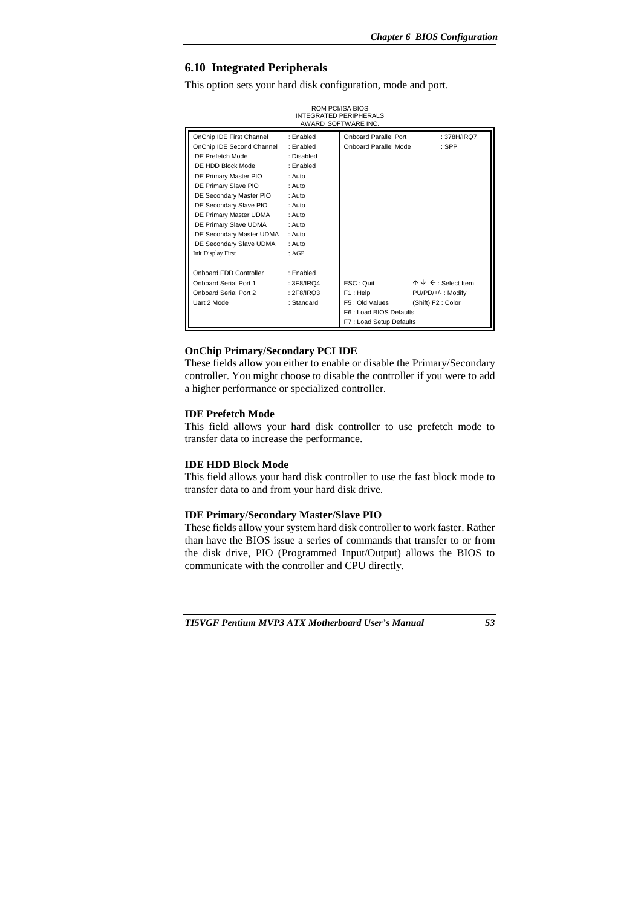## 6.10 Integrated Peripherals

This option sets your hard disk configuration, mode and port.

ROM PCI/ISA BIOS
INTEGRATED PERIPHERALS
AWARD SOFTWARE INC.

| | | | |
|---|---|---|---|
| OnChip IDE First Channel | : Enabled | Onboard Parallel Port | : 378H/IRQ7 |
| OnChip IDE Second Channel | : Enabled | Onboard Parallel Mode | : SPP |
| IDE Prefetch Mode | : Disabled | | |
| IDE HDD Block Mode | : Enabled | | |
| IDE Primary Master PIO | : Auto | | |
| IDE Primary Slave PIO | : Auto | | |
| IDE Secondary Master PIO | : Auto | | |
| IDE Secondary Slave PIO | : Auto | | |
| IDE Primary Master UDMA | : Auto | | |
| IDE Primary Slave UDMA | : Auto | | |
| IDE Secondary Master UDMA | : Auto | | |
| IDE Secondary Slave UDMA | : Auto | | |
| Init Display First | : AGP | | |
| | | | |
| Onboard FDD Controller | : Enabled | | |
| Onboard Serial Port 1 | : 3F8/IRQ4 | ESC : Quit | ↑ ↓ ← : Select Item |
| Onboard Serial Port 2 | : 2F8/IRQ3 | F1 : Help | PU/PD/+/- : Modify |
| Uart 2 Mode | : Standard | F5 : Old Values | (Shift) F2 : Color |
| | | F6 : Load BIOS Defaults | |
| | | F7 : Load Setup Defaults | |

**OnChip Primary/Secondary PCI IDE**
These fields allow you either to enable or disable the Primary/Secondary controller. You might choose to disable the controller if you were to add a higher performance or specialized controller.

**IDE Prefetch Mode**
This field allows your hard disk controller to use prefetch mode to transfer data to increase the performance.

**IDE HDD Block Mode**
This field allows your hard disk controller to use the fast block mode to transfer data to and from your hard disk drive.

**IDE Primary/Secondary Master/Slave PIO**
These fields allow your system hard disk controller to work faster. Rather than have the BIOS issue a series of commands that transfer to or from the disk drive, PIO (Programmed Input/Output) allows the BIOS to communicate with the controller and CPU directly.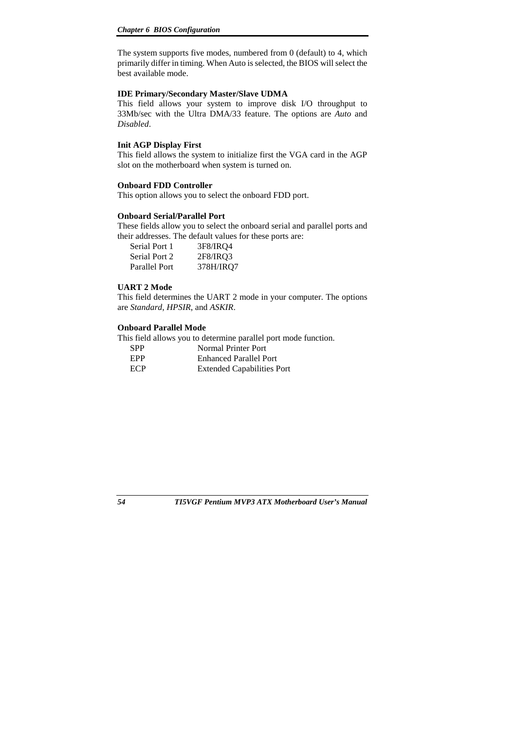The system supports five modes, numbered from 0 (default) to 4, which primarily differ in timing. When Auto is selected, the BIOS will select the best available mode.

**IDE Primary/Secondary Master/Slave UDMA**

This field allows your system to improve disk I/O throughput to 33Mb/sec with the Ultra DMA/33 feature. The options are *Auto* and *Disabled*.

**Init AGP Display First**

This field allows the system to initialize first the VGA card in the AGP slot on the motherboard when system is turned on.

**Onboard FDD Controller**

This option allows you to select the onboard FDD port.

**Onboard Serial/Parallel Port**

These fields allow you to select the onboard serial and parallel ports and their addresses. The default values for these ports are:

| | |
|---|---|
| Serial Port 1 | 3F8/IRQ4 |
| Serial Port 2 | 2F8/IRQ3 |
| Parallel Port | 378H/IRQ7 |

**UART 2 Mode**

This field determines the UART 2 mode in your computer. The options are *Standard*, *HPSIR*, and *ASKIR*.

**Onboard Parallel Mode**

This field allows you to determine parallel port mode function.

| | |
|---|---|
| SPP | Normal Printer Port |
| EPP | Enhanced Parallel Port |
| ECP | Extended Capabilities Port |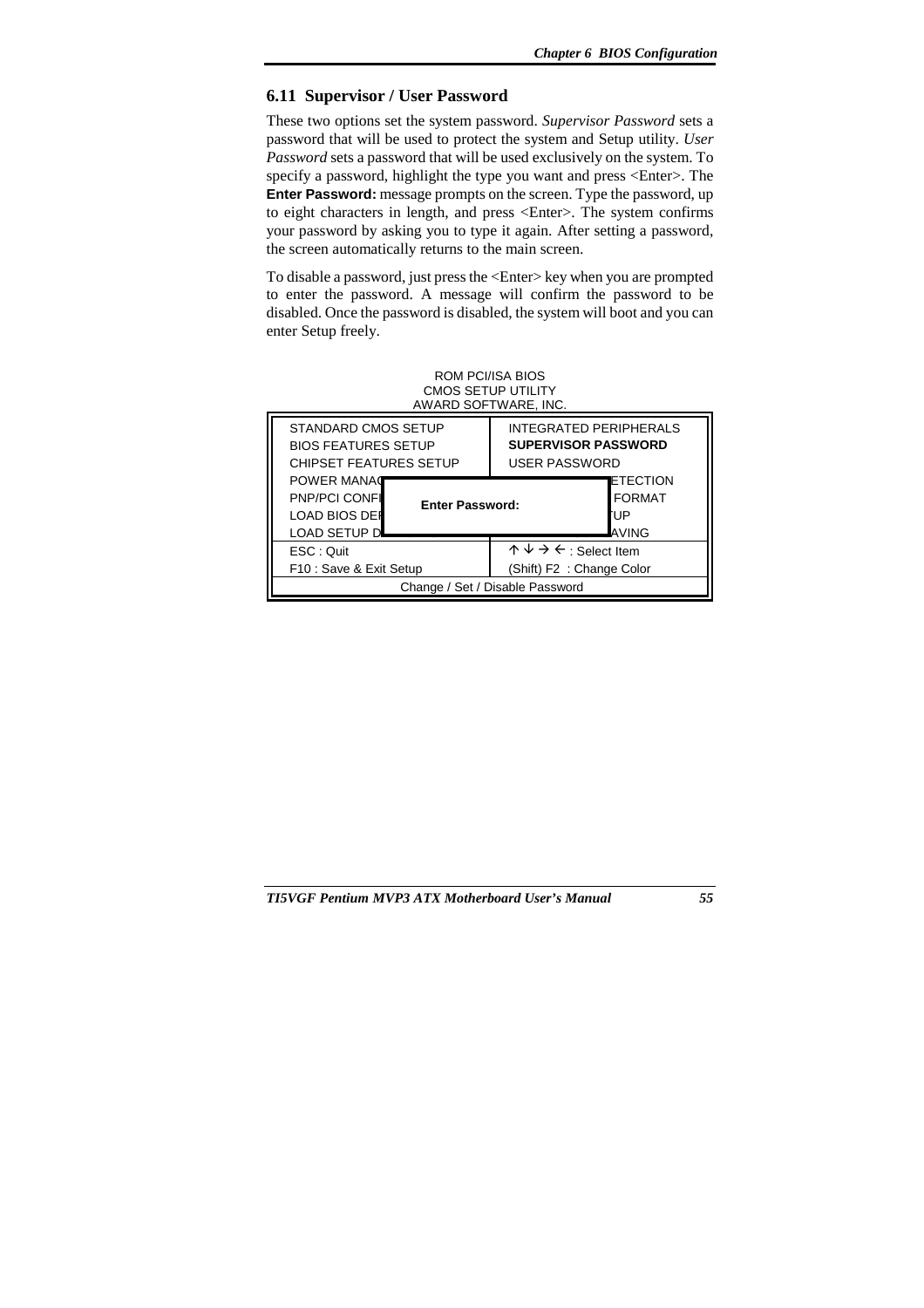## 6.11 Supervisor / User Password

These two options set the system password. *Supervisor Password* sets a password that will be used to protect the system and Setup utility. *User Password* sets a password that will be used exclusively on the system. To specify a password, highlight the type you want and press <Enter>. The **Enter Password:** message prompts on the screen. Type the password, up to eight characters in length, and press <Enter>. The system confirms your password by asking you to type it again. After setting a password, the screen automatically returns to the main screen.

To disable a password, just press the <Enter> key when you are prompted to enter the password. A message will confirm the password to be disabled. Once the password is disabled, the system will boot and you can enter Setup freely.

ROM PCI/ISA BIOS
CMOS SETUP UTILITY
AWARD SOFTWARE, INC.

| | |
|---|---|
| STANDARD CMOS SETUP | INTEGRATED PERIPHERALS |
| BIOS FEATURES SETUP | **SUPERVISOR PASSWORD** |
| CHIPSET FEATURES SETUP | USER PASSWORD |
| POWER MANAG | ETECTION |
| PNP/PCI CONFI **Enter Password:** | FORMAT |
| LOAD BIOS DEF | UP |
| LOAD SETUP D | AVING |
| ESC : Quit | ↑ ↓ → ← : Select Item |
| F10 : Save & Exit Setup | (Shift) F2 : Change Color |
| Change / Set / Disable Password | |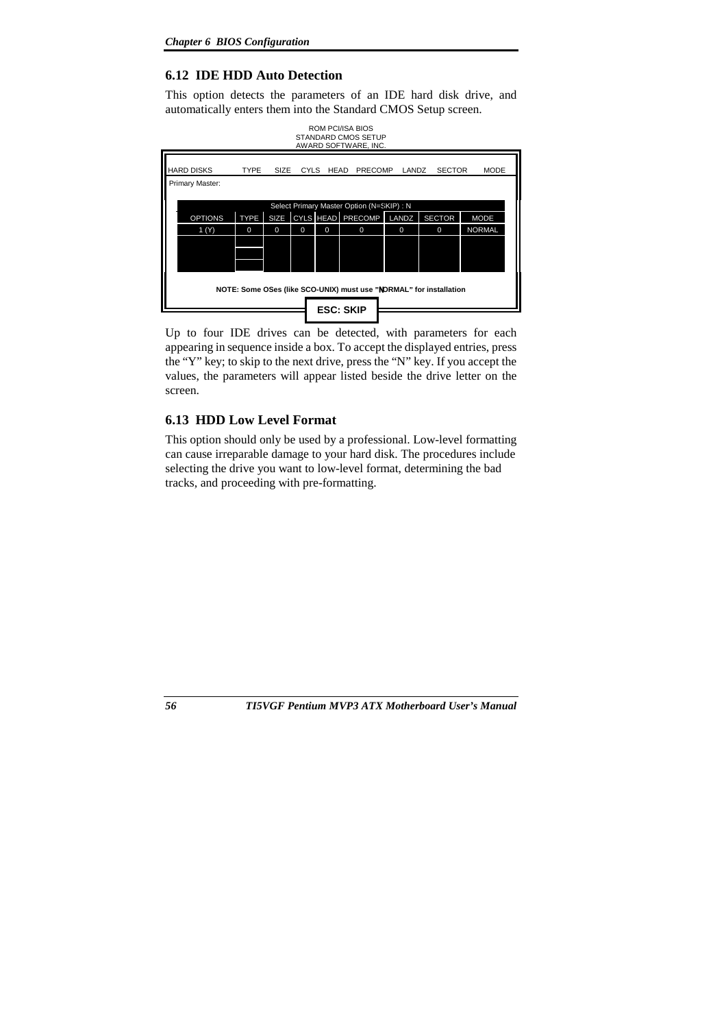## 6.12 IDE HDD Auto Detection

This option detects the parameters of an IDE hard disk drive, and automatically enters them into the Standard CMOS Setup screen.

ROM PCI/ISA BIOS
STANDARD CMOS SETUP
AWARD SOFTWARE, INC.

| HARD DISKS | TYPE | SIZE | CYLS | HEAD | PRECOMP | LANDZ | SECTOR | MODE |
|---|---|---|---|---|---|---|---|---|
| Primary Master: | | | | | | | | |

Select Primary Master Option (N=SKIP) : N

| OPTIONS | TYPE | SIZE | CYLS | HEAD | PRECOMP | LANDZ | SECTOR | MODE |
|---|---|---|---|---|---|---|---|---|
| 1 (Y) | 0 | 0 | 0 | 0 | 0 | 0 | 0 | NORMAL |

**NOTE: Some OSes (like SCO-UNIX) must use "NORMAL" for installation**

**ESC: SKIP**

Up to four IDE drives can be detected, with parameters for each appearing in sequence inside a box. To accept the displayed entries, press the "Y" key; to skip to the next drive, press the "N" key. If you accept the values, the parameters will appear listed beside the drive letter on the screen.

## 6.13 HDD Low Level Format

This option should only be used by a professional. Low-level formatting can cause irreparable damage to your hard disk. The procedures include selecting the drive you want to low-level format, determining the bad tracks, and proceeding with pre-formatting.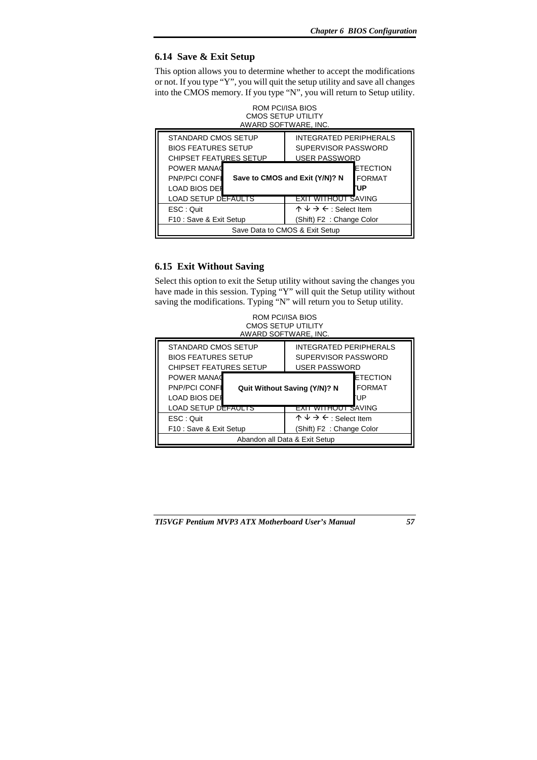## 6.14 Save & Exit Setup

This option allows you to determine whether to accept the modifications or not. If you type "Y", you will quit the setup utility and save all changes into the CMOS memory. If you type "N", you will return to Setup utility.

```
                    ROM PCI/ISA BIOS
                   CMOS SETUP UTILITY
                  AWARD SOFTWARE, INC.

STANDARD CMOS SETUP           INTEGRATED PERIPHERALS
BIOS FEATURES SETUP           SUPERVISOR PASSWORD
CHIPSET FEATURES SETUP        USER PASSWORD
POWER MANAG                                  ETECTION
PNP/PCI CONFI   Save to CMOS and Exit (Y/N)? N   FORMAT
LOAD BIOS DEF                                 UP
LOAD SETUP DEFAULTS           EXIT WITHOUT SAVING
ESC : Quit                    ↑ ↓ → ← : Select Item
F10 : Save & Exit Setup       (Shift) F2  : Change Color
              Save Data to CMOS & Exit Setup
```

## 6.15 Exit Without Saving

Select this option to exit the Setup utility without saving the changes you have made in this session. Typing "Y" will quit the Setup utility without saving the modifications. Typing "N" will return you to Setup utility.

```
                    ROM PCI/ISA BIOS
                   CMOS SETUP UTILITY
                  AWARD SOFTWARE, INC.

STANDARD CMOS SETUP           INTEGRATED PERIPHERALS
BIOS FEATURES SETUP           SUPERVISOR PASSWORD
CHIPSET FEATURES SETUP        USER PASSWORD
POWER MANAG                                  ETECTION
PNP/PCI CONFI    Quit Without Saving (Y/N)? N    FORMAT
LOAD BIOS DEF                                 UP
LOAD SETUP DEFAULTS           EXIT WITHOUT SAVING
ESC : Quit                    ↑ ↓ → ← : Select Item
F10 : Save & Exit Setup       (Shift) F2  : Change Color
              Abandon all Data & Exit Setup
```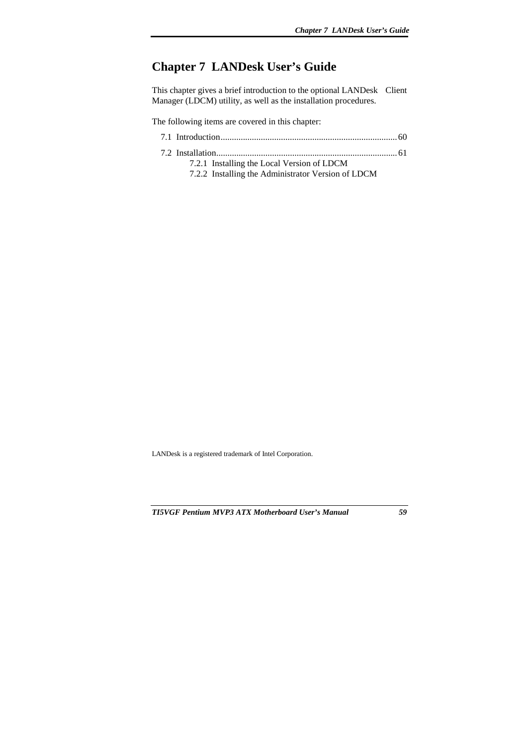# Chapter 7  LANDesk User's Guide

This chapter gives a brief introduction to the optional LANDesk  Client Manager (LDCM) utility, as well as the installation procedures.

The following items are covered in this chapter:

7.1  Introduction.............................................................................. 60

7.2  Installation................................................................................ 61
    7.2.1  Installing the Local Version of LDCM
    7.2.2  Installing the Administrator Version of LDCM

LANDesk is a registered trademark of Intel Corporation.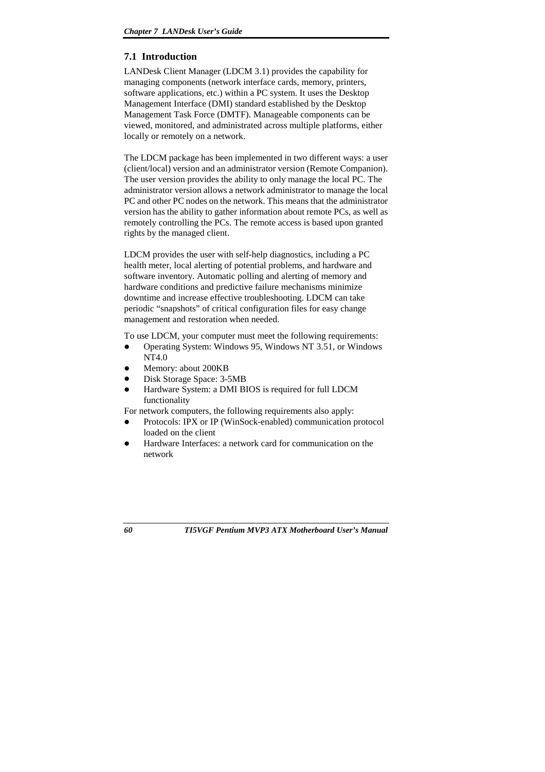## 7.1 Introduction

LANDesk Client Manager (LDCM 3.1) provides the capability for managing components (network interface cards, memory, printers, software applications, etc.) within a PC system. It uses the Desktop Management Interface (DMI) standard established by the Desktop Management Task Force (DMTF). Manageable components can be viewed, monitored, and administrated across multiple platforms, either locally or remotely on a network.

The LDCM package has been implemented in two different ways: a user (client/local) version and an administrator version (Remote Companion). The user version provides the ability to only manage the local PC. The administrator version allows a network administrator to manage the local PC and other PC nodes on the network. This means that the administrator version has the ability to gather information about remote PCs, as well as remotely controlling the PCs. The remote access is based upon granted rights by the managed client.

LDCM provides the user with self-help diagnostics, including a PC health meter, local alerting of potential problems, and hardware and software inventory. Automatic polling and alerting of memory and hardware conditions and predictive failure mechanisms minimize downtime and increase effective troubleshooting. LDCM can take periodic "snapshots" of critical configuration files for easy change management and restoration when needed.

To use LDCM, your computer must meet the following requirements:

- Operating System: Windows 95, Windows NT 3.51, or Windows NT4.0
- Memory: about 200KB
- Disk Storage Space: 3-5MB
- Hardware System: a DMI BIOS is required for full LDCM functionality

For network computers, the following requirements also apply:

- Protocols: IPX or IP (WinSock-enabled) communication protocol loaded on the client
- Hardware Interfaces: a network card for communication on the network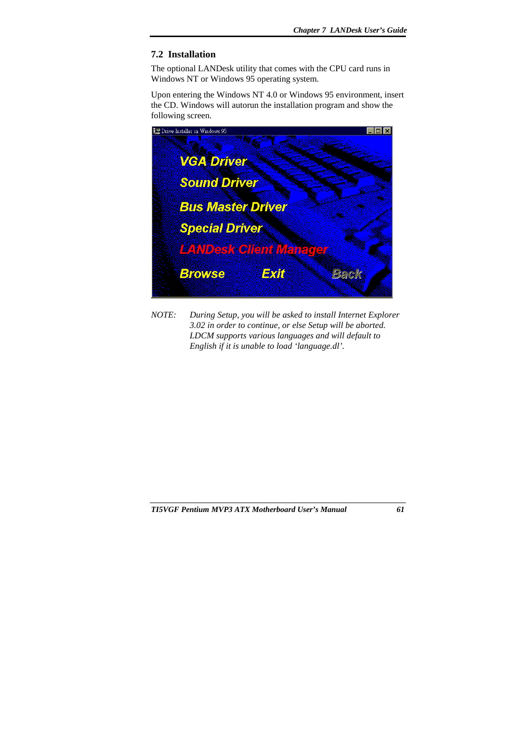## 7.2 Installation

The optional LANDesk utility that comes with the CPU card runs in Windows NT or Windows 95 operating system.

Upon entering the Windows NT 4.0 or Windows 95 environment, insert the CD. Windows will autorun the installation program and show the following screen.

*NOTE:* *During Setup, you will be asked to install Internet Explorer 3.02 in order to continue, or else Setup will be aborted. LDCM supports various languages and will default to English if it is unable to load 'language.dl'.*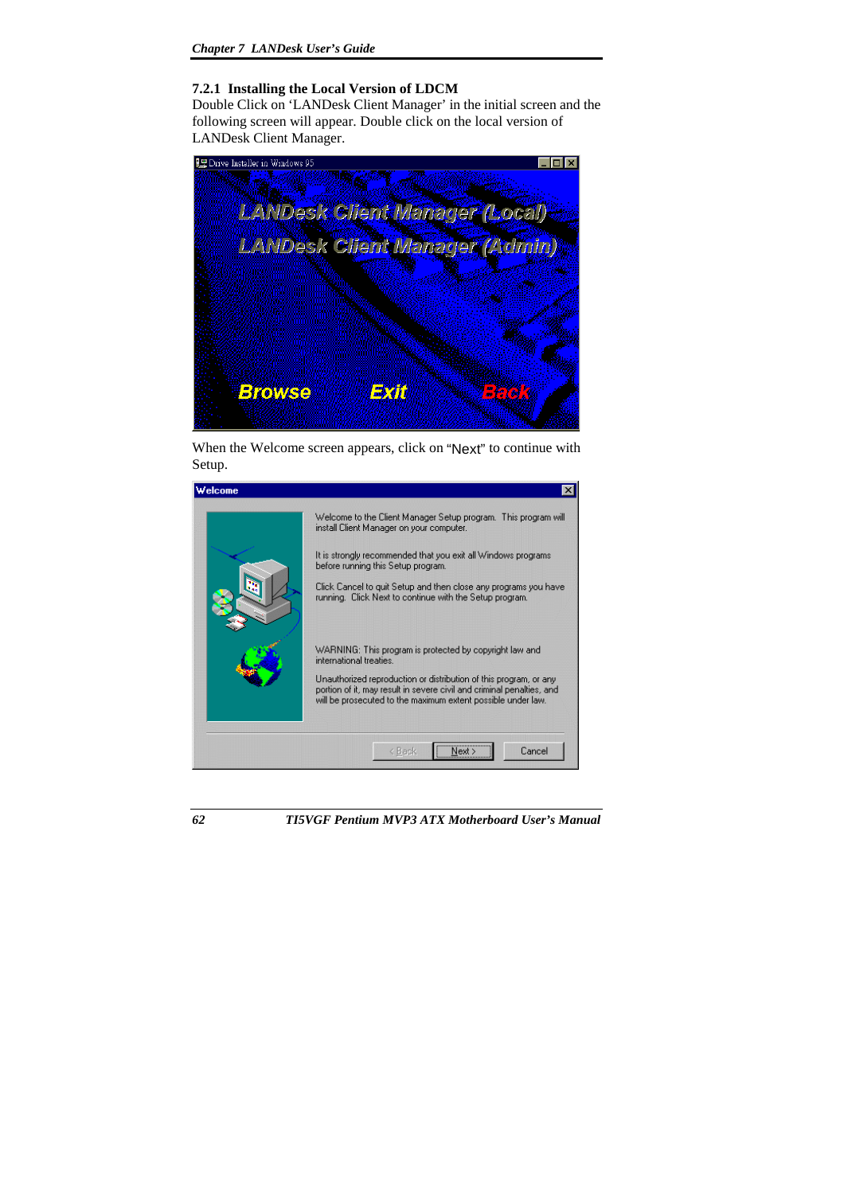### 7.2.1 Installing the Local Version of LDCM

Double Click on 'LANDesk Client Manager' in the initial screen and the following screen will appear. Double click on the local version of LANDesk Client Manager.

When the Welcome screen appears, click on "Next" to continue with Setup.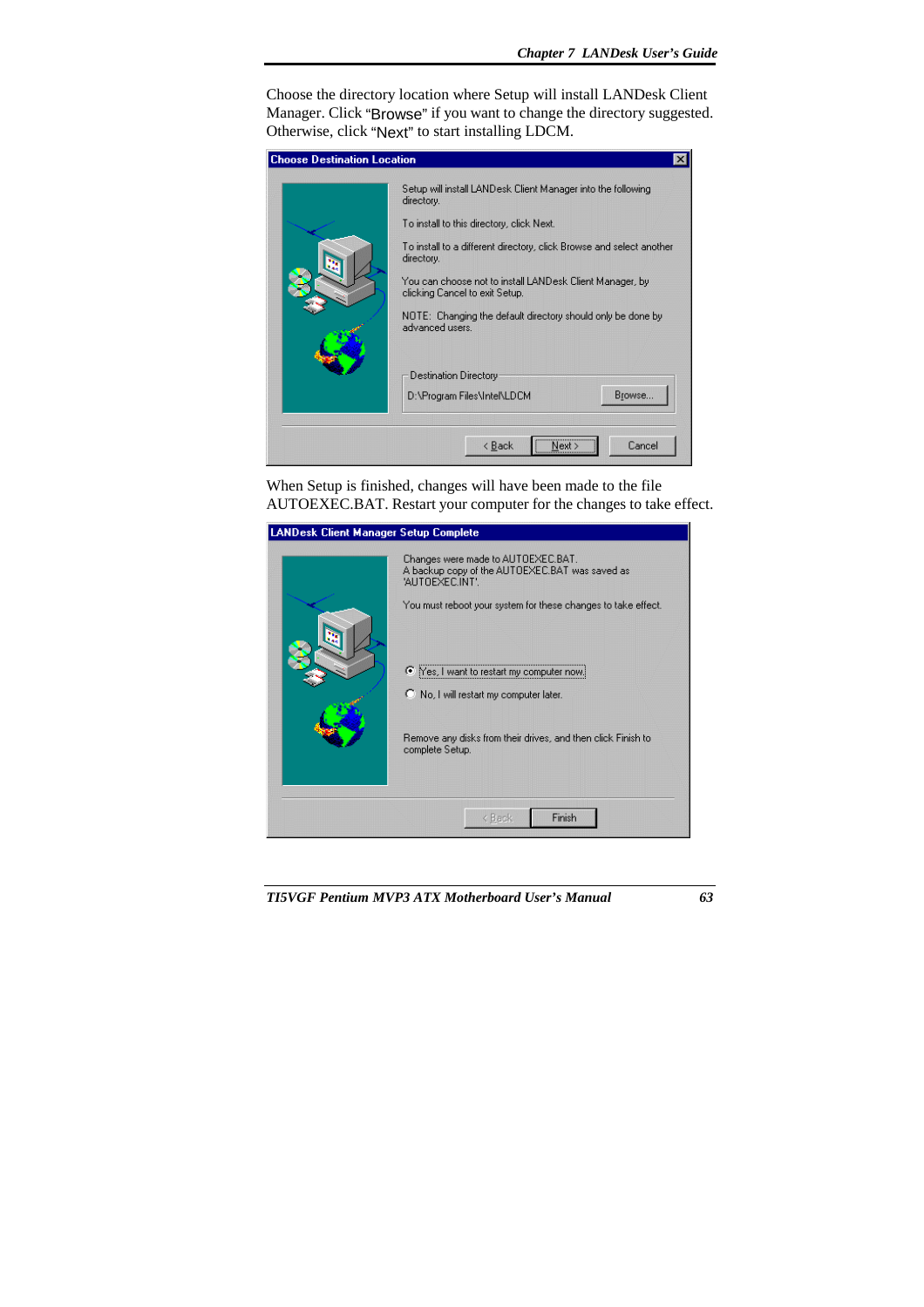Choose the directory location where Setup will install LANDesk Client Manager. Click "Browse" if you want to change the directory suggested. Otherwise, click "Next" to start installing LDCM.

**Choose Destination Location**

Setup will install LANDesk Client Manager into the following directory.

To install to this directory, click Next.

To install to a different directory, click Browse and select another directory.

You can choose not to install LANDesk Client Manager, by clicking Cancel to exit Setup.

NOTE: Changing the default directory should only be done by advanced users.

Destination Directory

D:\Program Files\Intel\LDCM

Browse...

< Back | Next > | Cancel

When Setup is finished, changes will have been made to the file AUTOEXEC.BAT. Restart your computer for the changes to take effect.

**LANDesk Client Manager Setup Complete**

Changes were made to AUTOEXEC.BAT.
A backup copy of the AUTOEXEC.BAT was saved as 'AUTOEXEC.INT'.

You must reboot your system for these changes to take effect.

- Yes, I want to restart my computer now.
- No, I will restart my computer later.

Remove any disks from their drives, and then click Finish to complete Setup.

< Back | Finish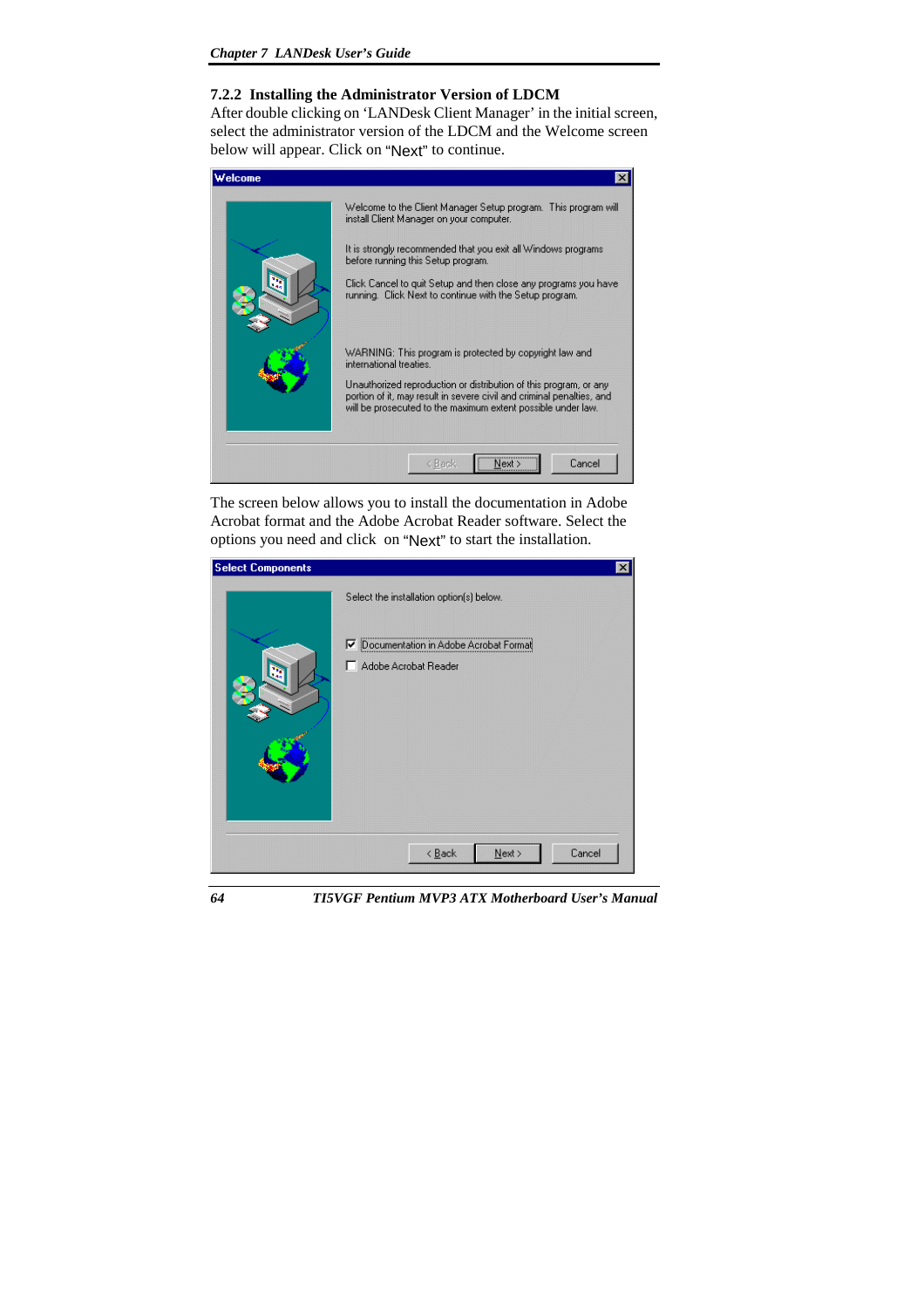### 7.2.2 Installing the Administrator Version of LDCM

After double clicking on 'LANDesk Client Manager' in the initial screen, select the administrator version of the LDCM and the Welcome screen below will appear. Click on "Next" to continue.

The screen below allows you to install the documentation in Adobe Acrobat format and the Adobe Acrobat Reader software. Select the options you need and click on "Next" to start the installation.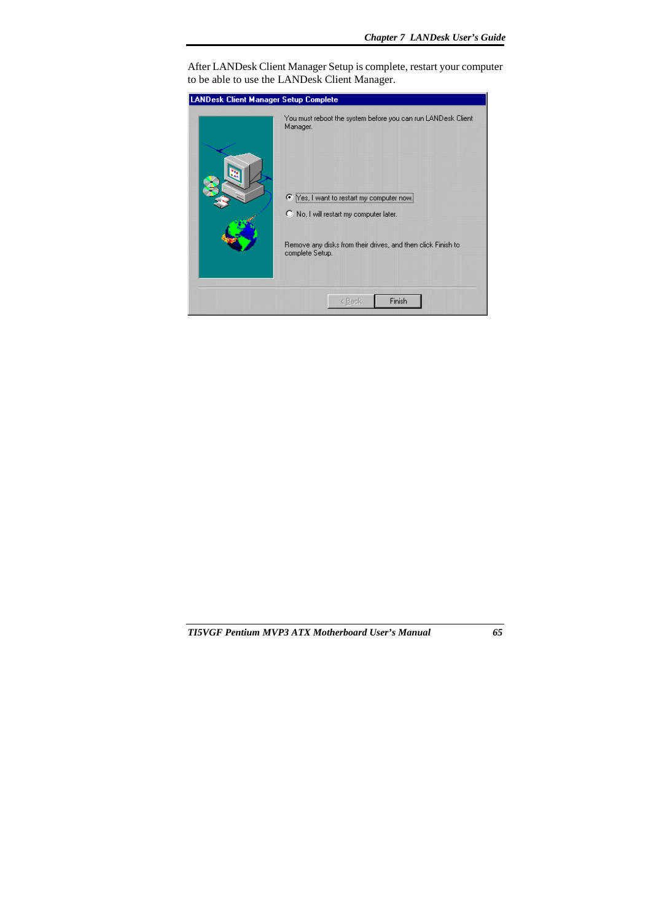After LANDesk Client Manager Setup is complete, restart your computer to be able to use the LANDesk Client Manager.

**LANDesk Client Manager Setup Complete**

You must reboot the system before you can run LANDesk Client Manager.

- (•) Yes, I want to restart my computer now.
- ( ) No, I will restart my computer later.

Remove any disks from their drives, and then click Finish to complete Setup.

< Back | Finish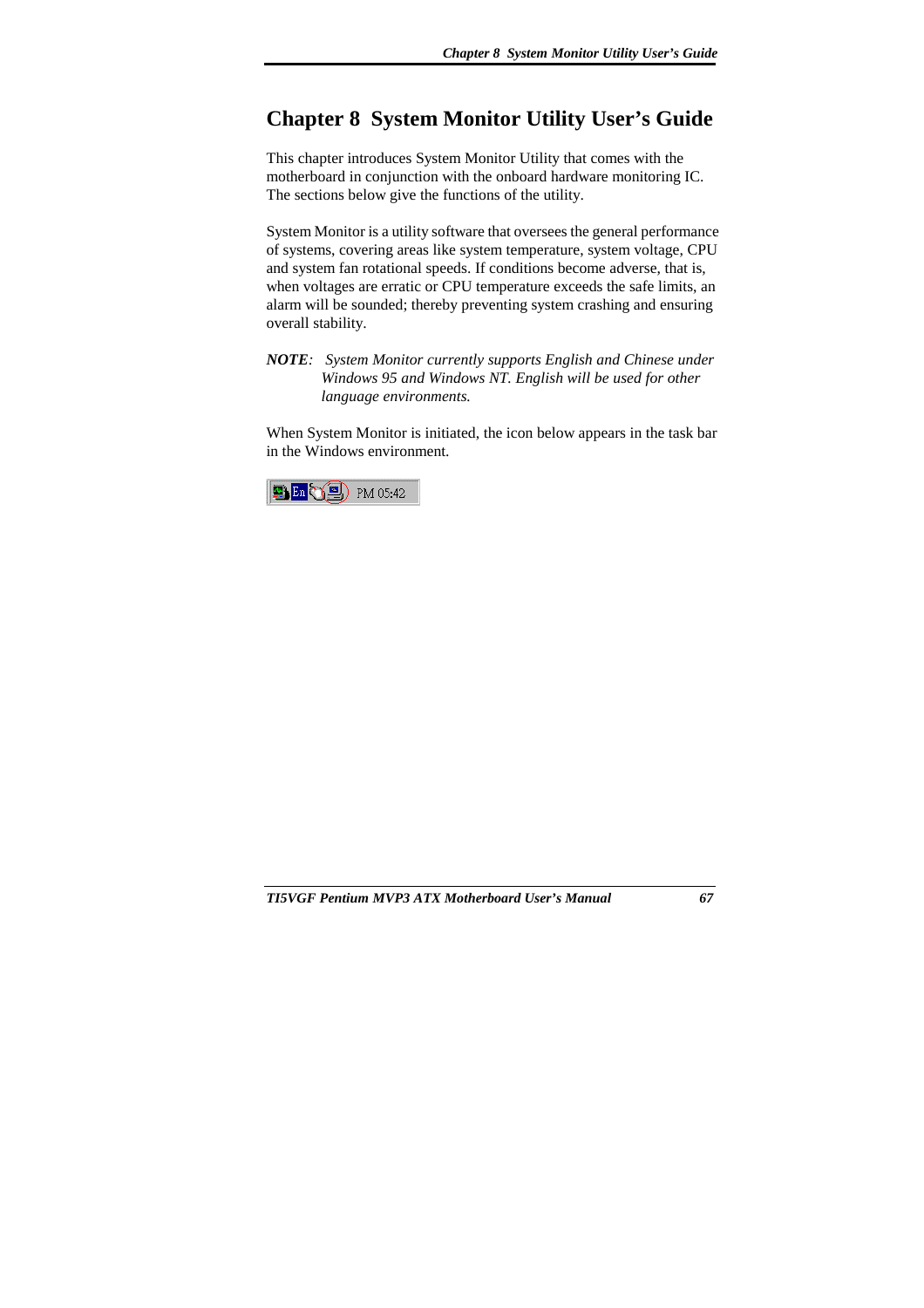# Chapter 8 System Monitor Utility User's Guide

This chapter introduces System Monitor Utility that comes with the motherboard in conjunction with the onboard hardware monitoring IC. The sections below give the functions of the utility.

System Monitor is a utility software that oversees the general performance of systems, covering areas like system temperature, system voltage, CPU and system fan rotational speeds. If conditions become adverse, that is, when voltages are erratic or CPU temperature exceeds the safe limits, an alarm will be sounded; thereby preventing system crashing and ensuring overall stability.

***NOTE**: System Monitor currently supports English and Chinese under Windows 95 and Windows NT. English will be used for other language environments.*

When System Monitor is initiated, the icon below appears in the task bar in the Windows environment.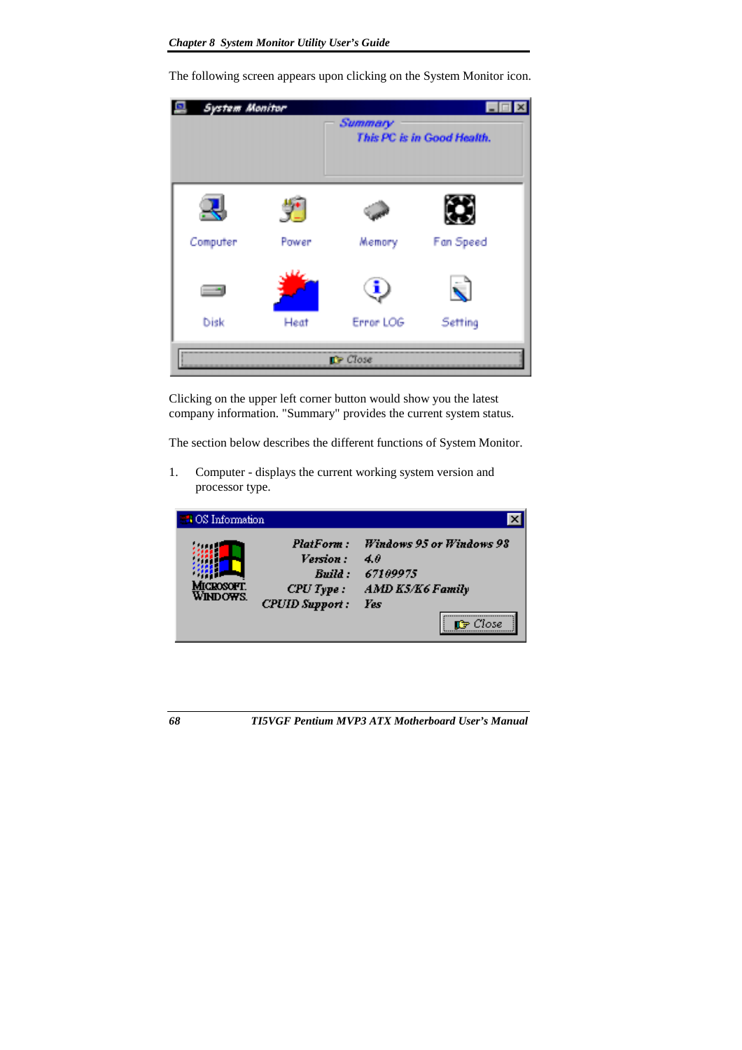The following screen appears upon clicking on the System Monitor icon.

Clicking on the upper left corner button would show you the latest company information. "Summary" provides the current system status.

The section below describes the different functions of System Monitor.

1. Computer - displays the current working system version and processor type.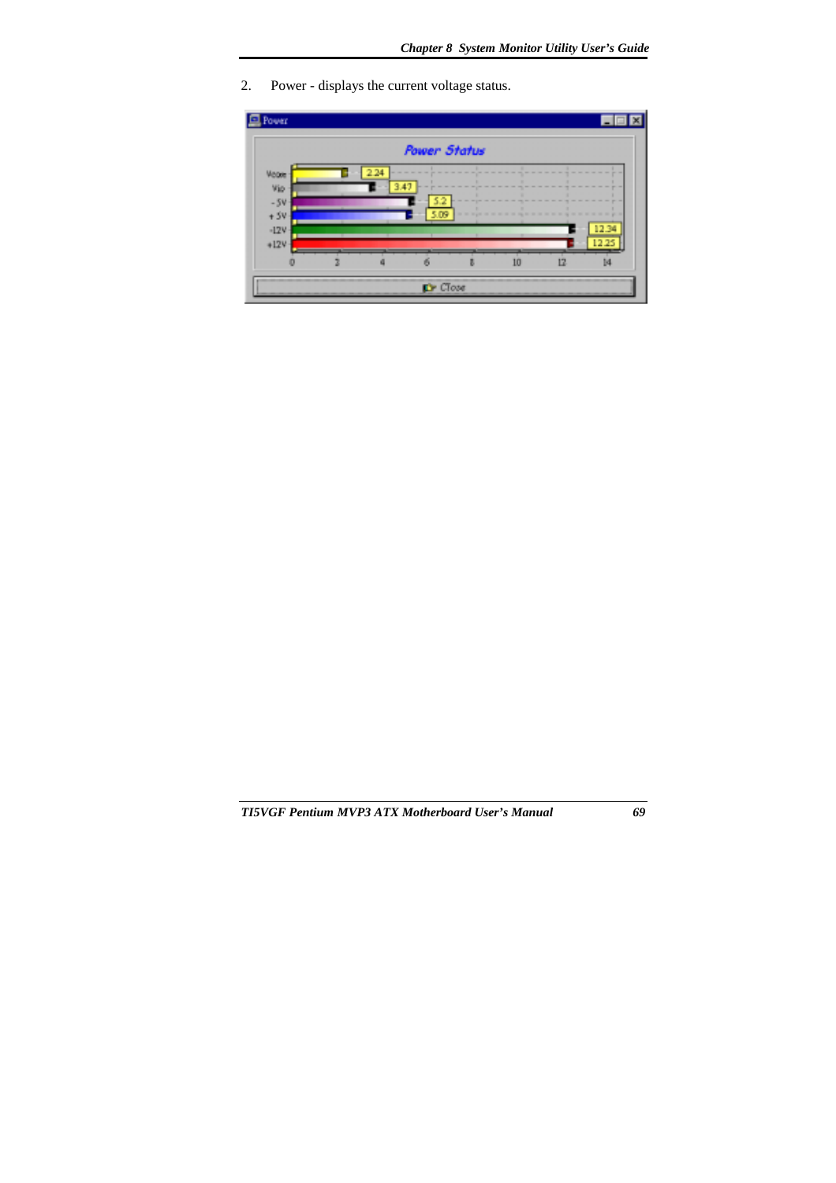2. Power - displays the current voltage status.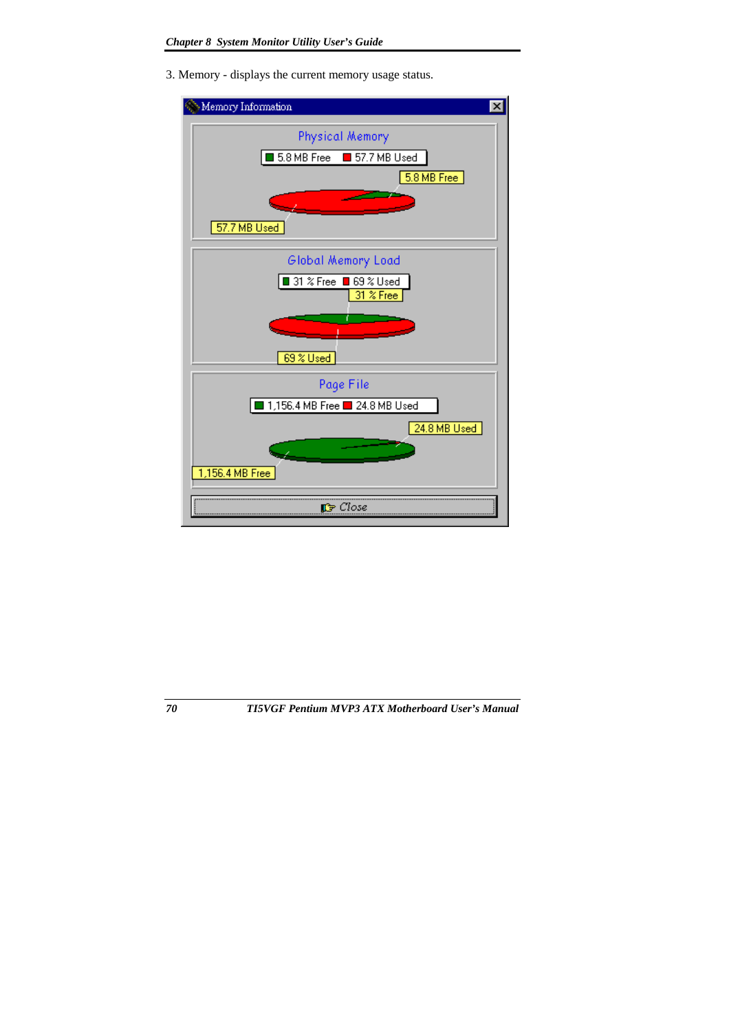3. Memory - displays the current memory usage status.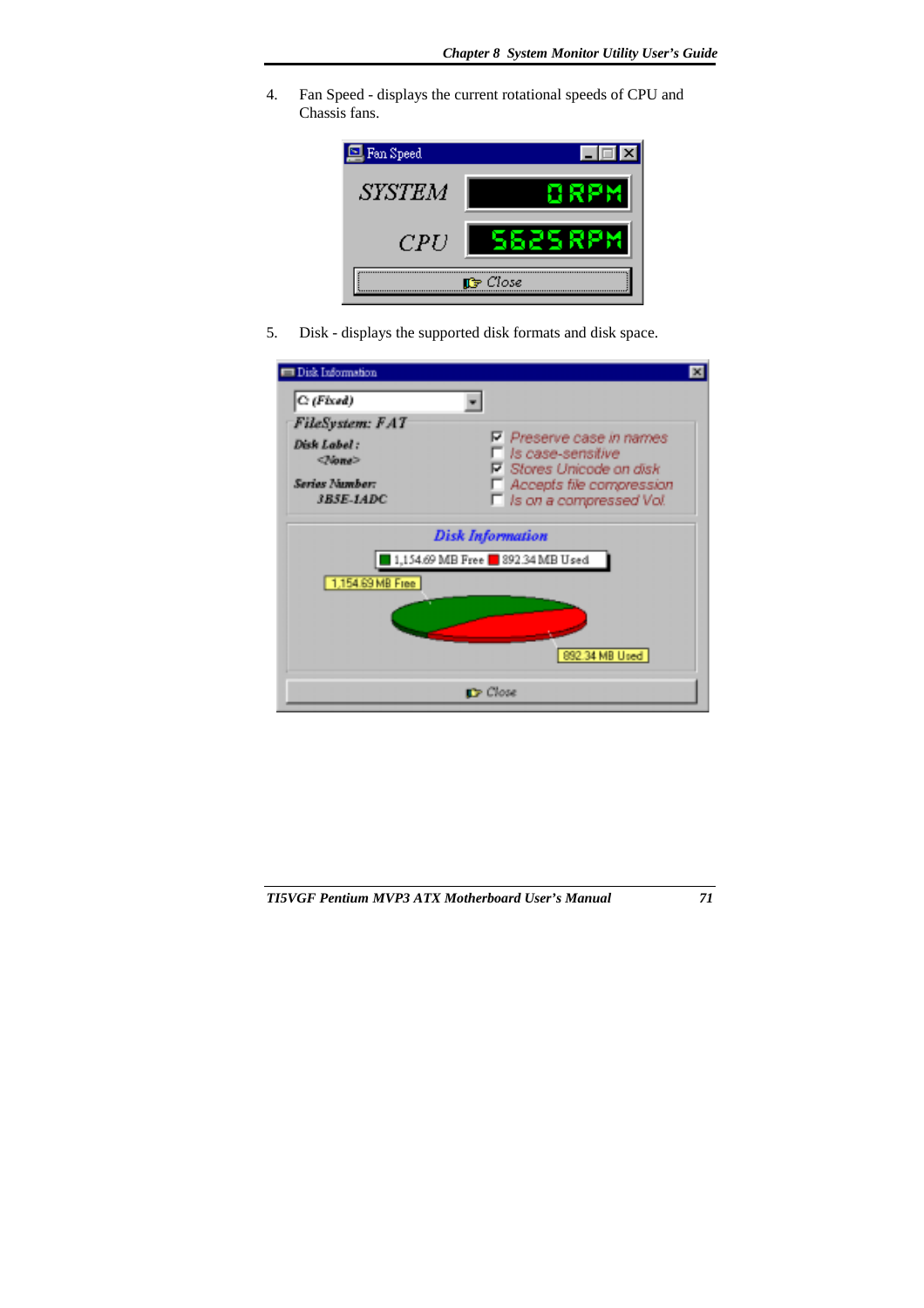4. Fan Speed - displays the current rotational speeds of CPU and Chassis fans.

5. Disk - displays the supported disk formats and disk space.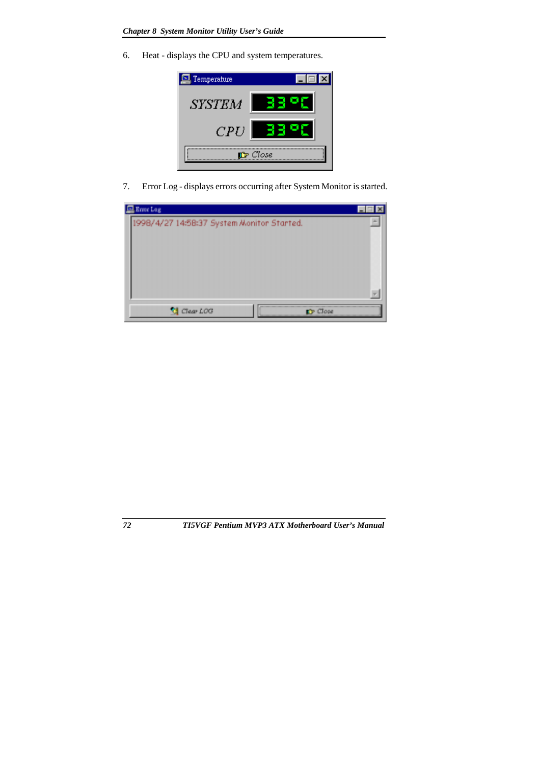6. Heat - displays the CPU and system temperatures.

7. Error Log - displays errors occurring after System Monitor is started.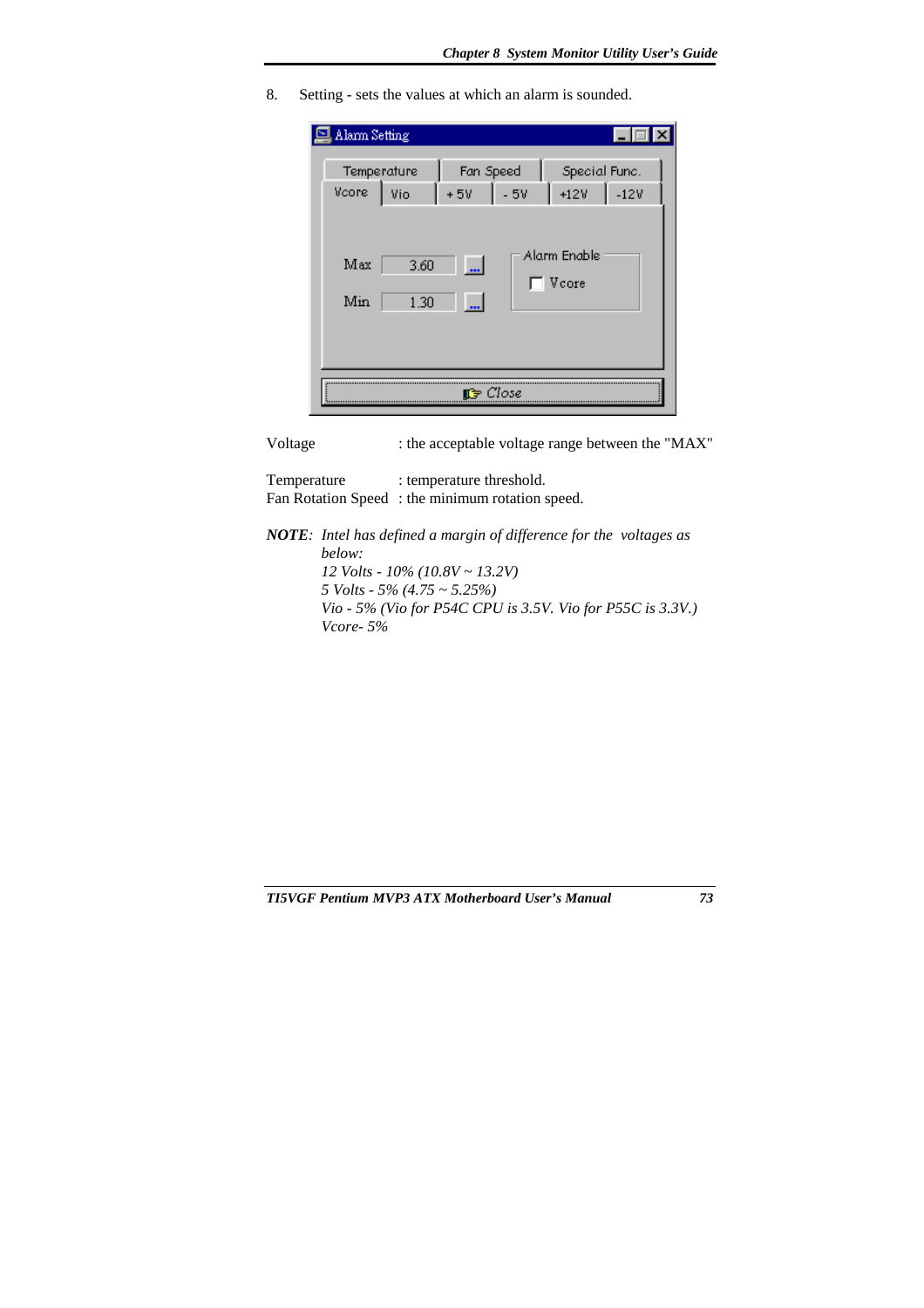8. Setting - sets the values at which an alarm is sounded.

Voltage : the acceptable voltage range between the "MAX"

Temperature : temperature threshold.
Fan Rotation Speed : the minimum rotation speed.

***NOTE**: Intel has defined a margin of difference for the voltages as below:*
*12 Volts - 10% (10.8V ~ 13.2V)*
*5 Volts - 5% (4.75 ~ 5.25%)*
*Vio - 5% (Vio for P54C CPU is 3.5V. Vio for P55C is 3.3V.)*
*Vcore- 5%*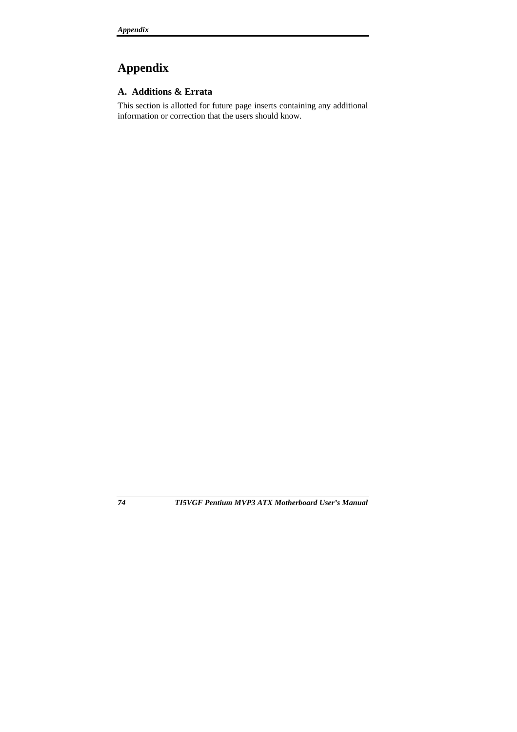# Appendix

## A. Additions & Errata

This section is allotted for future page inserts containing any additional information or correction that the users should know.